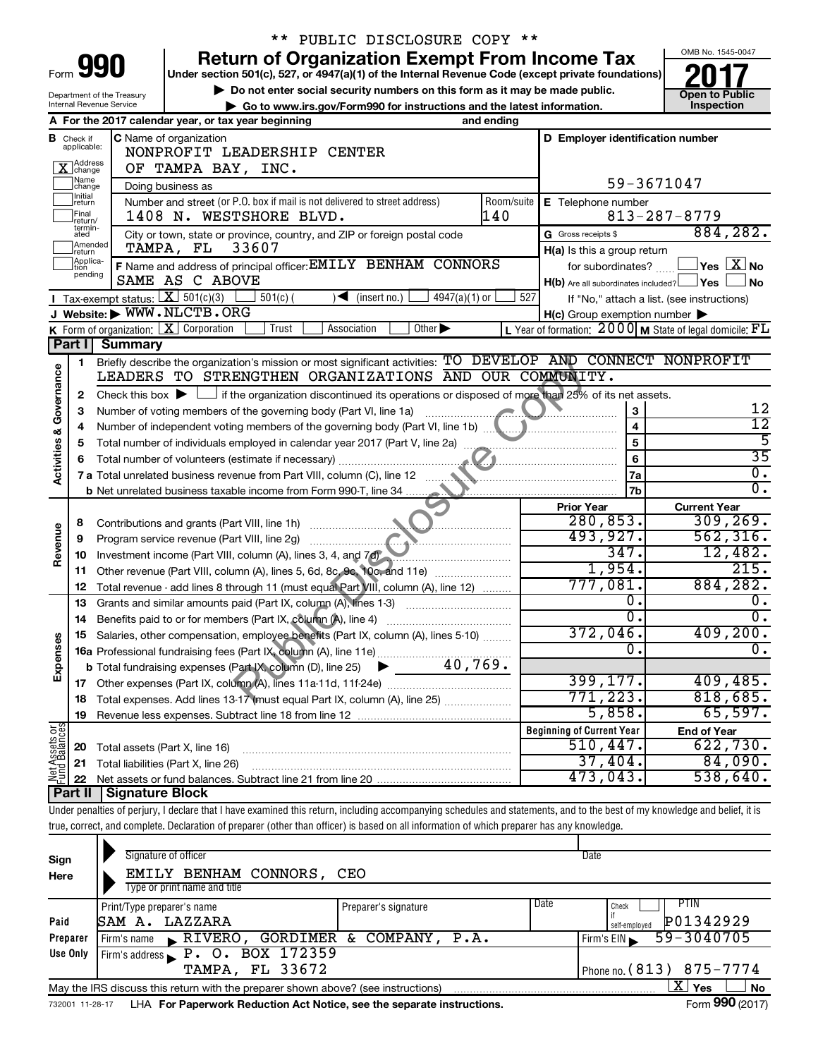** PUBLIC DISCLOSURE COPY **

# Form 990 — Return of Organization Exempt From Income Tax — 2017

Under section 501(c), 527, or 4947(a)(1) of the Internal Revenue Code (except private foundations)

▶ Do not enter social security numbers on this form as it may be made public.

▶ Go to www.irs.gov/Form990 for instructions and the latest information.

Department of the Treasury
Internal Revenue Service

OMB No. 1545-0047

Open to Public Inspection

**A** For the 2017 calendar year, or tax year beginning and ending

**B** Check if applicable:
- [X] Address change
- [ ] Name change
- [ ] Initial return
- [ ] Final return/terminated
- [ ] Amended return
- [ ] Application pending

**C** Name of organization: NONPROFIT LEADERSHIP CENTER OF TAMPA BAY, INC.

Doing business as

Number and street (or P.O. box if mail is not delivered to street address): 1408 N. WESTSHORE BLVD. Room/suite: 140

City or town, state or province, country, and ZIP or foreign postal code: TAMPA, FL 33607

**D** Employer identification number: 59-3671047

**E** Telephone number: 813-287-8779

**G** Gross receipts $ 884,282.

**F** Name and address of principal officer: EMILY BENHAM CONNORS, SAME AS C ABOVE

**H(a)** Is this a group return for subordinates? [ ] Yes [X] No

**H(b)** Are all subordinates included? [ ] Yes [ ] No
If "No," attach a list. (see instructions)

**H(c)** Group exemption number ▶

**I** Tax-exempt status: [X] 501(c)(3) [ ] 501(c) ( ) ◀ (insert no.) [ ] 4947(a)(1) or [ ] 527

**J** Website: ▶ WWW.NLCTB.ORG

**K** Form of organization: [X] Corporation [ ] Trust [ ] Association [ ] Other ▶

**L** Year of formation: 2000 **M** State of legal domicile: FL

## Part I Summary

**Activities & Governance**

1 Briefly describe the organization's mission or most significant activities: TO DEVELOP AND CONNECT NONPROFIT LEADERS TO STRENGTHEN ORGANIZATIONS AND OUR COMMUNITY.

2 Check this box ▶ [ ] if the organization discontinued its operations or disposed of more than 25% of its net assets.

| | | | |
|---|---|---|---|
| 3 | Number of voting members of the governing body (Part VI, line 1a) | 3 | 12 |
| 4 | Number of independent voting members of the governing body (Part VI, line 1b) | 4 | 12 |
| 5 | Total number of individuals employed in calendar year 2017 (Part V, line 2a) | 5 | 5 |
| 6 | Total number of volunteers (estimate if necessary) | 6 | 35 |
| 7a | Total unrelated business revenue from Part VIII, column (C), line 12 | 7a | 0. |
| b | Net unrelated business taxable income from Form 990-T, line 34 | 7b | 0. |

| | | | Prior Year | Current Year |
|---|---|---|---|---|
| **Revenue** | 8 | Contributions and grants (Part VIII, line 1h) | 280,853. | 309,269. |
| | 9 | Program service revenue (Part VIII, line 2g) | 493,927. | 562,316. |
| | 10 | Investment income (Part VIII, column (A), lines 3, 4, and 7d) | 347. | 12,482. |
| | 11 | Other revenue (Part VIII, column (A), lines 5, 6d, 8c, 9c, 10c, and 11e) | 1,954. | 215. |
| | 12 | Total revenue - add lines 8 through 11 (must equal Part VIII, column (A), line 12) | 777,081. | 884,282. |
| **Expenses** | 13 | Grants and similar amounts paid (Part IX, column (A), lines 1-3) | 0. | 0. |
| | 14 | Benefits paid to or for members (Part IX, column (A), line 4) | 0. | 0. |
| | 15 | Salaries, other compensation, employee benefits (Part IX, column (A), lines 5-10) | 372,046. | 409,200. |
| | 16a | Professional fundraising fees (Part IX, column (A), line 11e) | 0. | 0. |
| | b | Total fundraising expenses (Part IX, column (D), line 25) ▶ 40,769. | | |
| | 17 | Other expenses (Part IX, column (A), lines 11a-11d, 11f-24e) | 399,177. | 409,485. |
| | 18 | Total expenses. Add lines 13-17 (must equal Part IX, column (A), line 25) | 771,223. | 818,685. |
| | 19 | Revenue less expenses. Subtract line 18 from line 12 | 5,858. | 65,597. |

| | | | Beginning of Current Year | End of Year |
|---|---|---|---|---|
| **Net Assets or Fund Balances** | 20 | Total assets (Part X, line 16) | 510,447. | 622,730. |
| | 21 | Total liabilities (Part X, line 26) | 37,404. | 84,090. |
| | 22 | Net assets or fund balances. Subtract line 21 from line 20 | 473,043. | 538,640. |

## Part II Signature Block

Under penalties of perjury, I declare that I have examined this return, including accompanying schedules and statements, and to the best of my knowledge and belief, it is true, correct, and complete. Declaration of preparer (other than officer) is based on all information of which preparer has any knowledge.

**Sign Here**

Signature of officer — Date

EMILY BENHAM CONNORS, CEO
Type or print name and title

**Paid Preparer Use Only**

| Print/Type preparer's name | Preparer's signature | Date | Check if self-employed | PTIN |
|---|---|---|---|---|
| SAM A. LAZZARA | | | [ ] | P01342929 |

Firm's name ▶ RIVERO, GORDIMER & COMPANY, P.A. — Firm's EIN ▶ 59-3040705

Firm's address ▶ P. O. BOX 172359, TAMPA, FL 33672 — Phone no. (813) 875-7774

May the IRS discuss this return with the preparer shown above? (see instructions) [X] Yes [ ] No

732001 11-28-17 LHA For Paperwork Reduction Act Notice, see the separate instructions. Form 990 (2017)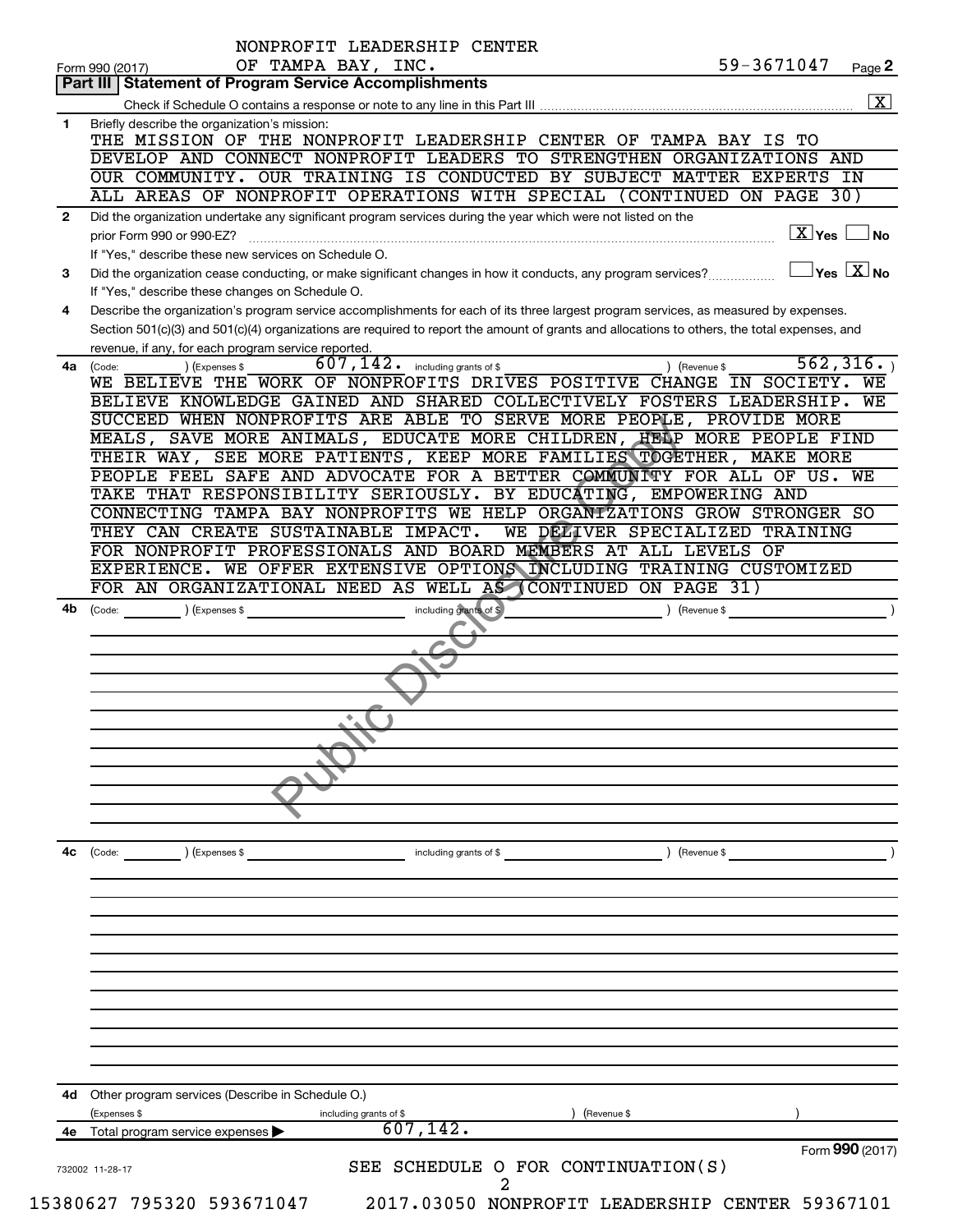NONPROFIT LEADERSHIP CENTER
OF TAMPA BAY, INC. 59-3671047

Form 990 (2017)

## Part III | Statement of Program Service Accomplishments

Check if Schedule O contains a response or note to any line in this Part III .......... [X]

**1** Briefly describe the organization's mission:

THE MISSION OF THE NONPROFIT LEADERSHIP CENTER OF TAMPA BAY IS TO DEVELOP AND CONNECT NONPROFIT LEADERS TO STRENGTHEN ORGANIZATIONS AND OUR COMMUNITY. OUR TRAINING IS CONDUCTED BY SUBJECT MATTER EXPERTS IN ALL AREAS OF NONPROFIT OPERATIONS WITH SPECIAL (CONTINUED ON PAGE 30)

**2** Did the organization undertake any significant program services during the year which were not listed on the prior Form 990 or 990-EZ? .......... [X] Yes [ ] No

If "Yes," describe these new services on Schedule O.

**3** Did the organization cease conducting, or make significant changes in how it conducts, any program services? .......... [ ] Yes [X] No

If "Yes," describe these changes on Schedule O.

**4** Describe the organization's program service accomplishments for each of its three largest program services, as measured by expenses. Section 501(c)(3) and 501(c)(4) organizations are required to report the amount of grants and allocations to others, the total expenses, and revenue, if any, for each program service reported.

**4a** (Code: ) (Expenses $ 607,142. including grants of $ ) (Revenue $ 562,316. )

WE BELIEVE THE WORK OF NONPROFITS DRIVES POSITIVE CHANGE IN SOCIETY. WE BELIEVE KNOWLEDGE GAINED AND SHARED COLLECTIVELY FOSTERS LEADERSHIP. WE SUCCEED WHEN NONPROFITS ARE ABLE TO SERVE MORE PEOPLE, PROVIDE MORE MEALS, SAVE MORE ANIMALS, EDUCATE MORE CHILDREN, HELP MORE PEOPLE FIND THEIR WAY, SEE MORE PATIENTS, KEEP MORE FAMILIES TOGETHER, MAKE MORE PEOPLE FEEL SAFE AND ADVOCATE FOR A BETTER COMMUNITY FOR ALL OF US. WE TAKE THAT RESPONSIBILITY SERIOUSLY. BY EDUCATING, EMPOWERING AND CONNECTING TAMPA BAY NONPROFITS WE HELP ORGANIZATIONS GROW STRONGER SO THEY CAN CREATE SUSTAINABLE IMPACT. WE DELIVER SPECIALIZED TRAINING FOR NONPROFIT PROFESSIONALS AND BOARD MEMBERS AT ALL LEVELS OF EXPERIENCE. WE OFFER EXTENSIVE OPTIONS INCLUDING TRAINING CUSTOMIZED FOR AN ORGANIZATIONAL NEED AS WELL AS (CONTINUED ON PAGE 31)

**4b** (Code: ) (Expenses $ including grants of $ ) (Revenue $ )

**4c** (Code: ) (Expenses $ including grants of $ ) (Revenue $ )

**4d** Other program services (Describe in Schedule O.)

(Expenses $ including grants of $ ) (Revenue $ )

**4e** Total program service expenses ▶ 607,142.

Form **990** (2017)

732002 11-28-17

SEE SCHEDULE O FOR CONTINUATION(S)

15380627 795320 593671047 2017.03050 NONPROFIT LEADERSHIP CENTER 59367101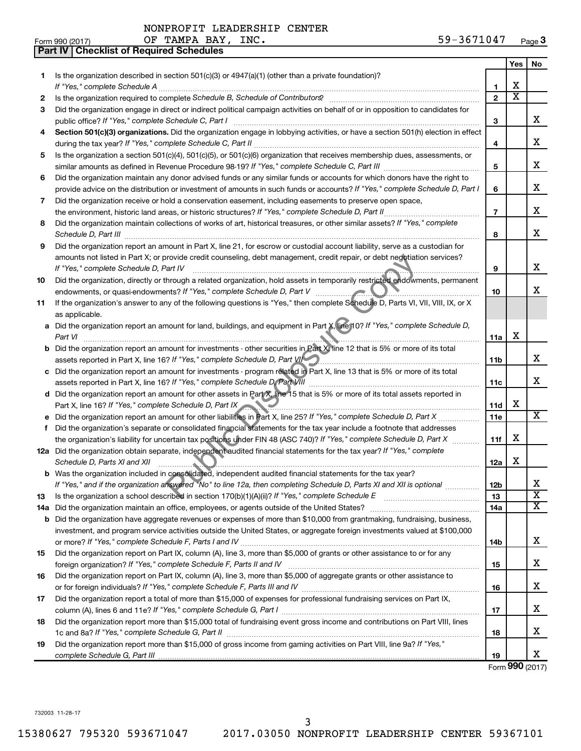NONPROFIT LEADERSHIP CENTER
Form 990 (2017) OF TAMPA BAY, INC. 59-3671047 Page **3**

## Part IV | Checklist of Required Schedules

| | | | Yes | No |
|---|---|---|---|---|
| **1** | Is the organization described in section 501(c)(3) or 4947(a)(1) (other than a private foundation)? *If "Yes," complete Schedule A* | **1** | X | |
| **2** | Is the organization required to complete *Schedule B, Schedule of Contributors*? | **2** | X | |
| **3** | Did the organization engage in direct or indirect political campaign activities on behalf of or in opposition to candidates for public office? *If "Yes," complete Schedule C, Part I* | **3** | | X |
| **4** | **Section 501(c)(3) organizations.** Did the organization engage in lobbying activities, or have a section 501(h) election in effect during the tax year? *If "Yes," complete Schedule C, Part II* | **4** | | X |
| **5** | Is the organization a section 501(c)(4), 501(c)(5), or 501(c)(6) organization that receives membership dues, assessments, or similar amounts as defined in Revenue Procedure 98-19? *If "Yes," complete Schedule C, Part III* | **5** | | X |
| **6** | Did the organization maintain any donor advised funds or any similar funds or accounts for which donors have the right to provide advice on the distribution or investment of amounts in such funds or accounts? *If "Yes," complete Schedule D, Part I* | **6** | | X |
| **7** | Did the organization receive or hold a conservation easement, including easements to preserve open space, the environment, historic land areas, or historic structures? *If "Yes," complete Schedule D, Part II* | **7** | | X |
| **8** | Did the organization maintain collections of works of art, historical treasures, or other similar assets? *If "Yes," complete Schedule D, Part III* | **8** | | X |
| **9** | Did the organization report an amount in Part X, line 21, for escrow or custodial account liability, serve as a custodian for amounts not listed in Part X; or provide credit counseling, debt management, credit repair, or debt negotiation services? *If "Yes," complete Schedule D, Part IV* | **9** | | X |
| **10** | Did the organization, directly or through a related organization, hold assets in temporarily restricted endowments, permanent endowments, or quasi-endowments? *If "Yes," complete Schedule D, Part V* | **10** | | X |
| **11** | If the organization's answer to any of the following questions is "Yes," then complete Schedule D, Parts VI, VII, VIII, IX, or X as applicable. | | | |
| **a** | Did the organization report an amount for land, buildings, and equipment in Part X, line 10? *If "Yes," complete Schedule D, Part VI* | **11a** | X | |
| **b** | Did the organization report an amount for investments - other securities in Part X, line 12 that is 5% or more of its total assets reported in Part X, line 16? *If "Yes," complete Schedule D, Part VII* | **11b** | | X |
| **c** | Did the organization report an amount for investments - program related in Part X, line 13 that is 5% or more of its total assets reported in Part X, line 16? *If "Yes," complete Schedule D, Part VIII* | **11c** | | X |
| **d** | Did the organization report an amount for other assets in Part X, line 15 that is 5% or more of its total assets reported in Part X, line 16? *If "Yes," complete Schedule D, Part IX* | **11d** | X | |
| **e** | Did the organization report an amount for other liabilities in Part X, line 25? *If "Yes," complete Schedule D, Part X* | **11e** | | X |
| **f** | Did the organization's separate or consolidated financial statements for the tax year include a footnote that addresses the organization's liability for uncertain tax positions under FIN 48 (ASC 740)? *If "Yes," complete Schedule D, Part X* | **11f** | X | |
| **12a** | Did the organization obtain separate, independent audited financial statements for the tax year? *If "Yes," complete Schedule D, Parts XI and XII* | **12a** | X | |
| **b** | Was the organization included in consolidated, independent audited financial statements for the tax year? *If "Yes," and if the organization answered "No" to line 12a, then completing Schedule D, Parts XI and XII is optional* | **12b** | | X |
| **13** | Is the organization a school described in section 170(b)(1)(A)(ii)? *If "Yes," complete Schedule E* | **13** | | X |
| **14a** | Did the organization maintain an office, employees, or agents outside of the United States? | **14a** | | X |
| **b** | Did the organization have aggregate revenues or expenses of more than $10,000 from grantmaking, fundraising, business, investment, and program service activities outside the United States, or aggregate foreign investments valued at $100,000 or more? *If "Yes," complete Schedule F, Parts I and IV* | **14b** | | X |
| **15** | Did the organization report on Part IX, column (A), line 3, more than $5,000 of grants or other assistance to or for any foreign organization? *If "Yes," complete Schedule F, Parts II and IV* | **15** | | X |
| **16** | Did the organization report on Part IX, column (A), line 3, more than $5,000 of aggregate grants or other assistance to or for foreign individuals? *If "Yes," complete Schedule F, Parts III and IV* | **16** | | X |
| **17** | Did the organization report a total of more than $15,000 of expenses for professional fundraising services on Part IX, column (A), lines 6 and 11e? *If "Yes," complete Schedule G, Part I* | **17** | | X |
| **18** | Did the organization report more than $15,000 total of fundraising event gross income and contributions on Part VIII, lines 1c and 8a? *If "Yes," complete Schedule G, Part II* | **18** | | X |
| **19** | Did the organization report more than $15,000 of gross income from gaming activities on Part VIII, line 9a? *If "Yes," complete Schedule G, Part III* | **19** | | X |

Form **990** (2017)

732003 11-28-17

15380627 795320 593671047 2017.03050 NONPROFIT LEADERSHIP CENTER 59367101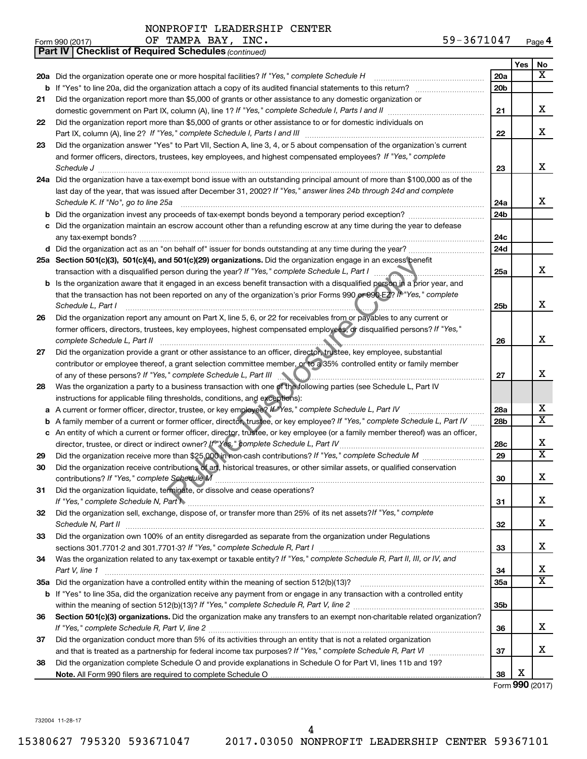NONPROFIT LEADERSHIP CENTER
Form 990 (2017) OF TAMPA BAY, INC. 59-3671047 Page 4

**Part IV | Checklist of Required Schedules** *(continued)*

| | | | Yes | No |
|---|---|---|---|---|
| **20a** | Did the organization operate one or more hospital facilities? *If "Yes," complete Schedule H* | 20a | | X |
| **b** | If "Yes" to line 20a, did the organization attach a copy of its audited financial statements to this return? | 20b | | |
| **21** | Did the organization report more than $5,000 of grants or other assistance to any domestic organization or domestic government on Part IX, column (A), line 1? *If "Yes," complete Schedule I, Parts I and II* | 21 | | X |
| **22** | Did the organization report more than $5,000 of grants or other assistance to or for domestic individuals on Part IX, column (A), line 2? *If "Yes," complete Schedule I, Parts I and III* | 22 | | X |
| **23** | Did the organization answer "Yes" to Part VII, Section A, line 3, 4, or 5 about compensation of the organization's current and former officers, directors, trustees, key employees, and highest compensated employees? *If "Yes," complete Schedule J* | 23 | | X |
| **24a** | Did the organization have a tax-exempt bond issue with an outstanding principal amount of more than $100,000 as of the last day of the year, that was issued after December 31, 2002? *If "Yes," answer lines 24b through 24d and complete Schedule K. If "No", go to line 25a* | 24a | | X |
| **b** | Did the organization invest any proceeds of tax-exempt bonds beyond a temporary period exception? | 24b | | |
| **c** | Did the organization maintain an escrow account other than a refunding escrow at any time during the year to defease any tax-exempt bonds? | 24c | | |
| **d** | Did the organization act as an "on behalf of" issuer for bonds outstanding at any time during the year? | 24d | | |
| **25a** | **Section 501(c)(3), 501(c)(4), and 501(c)(29) organizations.** Did the organization engage in an excess benefit transaction with a disqualified person during the year? *If "Yes," complete Schedule L, Part I* | 25a | | X |
| **b** | Is the organization aware that it engaged in an excess benefit transaction with a disqualified person in a prior year, and that the transaction has not been reported on any of the organization's prior Forms 990 or 990-EZ? *If "Yes," complete Schedule L, Part I* | 25b | | X |
| **26** | Did the organization report any amount on Part X, line 5, 6, or 22 for receivables from or payables to any current or former officers, directors, trustees, key employees, highest compensated employees, or disqualified persons? *If "Yes," complete Schedule L, Part II* | 26 | | X |
| **27** | Did the organization provide a grant or other assistance to an officer, director, trustee, key employee, substantial contributor or employee thereof, a grant selection committee member, or to a 35% controlled entity or family member of any of these persons? *If "Yes," complete Schedule L, Part III* | 27 | | X |
| **28** | Was the organization a party to a business transaction with one of the following parties (see Schedule L, Part IV instructions for applicable filing thresholds, conditions, and exceptions): | | | |
| **a** | A current or former officer, director, trustee, or key employee? *If "Yes," complete Schedule L, Part IV* | 28a | | X |
| **b** | A family member of a current or former officer, director, trustee, or key employee? *If "Yes," complete Schedule L, Part IV* | 28b | | X |
| **c** | An entity of which a current or former officer, director, trustee, or key employee (or a family member thereof) was an officer, director, trustee, or direct or indirect owner? *If "Yes," complete Schedule L, Part IV* | 28c | | X |
| **29** | Did the organization receive more than $25,000 in non-cash contributions? *If "Yes," complete Schedule M* | 29 | | X |
| **30** | Did the organization receive contributions of art, historical treasures, or other similar assets, or qualified conservation contributions? *If "Yes," complete Schedule M* | 30 | | X |
| **31** | Did the organization liquidate, terminate, or dissolve and cease operations? *If "Yes," complete Schedule N, Part I* | 31 | | X |
| **32** | Did the organization sell, exchange, dispose of, or transfer more than 25% of its net assets? *If "Yes," complete Schedule N, Part II* | 32 | | X |
| **33** | Did the organization own 100% of an entity disregarded as separate from the organization under Regulations sections 301.7701-2 and 301.7701-3? *If "Yes," complete Schedule R, Part I* | 33 | | X |
| **34** | Was the organization related to any tax-exempt or taxable entity? *If "Yes," complete Schedule R, Part II, III, or IV, and Part V, line 1* | 34 | | X |
| **35a** | Did the organization have a controlled entity within the meaning of section 512(b)(13)? | 35a | | X |
| **b** | If "Yes" to line 35a, did the organization receive any payment from or engage in any transaction with a controlled entity within the meaning of section 512(b)(13)? *If "Yes," complete Schedule R, Part V, line 2* | 35b | | |
| **36** | **Section 501(c)(3) organizations.** Did the organization make any transfers to an exempt non-charitable related organization? *If "Yes," complete Schedule R, Part V, line 2* | 36 | | X |
| **37** | Did the organization conduct more than 5% of its activities through an entity that is not a related organization and that is treated as a partnership for federal income tax purposes? *If "Yes," complete Schedule R, Part VI* | 37 | | X |
| **38** | Did the organization complete Schedule O and provide explanations in Schedule O for Part VI, lines 11b and 19? **Note.** All Form 990 filers are required to complete Schedule O | 38 | X | |

Form **990** (2017)

732004 11-28-17

15380627 795320 593671047 2017.03050 NONPROFIT LEADERSHIP CENTER 59367101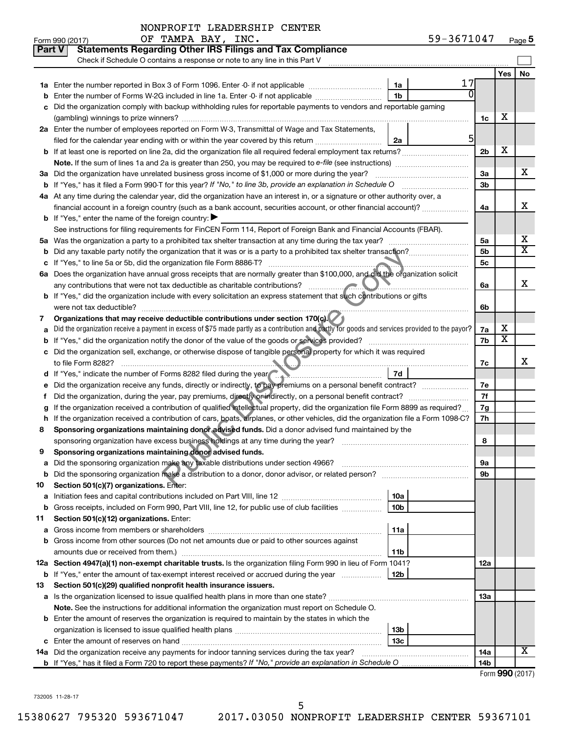NONPROFIT LEADERSHIP CENTER OF TAMPA BAY, INC. 59-3671047

Form 990 (2017)

## Part V Statements Regarding Other IRS Filings and Tax Compliance

Check if Schedule O contains a response or note to any line in this Part V

| | | | | | Yes | No |
|---|---|---|---|---|---|---|
| **1a** | Enter the number reported in Box 3 of Form 1096. Enter -0- if not applicable | 1a | 17 | | | |
| **b** | Enter the number of Forms W-2G included in line 1a. Enter -0- if not applicable | 1b | 0 | | | |
| **c** | Did the organization comply with backup withholding rules for reportable payments to vendors and reportable gaming (gambling) winnings to prize winners? | | | 1c | X | |
| **2a** | Enter the number of employees reported on Form W-3, Transmittal of Wage and Tax Statements, filed for the calendar year ending with or within the year covered by this return | 2a | 5 | | | |
| **b** | If at least one is reported on line 2a, did the organization file all required federal employment tax returns? | | | 2b | X | |
| | **Note.** If the sum of lines 1a and 2a is greater than 250, you may be required to *e-file* (see instructions) | | | | | |
| **3a** | Did the organization have unrelated business gross income of $1,000 or more during the year? | | | 3a | | X |
| **b** | If "Yes," has it filed a Form 990-T for this year? *If "No," to line 3b, provide an explanation in Schedule O* | | | 3b | | |
| **4a** | At any time during the calendar year, did the organization have an interest in, or a signature or other authority over, a financial account in a foreign country (such as a bank account, securities account, or other financial account)? | | | 4a | | X |
| **b** | If "Yes," enter the name of the foreign country: ▶ | | | | | |
| | See instructions for filing requirements for FinCEN Form 114, Report of Foreign Bank and Financial Accounts (FBAR). | | | | | |
| **5a** | Was the organization a party to a prohibited tax shelter transaction at any time during the tax year? | | | 5a | | X |
| **b** | Did any taxable party notify the organization that it was or is a party to a prohibited tax shelter transaction? | | | 5b | | X |
| **c** | If "Yes," to line 5a or 5b, did the organization file Form 8886-T? | | | 5c | | |
| **6a** | Does the organization have annual gross receipts that are normally greater than $100,000, and did the organization solicit any contributions that were not tax deductible as charitable contributions? | | | 6a | | X |
| **b** | If "Yes," did the organization include with every solicitation an express statement that such contributions or gifts were not tax deductible? | | | 6b | | |
| **7** | **Organizations that may receive deductible contributions under section 170(c).** | | | | | |
| **a** | Did the organization receive a payment in excess of $75 made partly as a contribution and partly for goods and services provided to the payor? | | | 7a | X | |
| **b** | If "Yes," did the organization notify the donor of the value of the goods or services provided? | | | 7b | X | |
| **c** | Did the organization sell, exchange, or otherwise dispose of tangible personal property for which it was required to file Form 8282? | | | 7c | | X |
| **d** | If "Yes," indicate the number of Forms 8282 filed during the year | 7d | | | | |
| **e** | Did the organization receive any funds, directly or indirectly, to pay premiums on a personal benefit contract? | | | 7e | | |
| **f** | Did the organization, during the year, pay premiums, directly or indirectly, on a personal benefit contract? | | | 7f | | |
| **g** | If the organization received a contribution of qualified intellectual property, did the organization file Form 8899 as required? | | | 7g | | |
| **h** | If the organization received a contribution of cars, boats, airplanes, or other vehicles, did the organization file a Form 1098-C? | | | 7h | | |
| **8** | **Sponsoring organizations maintaining donor advised funds.** Did a donor advised fund maintained by the sponsoring organization have excess business holdings at any time during the year? | | | 8 | | |
| **9** | **Sponsoring organizations maintaining donor advised funds.** | | | | | |
| **a** | Did the sponsoring organization make any taxable distributions under section 4966? | | | 9a | | |
| **b** | Did the sponsoring organization make a distribution to a donor, donor advisor, or related person? | | | 9b | | |
| **10** | **Section 501(c)(7) organizations.** Enter: | | | | | |
| **a** | Initiation fees and capital contributions included on Part VIII, line 12 | 10a | | | | |
| **b** | Gross receipts, included on Form 990, Part VIII, line 12, for public use of club facilities | 10b | | | | |
| **11** | **Section 501(c)(12) organizations.** Enter: | | | | | |
| **a** | Gross income from members or shareholders | 11a | | | | |
| **b** | Gross income from other sources (Do not net amounts due or paid to other sources against amounts due or received from them.) | 11b | | | | |
| **12a** | **Section 4947(a)(1) non-exempt charitable trusts.** Is the organization filing Form 990 in lieu of Form 1041? | | | 12a | | |
| **b** | If "Yes," enter the amount of tax-exempt interest received or accrued during the year | 12b | | | | |
| **13** | **Section 501(c)(29) qualified nonprofit health insurance issuers.** | | | | | |
| **a** | Is the organization licensed to issue qualified health plans in more than one state? | | | 13a | | |
| | **Note.** See the instructions for additional information the organization must report on Schedule O. | | | | | |
| **b** | Enter the amount of reserves the organization is required to maintain by the states in which the organization is licensed to issue qualified health plans | 13b | | | | |
| **c** | Enter the amount of reserves on hand | 13c | | | | |
| **14a** | Did the organization receive any payments for indoor tanning services during the tax year? | | | 14a | | X |
| **b** | If "Yes," has it filed a Form 720 to report these payments? *If "No," provide an explanation in Schedule O* | | | 14b | | |

Form **990** (2017)

732005 11-28-17

15380627 795320 593671047 2017.03050 NONPROFIT LEADERSHIP CENTER 59367101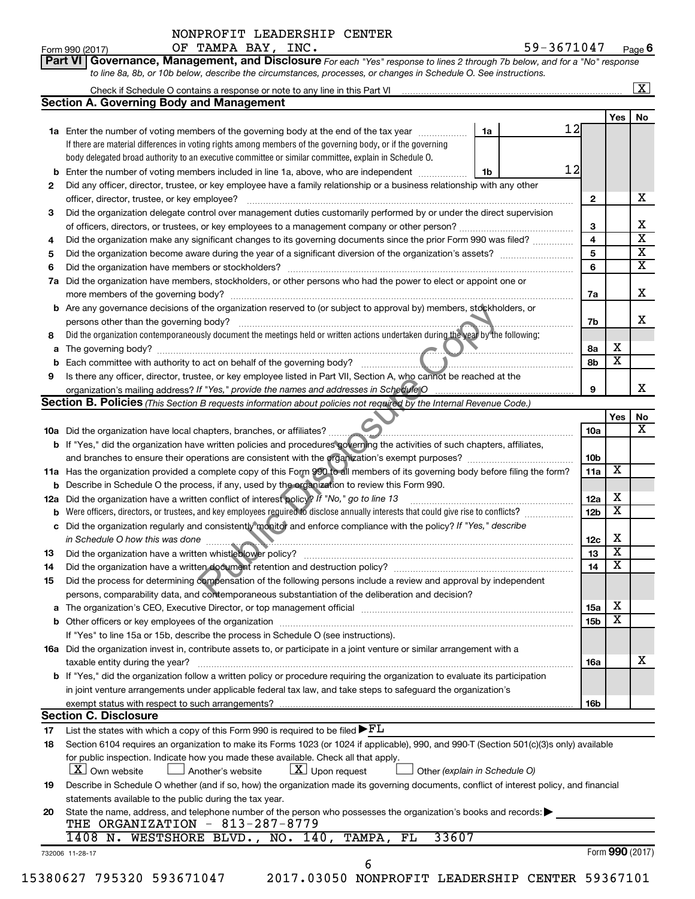NONPROFIT LEADERSHIP CENTER
Form 990 (2017) OF TAMPA BAY, INC. 59-3671047 Page 6

**Part VI Governance, Management, and Disclosure** *For each "Yes" response to lines 2 through 7b below, and for a "No" response to line 8a, 8b, or 10b below, describe the circumstances, processes, or changes in Schedule O. See instructions.*

Check if Schedule O contains a response or note to any line in this Part VI ..... [X]

## Section A. Governing Body and Management

| | | | | | Yes | No |
|---|---|---|---|---|---|---|
| **1a** | Enter the number of voting members of the governing body at the end of the tax year | 1a | 12 | | | |
| | If there are material differences in voting rights among members of the governing body, or if the governing body delegated broad authority to an executive committee or similar committee, explain in Schedule O. | | | | | |
| **b** | Enter the number of voting members included in line 1a, above, who are independent | 1b | 12 | | | |
| **2** | Did any officer, director, trustee, or key employee have a family relationship or a business relationship with any other officer, director, trustee, or key employee? | | | 2 | | X |
| **3** | Did the organization delegate control over management duties customarily performed by or under the direct supervision of officers, directors, or trustees, or key employees to a management company or other person? | | | 3 | | X |
| **4** | Did the organization make any significant changes to its governing documents since the prior Form 990 was filed? | | | 4 | | X |
| **5** | Did the organization become aware during the year of a significant diversion of the organization's assets? | | | 5 | | X |
| **6** | Did the organization have members or stockholders? | | | 6 | | X |
| **7a** | Did the organization have members, stockholders, or other persons who had the power to elect or appoint one or more members of the governing body? | | | 7a | | X |
| **b** | Are any governance decisions of the organization reserved to (or subject to approval by) members, stockholders, or persons other than the governing body? | | | 7b | | X |
| **8** | Did the organization contemporaneously document the meetings held or written actions undertaken during the year by the following: | | | | | |
| **a** | The governing body? | | | 8a | X | |
| **b** | Each committee with authority to act on behalf of the governing body? | | | 8b | X | |
| **9** | Is there any officer, director, trustee, or key employee listed in Part VII, Section A, who cannot be reached at the organization's mailing address? *If "Yes," provide the names and addresses in Schedule O* | | | 9 | | X |

## Section B. Policies *(This Section B requests information about policies not required by the Internal Revenue Code.)*

| | | | Yes | No |
|---|---|---|---|---|
| **10a** | Did the organization have local chapters, branches, or affiliates? | 10a | | X |
| **b** | If "Yes," did the organization have written policies and procedures governing the activities of such chapters, affiliates, and branches to ensure their operations are consistent with the organization's exempt purposes? | 10b | | |
| **11a** | Has the organization provided a complete copy of this Form 990 to all members of its governing body before filing the form? | 11a | X | |
| **b** | Describe in Schedule O the process, if any, used by the organization to review this Form 990. | | | |
| **12a** | Did the organization have a written conflict of interest policy? *If "No," go to line 13* | 12a | X | |
| **b** | Were officers, directors, or trustees, and key employees required to disclose annually interests that could give rise to conflicts? | 12b | X | |
| **c** | Did the organization regularly and consistently monitor and enforce compliance with the policy? *If "Yes," describe in Schedule O how this was done* | 12c | X | |
| **13** | Did the organization have a written whistleblower policy? | 13 | X | |
| **14** | Did the organization have a written document retention and destruction policy? | 14 | X | |
| **15** | Did the process for determining compensation of the following persons include a review and approval by independent persons, comparability data, and contemporaneous substantiation of the deliberation and decision? | | | |
| **a** | The organization's CEO, Executive Director, or top management official | 15a | X | |
| **b** | Other officers or key employees of the organization | 15b | X | |
| | If "Yes" to line 15a or 15b, describe the process in Schedule O (see instructions). | | | |
| **16a** | Did the organization invest in, contribute assets to, or participate in a joint venture or similar arrangement with a taxable entity during the year? | 16a | | X |
| **b** | If "Yes," did the organization follow a written policy or procedure requiring the organization to evaluate its participation in joint venture arrangements under applicable federal tax law, and take steps to safeguard the organization's exempt status with respect to such arrangements? | 16b | | |

## Section C. Disclosure

**17** List the states with which a copy of this Form 990 is required to be filed ▶FL

**18** Section 6104 requires an organization to make its Forms 1023 (or 1024 if applicable), 990, and 990-T (Section 501(c)(3)s only) available for public inspection. Indicate how you made these available. Check all that apply.
[X] Own website [ ] Another's website [X] Upon request [ ] Other *(explain in Schedule O)*

**19** Describe in Schedule O whether (and if so, how) the organization made its governing documents, conflict of interest policy, and financial statements available to the public during the tax year.

**20** State the name, address, and telephone number of the person who possesses the organization's books and records: ▶
THE ORGANIZATION - 813-287-8779
1408 N. WESTSHORE BLVD., NO. 140, TAMPA, FL 33607

732006 11-28-17 Form **990** (2017)

15380627 795320 593671047 2017.03050 NONPROFIT LEADERSHIP CENTER 59367101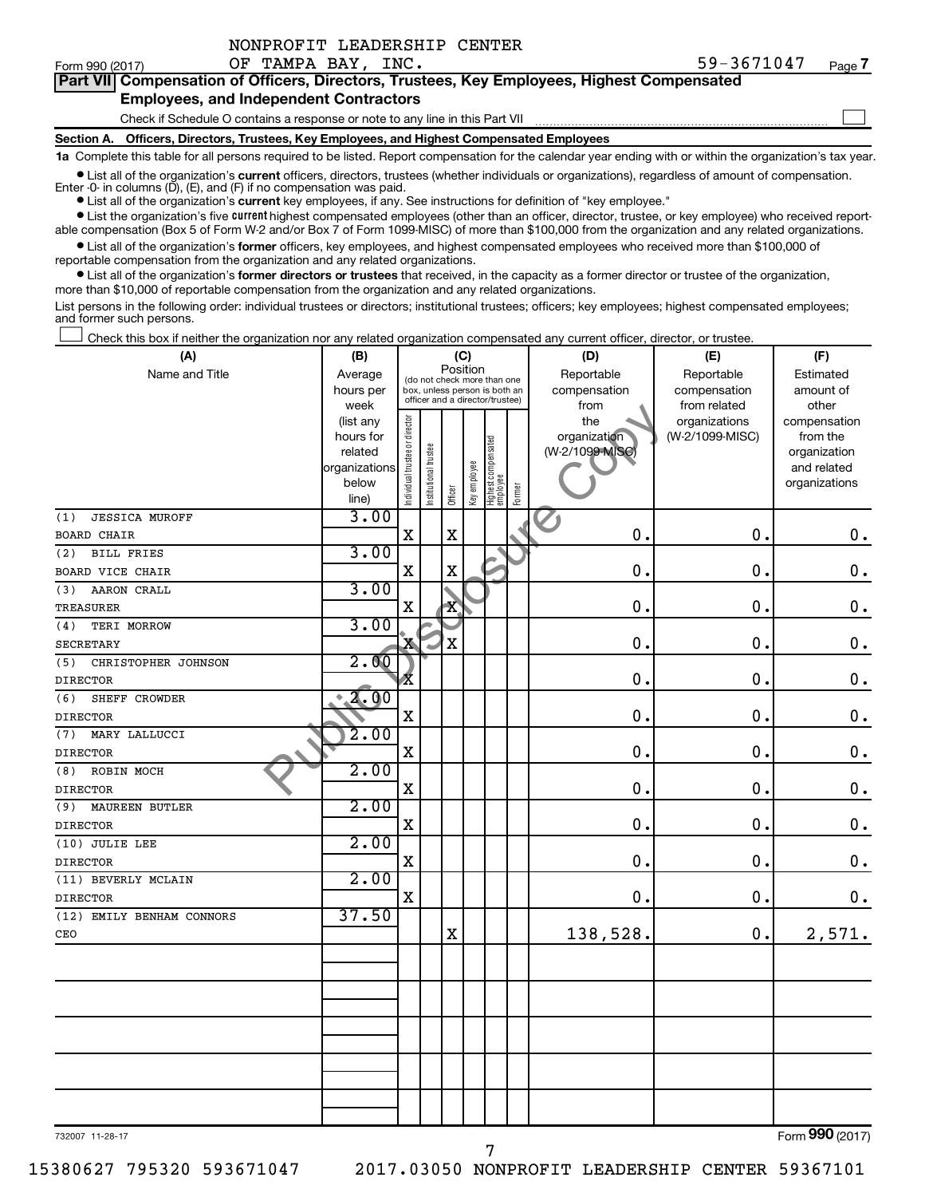NONPROFIT LEADERSHIP CENTER
Form 990 (2017) OF TAMPA BAY, INC. 59-3671047 Page 7

**Part VII Compensation of Officers, Directors, Trustees, Key Employees, Highest Compensated Employees, and Independent Contractors**

Check if Schedule O contains a response or note to any line in this Part VII ☐

**Section A. Officers, Directors, Trustees, Key Employees, and Highest Compensated Employees**

**1a** Complete this table for all persons required to be listed. Report compensation for the calendar year ending with or within the organization's tax year.

- List all of the organization's **current** officers, directors, trustees (whether individuals or organizations), regardless of amount of compensation. Enter -0- in columns (D), (E), and (F) if no compensation was paid.
- List all of the organization's **current** key employees, if any. See instructions for definition of "key employee."
- List the organization's five **current** highest compensated employees (other than an officer, director, trustee, or key employee) who received reportable compensation (Box 5 of Form W-2 and/or Box 7 of Form 1099-MISC) of more than $100,000 from the organization and any related organizations.
- List all of the organization's **former** officers, key employees, and highest compensated employees who received more than $100,000 of reportable compensation from the organization and any related organizations.
- List all of the organization's **former directors or trustees** that received, in the capacity as a former director or trustee of the organization, more than $10,000 of reportable compensation from the organization and any related organizations.

List persons in the following order: individual trustees or directors; institutional trustees; officers; key employees; highest compensated employees; and former such persons.

☐ Check this box if neither the organization nor any related organization compensated any current officer, director, or trustee.

| (A) Name and Title | (B) Average hours per week (list any hours for related organizations below line) | (C) Position: Individual trustee or director | Institutional trustee | Officer | Key employee | Highest compensated employee | Former | (D) Reportable compensation from the organization (W-2/1099-MISC) | (E) Reportable compensation from related organizations (W-2/1099-MISC) | (F) Estimated amount of other compensation from the organization and related organizations |
|---|---|---|---|---|---|---|---|---|---|---|
| (1) JESSICA MUROFF<br>BOARD CHAIR | 3.00 | X | | X | | | | 0. | 0. | 0. |
| (2) BILL FRIES<br>BOARD VICE CHAIR | 3.00 | X | | X | | | | 0. | 0. | 0. |
| (3) AARON CRALL<br>TREASURER | 3.00 | X | | X | | | | 0. | 0. | 0. |
| (4) TERI MORROW<br>SECRETARY | 3.00 | X | | X | | | | 0. | 0. | 0. |
| (5) CHRISTOPHER JOHNSON<br>DIRECTOR | 2.00 | X | | | | | | 0. | 0. | 0. |
| (6) SHEFF CROWDER<br>DIRECTOR | 2.00 | X | | | | | | 0. | 0. | 0. |
| (7) MARY LALLUCCI<br>DIRECTOR | 2.00 | X | | | | | | 0. | 0. | 0. |
| (8) ROBIN MOCH<br>DIRECTOR | 2.00 | X | | | | | | 0. | 0. | 0. |
| (9) MAUREEN BUTLER<br>DIRECTOR | 2.00 | X | | | | | | 0. | 0. | 0. |
| (10) JULIE LEE<br>DIRECTOR | 2.00 | X | | | | | | 0. | 0. | 0. |
| (11) BEVERLY MCLAIN<br>DIRECTOR | 2.00 | X | | | | | | 0. | 0. | 0. |
| (12) EMILY BENHAM CONNORS<br>CEO | 37.50 | | | X | | | | 138,528. | 0. | 2,571. |

732007 11-28-17 Form 990 (2017)

15380627 795320 593671047 2017.03050 NONPROFIT LEADERSHIP CENTER 59367101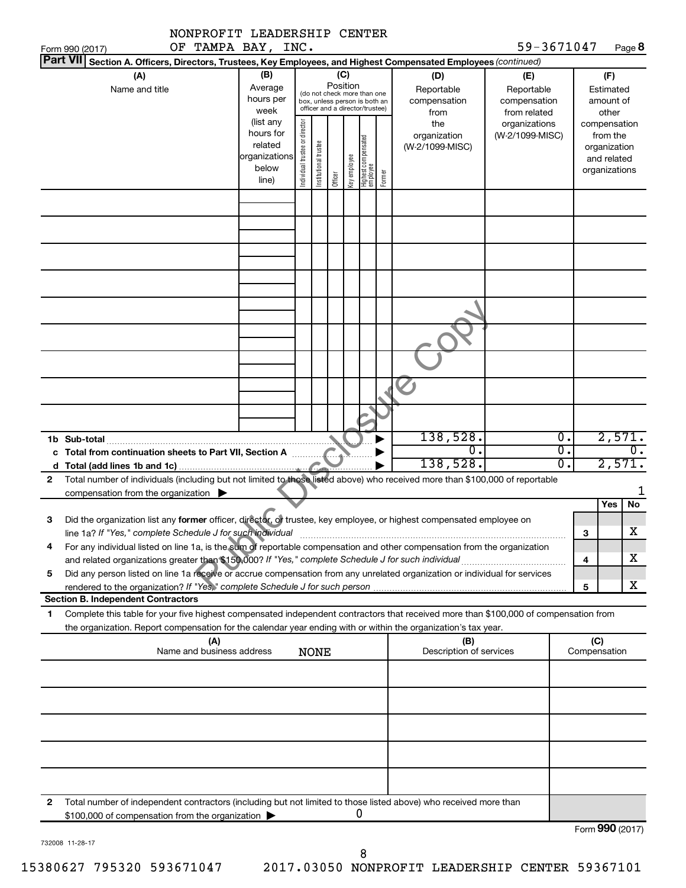NONPROFIT LEADERSHIP CENTER OF TAMPA BAY, INC. 59-3671047

Form 990 (2017) Page **8**

**Part VII** **Section A. Officers, Directors, Trustees, Key Employees, and Highest Compensated Employees** *(continued)*

| (A) Name and title | (B) Average hours per week (list any hours for related organizations below line) | (C) Position (do not check more than one box, unless person is both an officer and a director/trustee): Individual trustee or director | Institutional trustee | Officer | Key employee | Highest compensated employee | Former | (D) Reportable compensation from the organization (W-2/1099-MISC) | (E) Reportable compensation from related organizations (W-2/1099-MISC) | (F) Estimated amount of other compensation from the organization and related organizations |
|---|---|---|---|---|---|---|---|---|---|---|
| | | | | | | | | | | |
| | | | | | | | | | | |
| | | | | | | | | | | |
| | | | | | | | | | | |
| | | | | | | | | | | |
| | | | | | | | | | | |
| | | | | | | | | | | |
| | | | | | | | | | | |
| | | | | | | | | | | |
| **1b Sub-total** | | | | | | | | 138,528. | 0. | 2,571. |
| **c Total from continuation sheets to Part VII, Section A** | | | | | | | | 0. | 0. | 0. |
| **d Total (add lines 1b and 1c)** | | | | | | | | 138,528. | 0. | 2,571. |

**2** Total number of individuals (including but not limited to those listed above) who received more than $100,000 of reportable compensation from the organization ▶ 1

| | | | Yes | No |
|---|---|---|---|---|
| **3** | Did the organization list any **former** officer, director, or trustee, key employee, or highest compensated employee on line 1a? *If "Yes," complete Schedule J for such individual* | 3 | | X |
| **4** | For any individual listed on line 1a, is the sum of reportable compensation and other compensation from the organization and related organizations greater than $150,000? *If "Yes," complete Schedule J for such individual* | 4 | | X |
| **5** | Did any person listed on line 1a receive or accrue compensation from any unrelated organization or individual for services rendered to the organization? *If "Yes," complete Schedule J for such person* | 5 | | X |

**Section B. Independent Contractors**

**1** Complete this table for your five highest compensated independent contractors that received more than $100,000 of compensation from the organization. Report compensation for the calendar year ending with or within the organization's tax year.

| (A) Name and business address | (B) Description of services | (C) Compensation |
|---|---|---|
| NONE | | |
| | | |
| | | |
| | | |
| | | |

**2** Total number of independent contractors (including but not limited to those listed above) who received more than $100,000 of compensation from the organization ▶ 0

Form **990** (2017)

732008 11-28-17

15380627 795320 593671047 2017.03050 NONPROFIT LEADERSHIP CENTER 59367101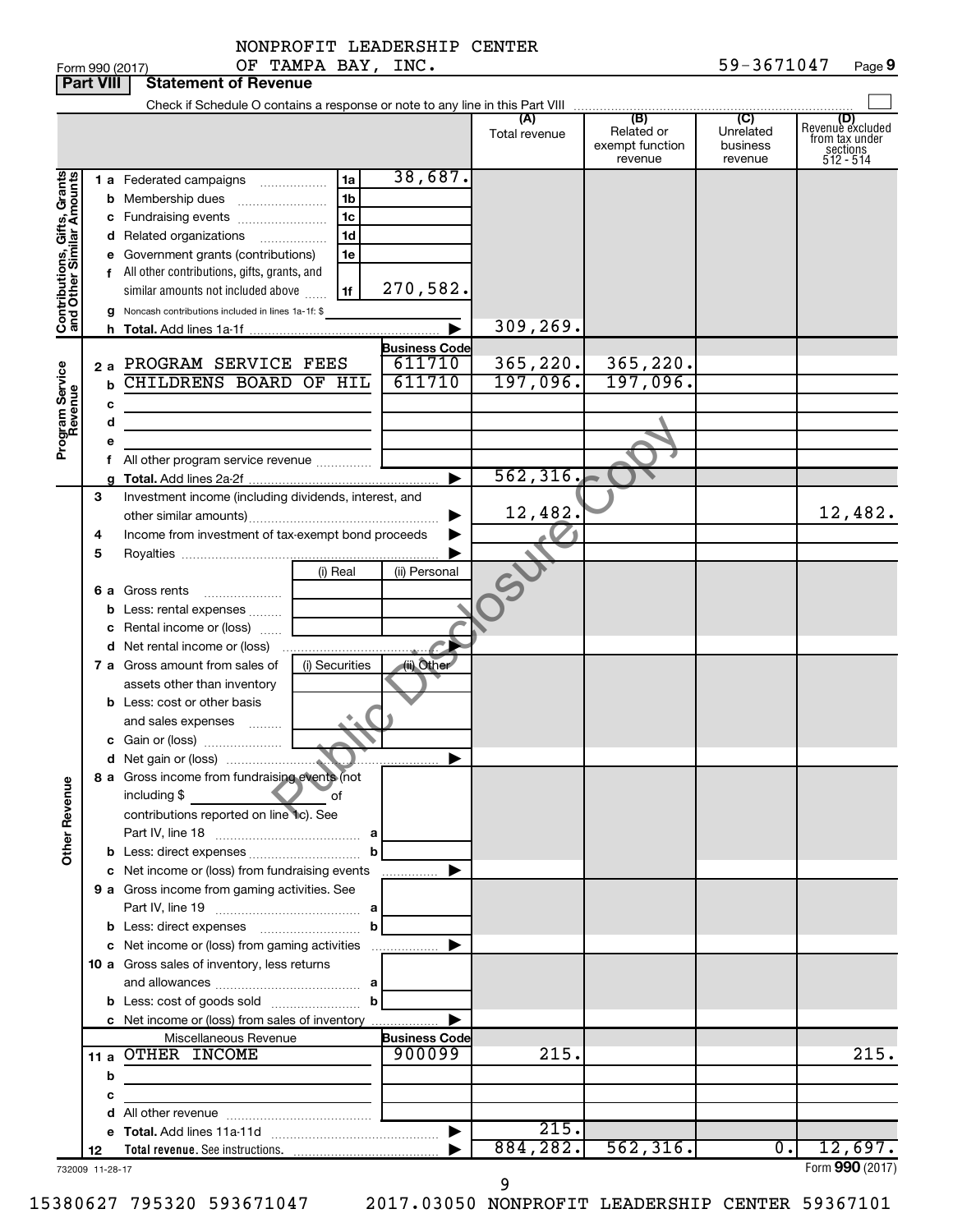NONPROFIT LEADERSHIP CENTER OF TAMPA BAY, INC. 59-3671047

Form 990 (2017)

**Part VIII Statement of Revenue**

Check if Schedule O contains a response or note to any line in this Part VIII

| | | | (A) Total revenue | (B) Related or exempt function revenue | (C) Unrelated business revenue | (D) Revenue excluded from tax under sections 512 - 514 |
|---|---|---|---|---|---|---|
| **Contributions, Gifts, Grants and Other Similar Amounts** | | | | | | |
| 1 a Federated campaigns | 1a | 38,687. | | | | |
| b Membership dues | 1b | | | | | |
| c Fundraising events | 1c | | | | | |
| d Related organizations | 1d | | | | | |
| e Government grants (contributions) | 1e | | | | | |
| f All other contributions, gifts, grants, and similar amounts not included above | 1f | 270,582. | | | | |
| g Noncash contributions included in lines 1a-1f: $ | | | | | | |
| h **Total.** Add lines 1a-1f | | | 309,269. | | | |
| **Program Service Revenue** | | Business Code | | | | |
| 2 a PROGRAM SERVICE FEES | | 611710 | 365,220. | 365,220. | | |
| b CHILDRENS BOARD OF HIL | | 611710 | 197,096. | 197,096. | | |
| c | | | | | | |
| d | | | | | | |
| e | | | | | | |
| f All other program service revenue | | | | | | |
| g **Total.** Add lines 2a-2f | | | 562,316. | | | |
| **Other Revenue** | | | | | | |
| 3 Investment income (including dividends, interest, and other similar amounts) | | | 12,482. | | | 12,482. |
| 4 Income from investment of tax-exempt bond proceeds | | | | | | |
| 5 Royalties | | | | | | |
| | (i) Real | (ii) Personal | | | | |
| 6 a Gross rents | | | | | | |
| b Less: rental expenses | | | | | | |
| c Rental income or (loss) | | | | | | |
| d Net rental income or (loss) | | | | | | |
| 7 a Gross amount from sales of assets other than inventory | (i) Securities | (ii) Other | | | | |
| b Less: cost or other basis and sales expenses | | | | | | |
| c Gain or (loss) | | | | | | |
| d Net gain or (loss) | | | | | | |
| 8 a Gross income from fundraising events (not including $ of contributions reported on line 1c). See Part IV, line 18 | a | | | | | |
| b Less: direct expenses | b | | | | | |
| c Net income or (loss) from fundraising events | | | | | | |
| 9 a Gross income from gaming activities. See Part IV, line 19 | a | | | | | |
| b Less: direct expenses | b | | | | | |
| c Net income or (loss) from gaming activities | | | | | | |
| 10 a Gross sales of inventory, less returns and allowances | a | | | | | |
| b Less: cost of goods sold | b | | | | | |
| c Net income or (loss) from sales of inventory | | | | | | |
| Miscellaneous Revenue | | Business Code | | | | |
| 11 a OTHER INCOME | | 900099 | 215. | | | 215. |
| b | | | | | | |
| c | | | | | | |
| d All other revenue | | | | | | |
| e **Total.** Add lines 11a-11d | | | 215. | | | |
| 12 **Total revenue.** See instructions. | | | 884,282. | 562,316. | 0. | 12,697. |

732009 11-28-17

Form **990** (2017)

15380627 795320 593671047 2017.03050 NONPROFIT LEADERSHIP CENTER 59367101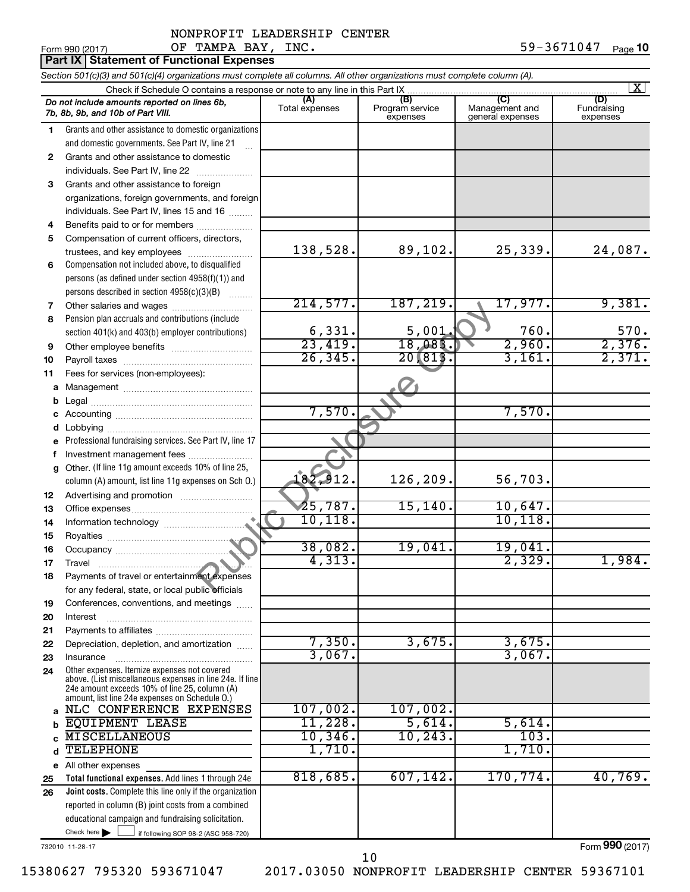NONPROFIT LEADERSHIP CENTER
Form 990 (2017) OF TAMPA BAY, INC. 59-3671047 Page **10**

## Part IX | Statement of Functional Expenses

*Section 501(c)(3) and 501(c)(4) organizations must complete all columns. All other organizations must complete column (A).*

Check if Schedule O contains a response or note to any line in this Part IX [X]

| *Do not include amounts reported on lines 6b, 7b, 8b, 9b, and 10b of Part VIII.* | (A) Total expenses | (B) Program service expenses | (C) Management and general expenses | (D) Fundraising expenses |
|---|---|---|---|---|
| **1** Grants and other assistance to domestic organizations and domestic governments. See Part IV, line 21 | | | | |
| **2** Grants and other assistance to domestic individuals. See Part IV, line 22 | | | | |
| **3** Grants and other assistance to foreign organizations, foreign governments, and foreign individuals. See Part IV, lines 15 and 16 | | | | |
| **4** Benefits paid to or for members | | | | |
| **5** Compensation of current officers, directors, trustees, and key employees | 138,528. | 89,102. | 25,339. | 24,087. |
| **6** Compensation not included above, to disqualified persons (as defined under section 4958(f)(1)) and persons described in section 4958(c)(3)(B) | | | | |
| **7** Other salaries and wages | 214,577. | 187,219. | 17,977. | 9,381. |
| **8** Pension plan accruals and contributions (include section 401(k) and 403(b) employer contributions) | 6,331. | 5,001. | 760. | 570. |
| **9** Other employee benefits | 23,419. | 18,083. | 2,960. | 2,376. |
| **10** Payroll taxes | 26,345. | 20,813. | 3,161. | 2,371. |
| **11** Fees for services (non-employees): | | | | |
| **a** Management | | | | |
| **b** Legal | | | | |
| **c** Accounting | 7,570. | | 7,570. | |
| **d** Lobbying | | | | |
| **e** Professional fundraising services. See Part IV, line 17 | | | | |
| **f** Investment management fees | | | | |
| **g** Other. (If line 11g amount exceeds 10% of line 25, column (A) amount, list line 11g expenses on Sch O.) | 182,912. | 126,209. | 56,703. | |
| **12** Advertising and promotion | | | | |
| **13** Office expenses | 25,787. | 15,140. | 10,647. | |
| **14** Information technology | 10,118. | | 10,118. | |
| **15** Royalties | | | | |
| **16** Occupancy | 38,082. | 19,041. | 19,041. | |
| **17** Travel | 4,313. | | 2,329. | 1,984. |
| **18** Payments of travel or entertainment expenses for any federal, state, or local public officials | | | | |
| **19** Conferences, conventions, and meetings | | | | |
| **20** Interest | | | | |
| **21** Payments to affiliates | | | | |
| **22** Depreciation, depletion, and amortization | 7,350. | 3,675. | 3,675. | |
| **23** Insurance | 3,067. | | 3,067. | |
| **24** Other expenses. Itemize expenses not covered above. (List miscellaneous expenses in line 24e. If line 24e amount exceeds 10% of line 25, column (A) amount, list line 24e expenses on Schedule O.) | | | | |
| **a** NLC CONFERENCE EXPENSES | 107,002. | 107,002. | | |
| **b** EQUIPMENT LEASE | 11,228. | 5,614. | 5,614. | |
| **c** MISCELLANEOUS | 10,346. | 10,243. | 103. | |
| **d** TELEPHONE | 1,710. | | 1,710. | |
| **e** All other expenses | | | | |
| **25** **Total functional expenses.** Add lines 1 through 24e | 818,685. | 607,142. | 170,774. | 40,769. |
| **26** **Joint costs.** Complete this line only if the organization reported in column (B) joint costs from a combined educational campaign and fundraising solicitation. Check here [ ] if following SOP 98-2 (ASC 958-720) | | | | |

732010 11-28-17

Form **990** (2017)

15380627 795320 593671047 2017.03050 NONPROFIT LEADERSHIP CENTER 59367101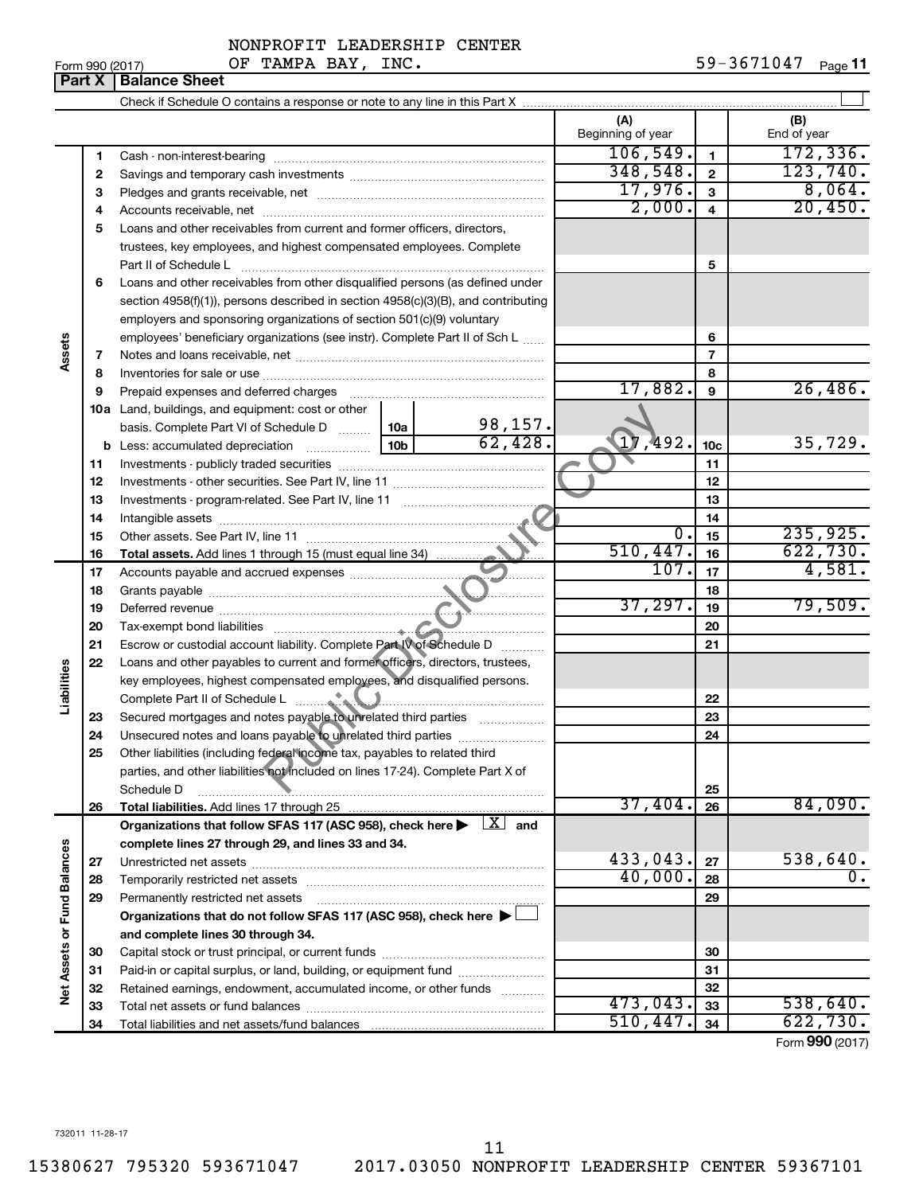NONPROFIT LEADERSHIP CENTER
Form 990 (2017) OF TAMPA BAY, INC. 59-3671047 Page **11**

## Part X | Balance Sheet

Check if Schedule O contains a response or note to any line in this Part X ☐

| | | | (A) Beginning of year | | (B) End of year |
|---|---|---|---|---|---|
| Assets | 1 | Cash - non-interest-bearing | 106,549. | 1 | 172,336. |
| | 2 | Savings and temporary cash investments | 348,548. | 2 | 123,740. |
| | 3 | Pledges and grants receivable, net | 17,976. | 3 | 8,064. |
| | 4 | Accounts receivable, net | 2,000. | 4 | 20,450. |
| | 5 | Loans and other receivables from current and former officers, directors, trustees, key employees, and highest compensated employees. Complete Part II of Schedule L | | 5 | |
| | 6 | Loans and other receivables from other disqualified persons (as defined under section 4958(f)(1)), persons described in section 4958(c)(3)(B), and contributing employers and sponsoring organizations of section 501(c)(9) voluntary employees' beneficiary organizations (see instr). Complete Part II of Sch L | | 6 | |
| | 7 | Notes and loans receivable, net | | 7 | |
| | 8 | Inventories for sale or use | | 8 | |
| | 9 | Prepaid expenses and deferred charges | 17,882. | 9 | 26,486. |
| | 10a | Land, buildings, and equipment: cost or other basis. Complete Part VI of Schedule D ... 10a 98,157. | | | |
| | b | Less: accumulated depreciation ... 10b 62,428. | 17,492. | 10c | 35,729. |
| | 11 | Investments - publicly traded securities | | 11 | |
| | 12 | Investments - other securities. See Part IV, line 11 | | 12 | |
| | 13 | Investments - program-related. See Part IV, line 11 | | 13 | |
| | 14 | Intangible assets | | 14 | |
| | 15 | Other assets. See Part IV, line 11 | 0. | 15 | 235,925. |
| | 16 | **Total assets.** Add lines 1 through 15 (must equal line 34) | 510,447. | 16 | 622,730. |
| Liabilities | 17 | Accounts payable and accrued expenses | 107. | 17 | 4,581. |
| | 18 | Grants payable | | 18 | |
| | 19 | Deferred revenue | 37,297. | 19 | 79,509. |
| | 20 | Tax-exempt bond liabilities | | 20 | |
| | 21 | Escrow or custodial account liability. Complete Part IV of Schedule D | | 21 | |
| | 22 | Loans and other payables to current and former officers, directors, trustees, key employees, highest compensated employees, and disqualified persons. Complete Part II of Schedule L | | 22 | |
| | 23 | Secured mortgages and notes payable to unrelated third parties | | 23 | |
| | 24 | Unsecured notes and loans payable to unrelated third parties | | 24 | |
| | 25 | Other liabilities (including federal income tax, payables to related third parties, and other liabilities not included on lines 17-24). Complete Part X of Schedule D | | 25 | |
| | 26 | **Total liabilities.** Add lines 17 through 25 | 37,404. | 26 | 84,090. |
| Net Assets or Fund Balances | | **Organizations that follow SFAS 117 (ASC 958), check here ▶ [X] and complete lines 27 through 29, and lines 33 and 34.** | | | |
| | 27 | Unrestricted net assets | 433,043. | 27 | 538,640. |
| | 28 | Temporarily restricted net assets | 40,000. | 28 | 0. |
| | 29 | Permanently restricted net assets | | 29 | |
| | | **Organizations that do not follow SFAS 117 (ASC 958), check here ▶ ☐ and complete lines 30 through 34.** | | | |
| | 30 | Capital stock or trust principal, or current funds | | 30 | |
| | 31 | Paid-in or capital surplus, or land, building, or equipment fund | | 31 | |
| | 32 | Retained earnings, endowment, accumulated income, or other funds | | 32 | |
| | 33 | Total net assets or fund balances | 473,043. | 33 | 538,640. |
| | 34 | Total liabilities and net assets/fund balances | 510,447. | 34 | 622,730. |

Form **990** (2017)

732011 11-28-17

15380627 795320 593671047 2017.03050 NONPROFIT LEADERSHIP CENTER 59367101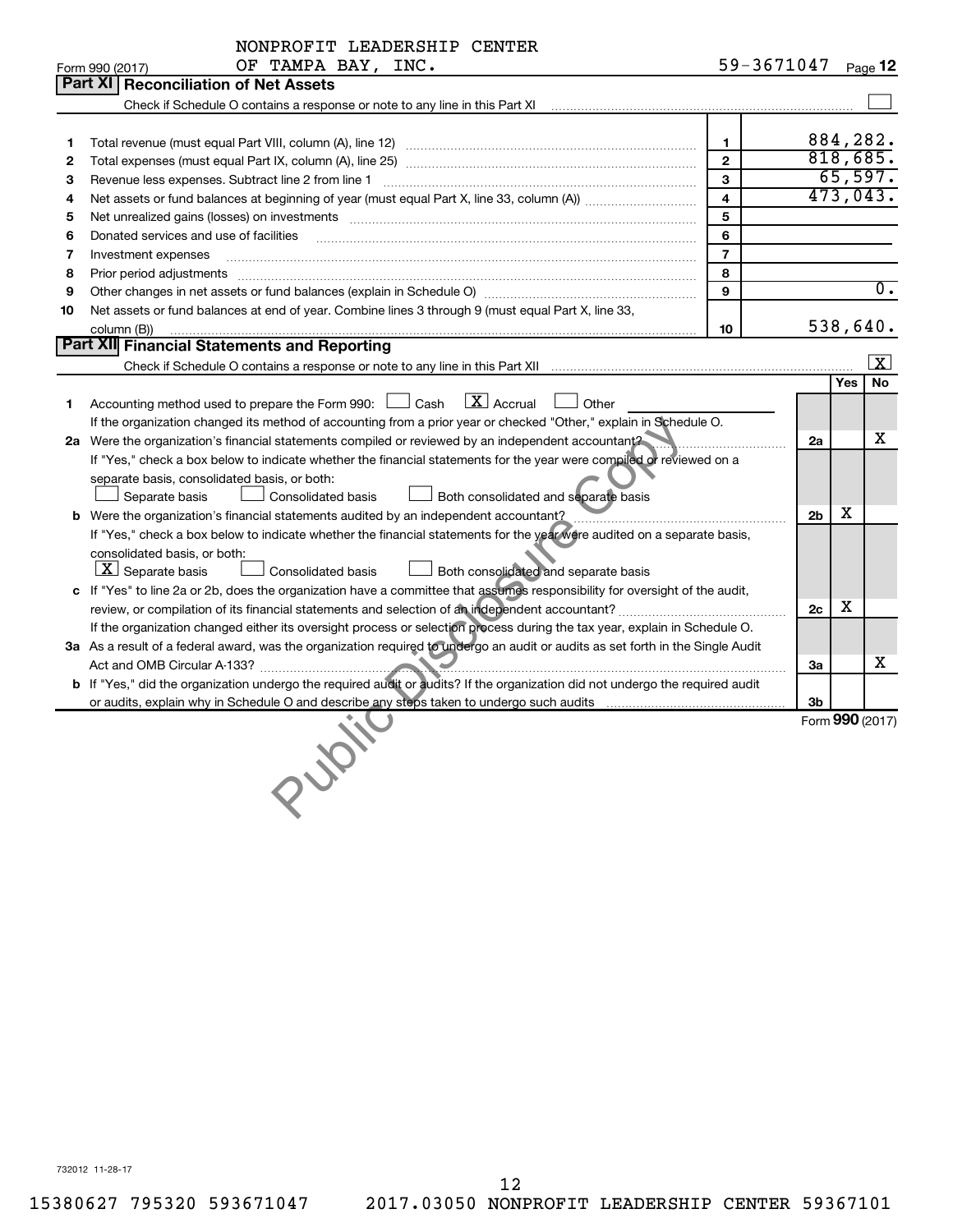NONPROFIT LEADERSHIP CENTER
OF TAMPA BAY, INC. 59-3671047

## Part XI Reconciliation of Net Assets

Check if Schedule O contains a response or note to any line in this Part XI ☐

| | | | |
|---|---|---|---|
| 1 | Total revenue (must equal Part VIII, column (A), line 12) | 1 | 884,282. |
| 2 | Total expenses (must equal Part IX, column (A), line 25) | 2 | 818,685. |
| 3 | Revenue less expenses. Subtract line 2 from line 1 | 3 | 65,597. |
| 4 | Net assets or fund balances at beginning of year (must equal Part X, line 33, column (A)) | 4 | 473,043. |
| 5 | Net unrealized gains (losses) on investments | 5 | |
| 6 | Donated services and use of facilities | 6 | |
| 7 | Investment expenses | 7 | |
| 8 | Prior period adjustments | 8 | |
| 9 | Other changes in net assets or fund balances (explain in Schedule O) | 9 | 0. |
| 10 | Net assets or fund balances at end of year. Combine lines 3 through 9 (must equal Part X, line 33, column (B)) | 10 | 538,640. |

## Part XII Financial Statements and Reporting

Check if Schedule O contains a response or note to any line in this Part XII ☒

| | | | Yes | No |
|---|---|---|---|---|
| 1 | Accounting method used to prepare the Form 990: ☐ Cash ☒ Accrual ☐ Other<br>If the organization changed its method of accounting from a prior year or checked "Other," explain in Schedule O. | | | |
| 2a | Were the organization's financial statements compiled or reviewed by an independent accountant?<br>If "Yes," check a box below to indicate whether the financial statements for the year were compiled or reviewed on a separate basis, consolidated basis, or both:<br>☐ Separate basis ☐ Consolidated basis ☐ Both consolidated and separate basis | 2a | | X |
| b | Were the organization's financial statements audited by an independent accountant?<br>If "Yes," check a box below to indicate whether the financial statements for the year were audited on a separate basis, consolidated basis, or both:<br>☒ Separate basis ☐ Consolidated basis ☐ Both consolidated and separate basis | 2b | X | |
| c | If "Yes" to line 2a or 2b, does the organization have a committee that assumes responsibility for oversight of the audit, review, or compilation of its financial statements and selection of an independent accountant?<br>If the organization changed either its oversight process or selection process during the tax year, explain in Schedule O. | 2c | X | |
| 3a | As a result of a federal award, was the organization required to undergo an audit or audits as set forth in the Single Audit Act and OMB Circular A-133? | 3a | | X |
| b | If "Yes," did the organization undergo the required audit or audits? If the organization did not undergo the required audit or audits, explain why in Schedule O and describe any steps taken to undergo such audits | 3b | | |

Form 990 (2017)

732012 11-28-17

15380627 795320 593671047 2017.03050 NONPROFIT LEADERSHIP CENTER 59367101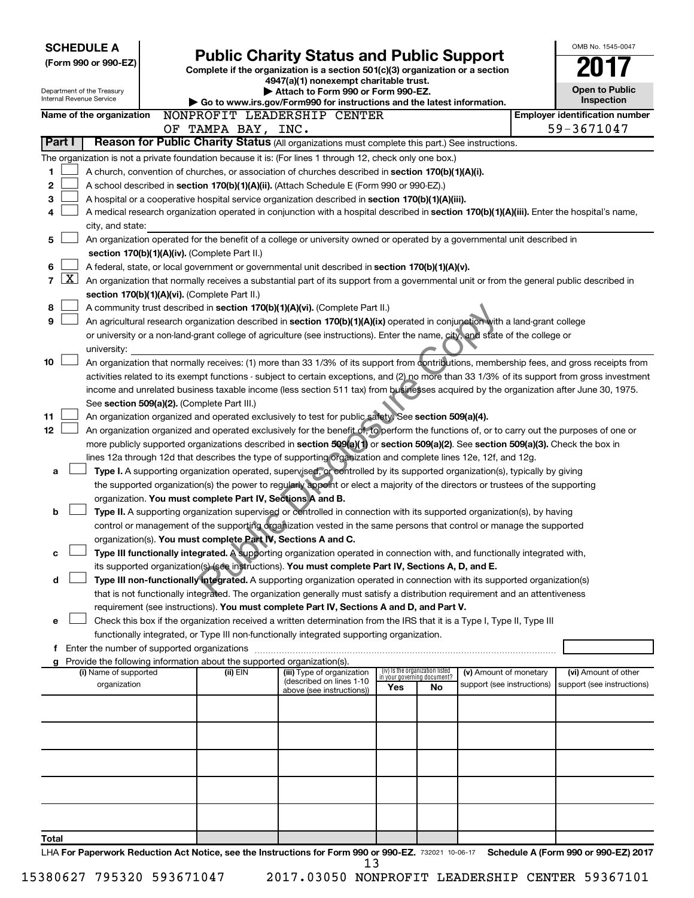**SCHEDULE A**
**(Form 990 or 990-EZ)**

Department of the Treasury
Internal Revenue Service

# Public Charity Status and Public Support

**Complete if the organization is a section 501(c)(3) organization or a section 4947(a)(1) nonexempt charitable trust.**
**▶ Attach to Form 990 or Form 990-EZ.**
**▶ Go to www.irs.gov/Form990 for instructions and the latest information.**

OMB No. 1545-0047
**2017**
**Open to Public Inspection**

**Name of the organization** NONPROFIT LEADERSHIP CENTER OF TAMPA BAY, INC.
**Employer identification number** 59-3671047

**Part I** **Reason for Public Charity Status** (All organizations must complete this part.) See instructions.

The organization is not a private foundation because it is: (For lines 1 through 12, check only one box.)

1 ☐ A church, convention of churches, or association of churches described in **section 170(b)(1)(A)(i).**

2 ☐ A school described in **section 170(b)(1)(A)(ii).** (Attach Schedule E (Form 990 or 990-EZ).)

3 ☐ A hospital or a cooperative hospital service organization described in **section 170(b)(1)(A)(iii).**

4 ☐ A medical research organization operated in conjunction with a hospital described in **section 170(b)(1)(A)(iii).** Enter the hospital's name, city, and state:

5 ☐ An organization operated for the benefit of a college or university owned or operated by a governmental unit described in **section 170(b)(1)(A)(iv).** (Complete Part II.)

6 ☐ A federal, state, or local government or governmental unit described in **section 170(b)(1)(A)(v).**

7 ☒ An organization that normally receives a substantial part of its support from a governmental unit or from the general public described in **section 170(b)(1)(A)(vi).** (Complete Part II.)

8 ☐ A community trust described in **section 170(b)(1)(A)(vi).** (Complete Part II.)

9 ☐ An agricultural research organization described in **section 170(b)(1)(A)(ix)** operated in conjunction with a land-grant college or university or a non-land-grant college of agriculture (see instructions). Enter the name, city, and state of the college or university:

10 ☐ An organization that normally receives: (1) more than 33 1/3% of its support from contributions, membership fees, and gross receipts from activities related to its exempt functions - subject to certain exceptions, and (2) no more than 33 1/3% of its support from gross investment income and unrelated business taxable income (less section 511 tax) from businesses acquired by the organization after June 30, 1975. See **section 509(a)(2).** (Complete Part III.)

11 ☐ An organization organized and operated exclusively to test for public safety. See **section 509(a)(4).**

12 ☐ An organization organized and operated exclusively for the benefit of, to perform the functions of, or to carry out the purposes of one or more publicly supported organizations described in **section 509(a)(1)** or **section 509(a)(2)**. See **section 509(a)(3).** Check the box in lines 12a through 12d that describes the type of supporting organization and complete lines 12e, 12f, and 12g.

a ☐ **Type I.** A supporting organization operated, supervised, or controlled by its supported organization(s), typically by giving the supported organization(s) the power to regularly appoint or elect a majority of the directors or trustees of the supporting organization. **You must complete Part IV, Sections A and B.**

b ☐ **Type II.** A supporting organization supervised or controlled in connection with its supported organization(s), by having control or management of the supporting organization vested in the same persons that control or manage the supported organization(s). **You must complete Part IV, Sections A and C.**

c ☐ **Type III functionally integrated.** A supporting organization operated in connection with, and functionally integrated with, its supported organization(s) (see instructions). **You must complete Part IV, Sections A, D, and E.**

d ☐ **Type III non-functionally integrated.** A supporting organization operated in connection with its supported organization(s) that is not functionally integrated. The organization generally must satisfy a distribution requirement and an attentiveness requirement (see instructions). **You must complete Part IV, Sections A and D, and Part V.**

e ☐ Check this box if the organization received a written determination from the IRS that it is a Type I, Type II, Type III functionally integrated, or Type III non-functionally integrated supporting organization.

f Enter the number of supported organizations

g Provide the following information about the supported organization(s).

| (i) Name of supported organization | (ii) EIN | (iii) Type of organization (described on lines 1-10 above (see instructions)) | (iv) Is the organization listed in your governing document? Yes | No | (v) Amount of monetary support (see instructions) | (vi) Amount of other support (see instructions) |
|---|---|---|---|---|---|---|
| | | | | | | |
| | | | | | | |
| | | | | | | |
| | | | | | | |
| | | | | | | |
| Total | | | | | | |

LHA **For Paperwork Reduction Act Notice, see the Instructions for Form 990 or 990-EZ.** 732021 10-06-17 **Schedule A (Form 990 or 990-EZ) 2017**

15380627 795320 593671047 2017.03050 NONPROFIT LEADERSHIP CENTER 59367101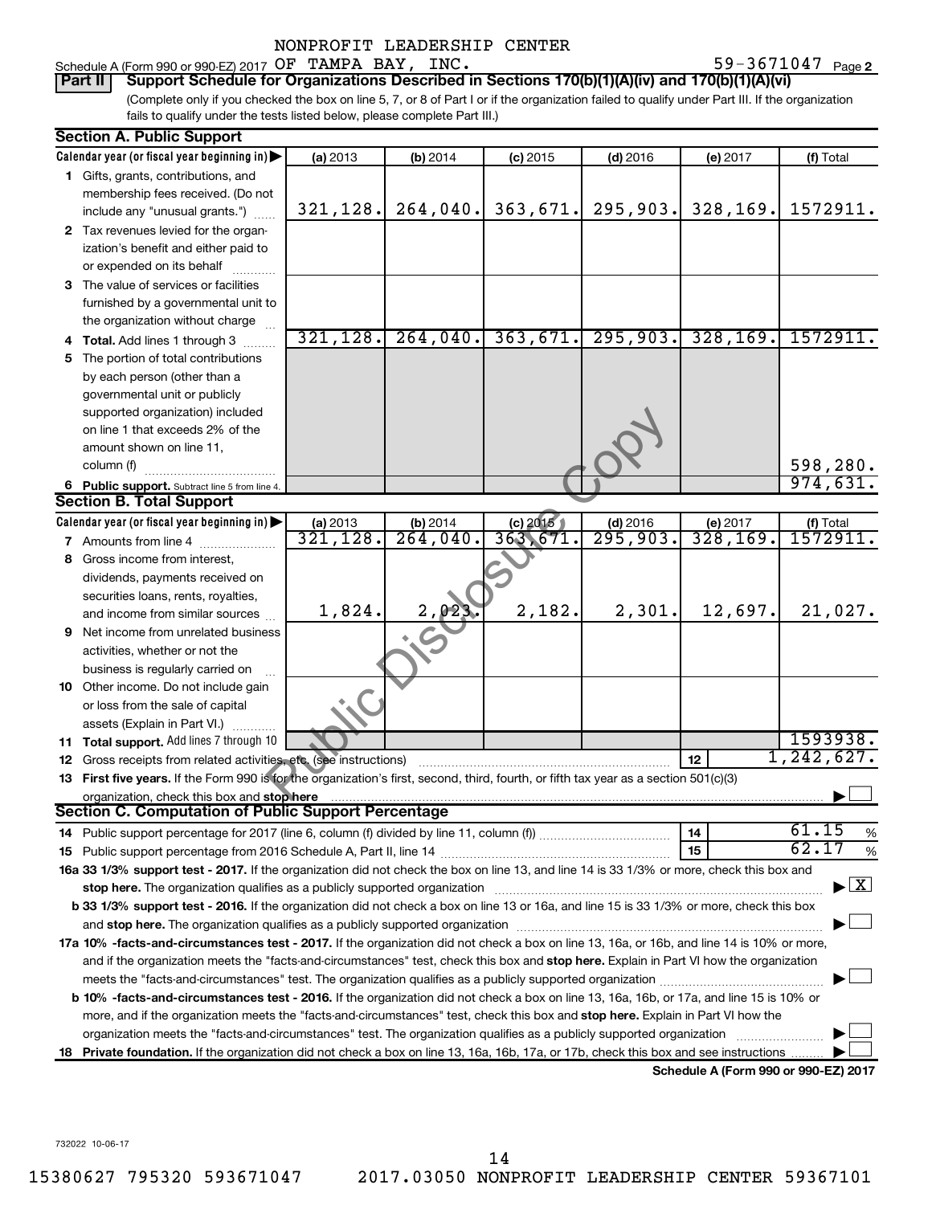NONPROFIT LEADERSHIP CENTER

Schedule A (Form 990 or 990-EZ) 2017 OF TAMPA BAY, INC. 59-3671047 Page 2

**Part II** **Support Schedule for Organizations Described in Sections 170(b)(1)(A)(iv) and 170(b)(1)(A)(vi)**

(Complete only if you checked the box on line 5, 7, or 8 of Part I or if the organization failed to qualify under Part III. If the organization fails to qualify under the tests listed below, please complete Part III.)

### Section A. Public Support

| Calendar year (or fiscal year beginning in) | (a) 2013 | (b) 2014 | (c) 2015 | (d) 2016 | (e) 2017 | (f) Total |
|---|---|---|---|---|---|---|
| 1 Gifts, grants, contributions, and membership fees received. (Do not include any "unusual grants.") | 321,128. | 264,040. | 363,671. | 295,903. | 328,169. | 1572911. |
| 2 Tax revenues levied for the organization's benefit and either paid to or expended on its behalf | | | | | | |
| 3 The value of services or facilities furnished by a governmental unit to the organization without charge | | | | | | |
| 4 Total. Add lines 1 through 3 | 321,128. | 264,040. | 363,671. | 295,903. | 328,169. | 1572911. |
| 5 The portion of total contributions by each person (other than a governmental unit or publicly supported organization) included on line 1 that exceeds 2% of the amount shown on line 11, column (f) | | | | | | 598,280. |
| 6 Public support. Subtract line 5 from line 4. | | | | | | 974,631. |

### Section B. Total Support

| Calendar year (or fiscal year beginning in) | (a) 2013 | (b) 2014 | (c) 2015 | (d) 2016 | (e) 2017 | (f) Total |
|---|---|---|---|---|---|---|
| 7 Amounts from line 4 | 321,128. | 264,040. | 363,671. | 295,903. | 328,169. | 1572911. |
| 8 Gross income from interest, dividends, payments received on securities loans, rents, royalties, and income from similar sources | 1,824. | 2,023. | 2,182. | 2,301. | 12,697. | 21,027. |
| 9 Net income from unrelated business activities, whether or not the business is regularly carried on | | | | | | |
| 10 Other income. Do not include gain or loss from the sale of capital assets (Explain in Part VI.) | | | | | | |
| 11 Total support. Add lines 7 through 10 | | | | | | 1593938. |

12 Gross receipts from related activities, etc. (see instructions) | 12 | 1,242,627.

13 **First five years.** If the Form 990 is for the organization's first, second, third, fourth, or fifth tax year as a section 501(c)(3) organization, check this box and **stop here** ☐

### Section C. Computation of Public Support Percentage

14 Public support percentage for 2017 (line 6, column (f) divided by line 11, column (f)) | 14 | 61.15 %

15 Public support percentage from 2016 Schedule A, Part II, line 14 | 15 | 62.17 %

**16a 33 1/3% support test - 2017.** If the organization did not check the box on line 13, and line 14 is 33 1/3% or more, check this box and **stop here.** The organization qualifies as a publicly supported organization ☒

**b 33 1/3% support test - 2016.** If the organization did not check a box on line 13 or 16a, and line 15 is 33 1/3% or more, check this box and **stop here.** The organization qualifies as a publicly supported organization ☐

**17a 10% -facts-and-circumstances test - 2017.** If the organization did not check a box on line 13, 16a, or 16b, and line 14 is 10% or more, and if the organization meets the "facts-and-circumstances" test, check this box and **stop here.** Explain in Part VI how the organization meets the "facts-and-circumstances" test. The organization qualifies as a publicly supported organization ☐

**b 10% -facts-and-circumstances test - 2016.** If the organization did not check a box on line 13, 16a, 16b, or 17a, and line 15 is 10% or more, and if the organization meets the "facts-and-circumstances" test, check this box and **stop here.** Explain in Part VI how the organization meets the "facts-and-circumstances" test. The organization qualifies as a publicly supported organization ☐

**18 Private foundation.** If the organization did not check a box on line 13, 16a, 16b, 17a, or 17b, check this box and see instructions ☐

**Schedule A (Form 990 or 990-EZ) 2017**

732022 10-06-17

15380627 795320 593671047 2017.03050 NONPROFIT LEADERSHIP CENTER 59367101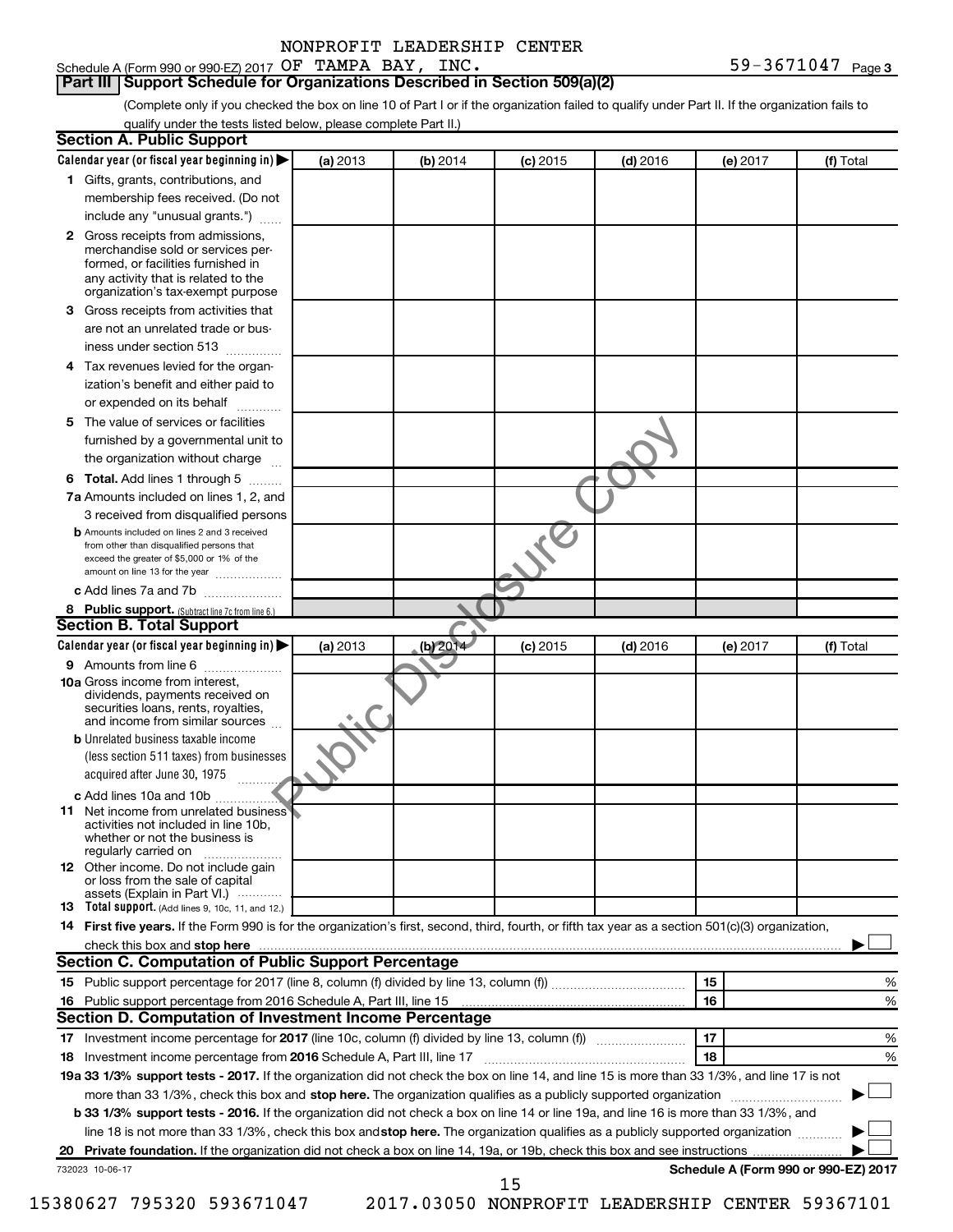Schedule A (Form 990 or 990-EZ) 2017 NONPROFIT LEADERSHIP CENTER OF TAMPA BAY, INC. 59-3671047 Page 3

## Part III Support Schedule for Organizations Described in Section 509(a)(2)

(Complete only if you checked the box on line 10 of Part I or if the organization failed to qualify under Part II. If the organization fails to qualify under the tests listed below, please complete Part II.)

### Section A. Public Support

| Calendar year (or fiscal year beginning in) | (a) 2013 | (b) 2014 | (c) 2015 | (d) 2016 | (e) 2017 | (f) Total |
|---|---|---|---|---|---|---|
| 1 Gifts, grants, contributions, and membership fees received. (Do not include any "unusual grants.") | | | | | | |
| 2 Gross receipts from admissions, merchandise sold or services performed, or facilities furnished in any activity that is related to the organization's tax-exempt purpose | | | | | | |
| 3 Gross receipts from activities that are not an unrelated trade or business under section 513 | | | | | | |
| 4 Tax revenues levied for the organization's benefit and either paid to or expended on its behalf | | | | | | |
| 5 The value of services or facilities furnished by a governmental unit to the organization without charge | | | | | | |
| 6 **Total.** Add lines 1 through 5 | | | | | | |
| 7a Amounts included on lines 1, 2, and 3 received from disqualified persons | | | | | | |
| b Amounts included on lines 2 and 3 received from other than disqualified persons that exceed the greater of $5,000 or 1% of the amount on line 13 for the year | | | | | | |
| c Add lines 7a and 7b | | | | | | |
| 8 **Public support.** (Subtract line 7c from line 6.) | | | | | | |

### Section B. Total Support

| Calendar year (or fiscal year beginning in) | (a) 2013 | (b) 2014 | (c) 2015 | (d) 2016 | (e) 2017 | (f) Total |
|---|---|---|---|---|---|---|
| 9 Amounts from line 6 | | | | | | |
| 10a Gross income from interest, dividends, payments received on securities loans, rents, royalties, and income from similar sources | | | | | | |
| b Unrelated business taxable income (less section 511 taxes) from businesses acquired after June 30, 1975 | | | | | | |
| c Add lines 10a and 10b | | | | | | |
| 11 Net income from unrelated business activities not included in line 10b, whether or not the business is regularly carried on | | | | | | |
| 12 Other income. Do not include gain or loss from the sale of capital assets (Explain in Part VI.) | | | | | | |
| 13 **Total support.** (Add lines 9, 10c, 11, and 12.) | | | | | | |

14 **First five years.** If the Form 990 is for the organization's first, second, third, fourth, or fifth tax year as a section 501(c)(3) organization, check this box and **stop here** ☐

### Section C. Computation of Public Support Percentage

| | | | |
|---|---|---|---|
| 15 | Public support percentage for 2017 (line 8, column (f) divided by line 13, column (f)) | 15 | % |
| 16 | Public support percentage from 2016 Schedule A, Part III, line 15 | 16 | % |

### Section D. Computation of Investment Income Percentage

| | | | |
|---|---|---|---|
| 17 | Investment income percentage for **2017** (line 10c, column (f) divided by line 13, column (f)) | 17 | % |
| 18 | Investment income percentage from **2016** Schedule A, Part III, line 17 | 18 | % |

**19a 33 1/3% support tests - 2017.** If the organization did not check the box on line 14, and line 15 is more than 33 1/3%, and line 17 is not more than 33 1/3%, check this box and **stop here.** The organization qualifies as a publicly supported organization ☐

**b 33 1/3% support tests - 2016.** If the organization did not check a box on line 14 or line 19a, and line 16 is more than 33 1/3%, and line 18 is not more than 33 1/3%, check this box and **stop here.** The organization qualifies as a publicly supported organization ☐

**20 Private foundation.** If the organization did not check a box on line 14, 19a, or 19b, check this box and see instructions ☐

732023 10-06-17 **Schedule A (Form 990 or 990-EZ) 2017**

15380627 795320 593671047 2017.03050 NONPROFIT LEADERSHIP CENTER 59367101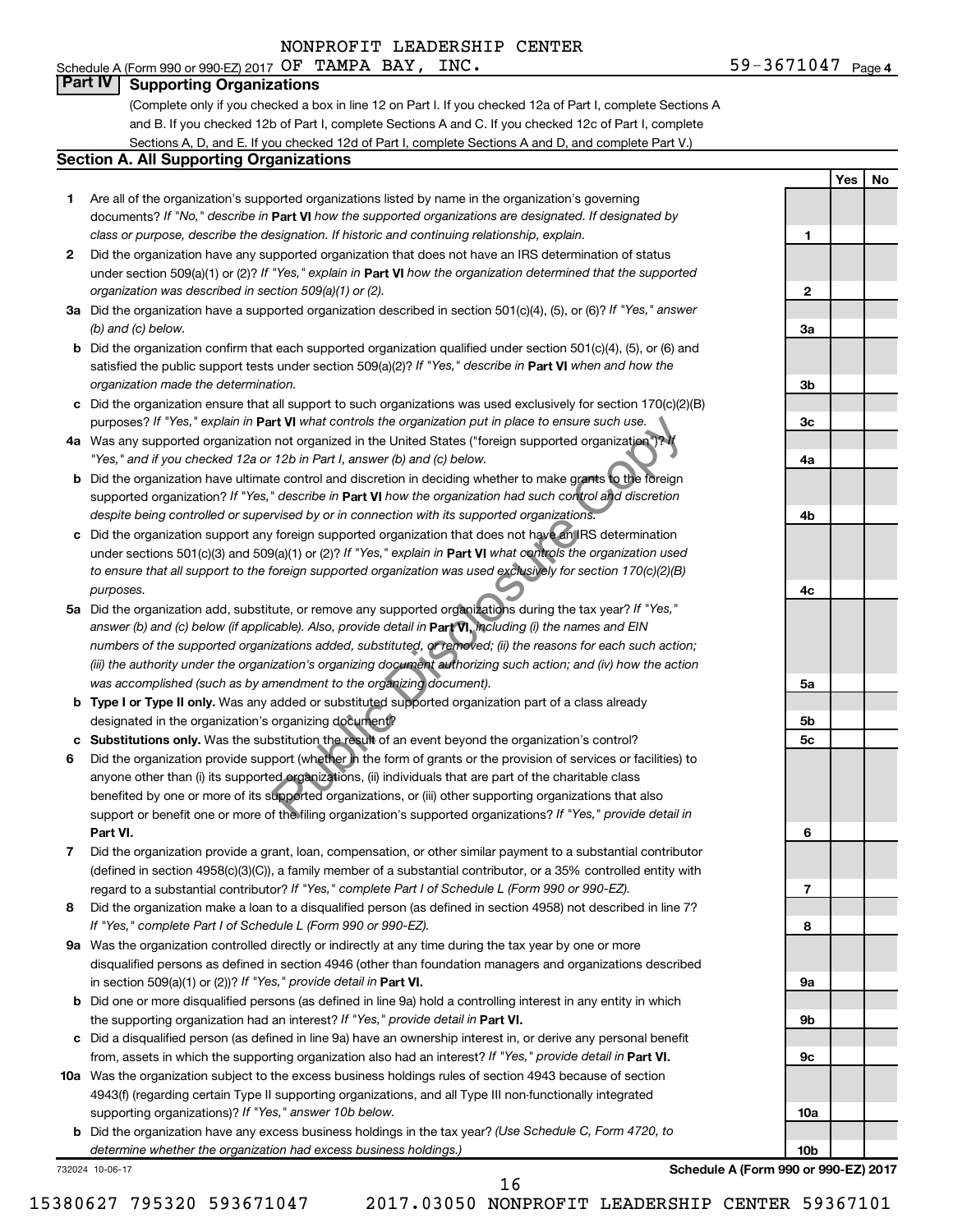Schedule A (Form 990 or 990-EZ) 2017 NONPROFIT LEADERSHIP CENTER OF TAMPA BAY, INC. 59-3671047 Page 4

## Part IV Supporting Organizations

(Complete only if you checked a box in line 12 on Part I. If you checked 12a of Part I, complete Sections A and B. If you checked 12b of Part I, complete Sections A and C. If you checked 12c of Part I, complete Sections A, D, and E. If you checked 12d of Part I, complete Sections A and D, and complete Part V.)

### Section A. All Supporting Organizations

| | | | Yes | No |
|---|---|---|---|---|
| 1 | Are all of the organization's supported organizations listed by name in the organization's governing documents? *If "No," describe in* **Part VI** *how the supported organizations are designated. If designated by class or purpose, describe the designation. If historic and continuing relationship, explain.* | 1 | | |
| 2 | Did the organization have any supported organization that does not have an IRS determination of status under section 509(a)(1) or (2)? *If "Yes," explain in* **Part VI** *how the organization determined that the supported organization was described in section 509(a)(1) or (2).* | 2 | | |
| 3a | Did the organization have a supported organization described in section 501(c)(4), (5), or (6)? *If "Yes," answer (b) and (c) below.* | 3a | | |
| b | Did the organization confirm that each supported organization qualified under section 501(c)(4), (5), or (6) and satisfied the public support tests under section 509(a)(2)? *If "Yes," describe in* **Part VI** *when and how the organization made the determination.* | 3b | | |
| c | Did the organization ensure that all support to such organizations was used exclusively for section 170(c)(2)(B) purposes? *If "Yes," explain in* **Part VI** *what controls the organization put in place to ensure such use.* | 3c | | |
| 4a | Was any supported organization not organized in the United States ("foreign supported organization")? *If "Yes," and if you checked 12a or 12b in Part I, answer (b) and (c) below.* | 4a | | |
| b | Did the organization have ultimate control and discretion in deciding whether to make grants to the foreign supported organization? *If "Yes," describe in* **Part VI** *how the organization had such control and discretion despite being controlled or supervised by or in connection with its supported organizations.* | 4b | | |
| c | Did the organization support any foreign supported organization that does not have an IRS determination under sections 501(c)(3) and 509(a)(1) or (2)? *If "Yes," explain in* **Part VI** *what controls the organization used to ensure that all support to the foreign supported organization was used exclusively for section 170(c)(2)(B) purposes.* | 4c | | |
| 5a | Did the organization add, substitute, or remove any supported organizations during the tax year? *If "Yes," answer (b) and (c) below (if applicable). Also, provide detail in* **Part VI,** *including (i) the names and EIN numbers of the supported organizations added, substituted, or removed; (ii) the reasons for each such action; (iii) the authority under the organization's organizing document authorizing such action; and (iv) how the action was accomplished (such as by amendment to the organizing document).* | 5a | | |
| b | **Type I or Type II only.** Was any added or substituted supported organization part of a class already designated in the organization's organizing document? | 5b | | |
| c | **Substitutions only.** Was the substitution the result of an event beyond the organization's control? | 5c | | |
| 6 | Did the organization provide support (whether in the form of grants or the provision of services or facilities) to anyone other than (i) its supported organizations, (ii) individuals that are part of the charitable class benefited by one or more of its supported organizations, or (iii) other supporting organizations that also support or benefit one or more of the filing organization's supported organizations? *If "Yes," provide detail in* **Part VI.** | 6 | | |
| 7 | Did the organization provide a grant, loan, compensation, or other similar payment to a substantial contributor (defined in section 4958(c)(3)(C)), a family member of a substantial contributor, or a 35% controlled entity with regard to a substantial contributor? *If "Yes," complete Part I of Schedule L (Form 990 or 990-EZ).* | 7 | | |
| 8 | Did the organization make a loan to a disqualified person (as defined in section 4958) not described in line 7? *If "Yes," complete Part I of Schedule L (Form 990 or 990-EZ).* | 8 | | |
| 9a | Was the organization controlled directly or indirectly at any time during the tax year by one or more disqualified persons as defined in section 4946 (other than foundation managers and organizations described in section 509(a)(1) or (2))? *If "Yes," provide detail in* **Part VI.** | 9a | | |
| b | Did one or more disqualified persons (as defined in line 9a) hold a controlling interest in any entity in which the supporting organization had an interest? *If "Yes," provide detail in* **Part VI.** | 9b | | |
| c | Did a disqualified person (as defined in line 9a) have an ownership interest in, or derive any personal benefit from, assets in which the supporting organization also had an interest? *If "Yes," provide detail in* **Part VI.** | 9c | | |
| 10a | Was the organization subject to the excess business holdings rules of section 4943 because of section 4943(f) (regarding certain Type II supporting organizations, and all Type III non-functionally integrated supporting organizations)? *If "Yes," answer 10b below.* | 10a | | |
| b | Did the organization have any excess business holdings in the tax year? *(Use Schedule C, Form 4720, to determine whether the organization had excess business holdings.)* | 10b | | |

732024 10-06-17 **Schedule A (Form 990 or 990-EZ) 2017**

15380627 795320 593671047 2017.03050 NONPROFIT LEADERSHIP CENTER 59367101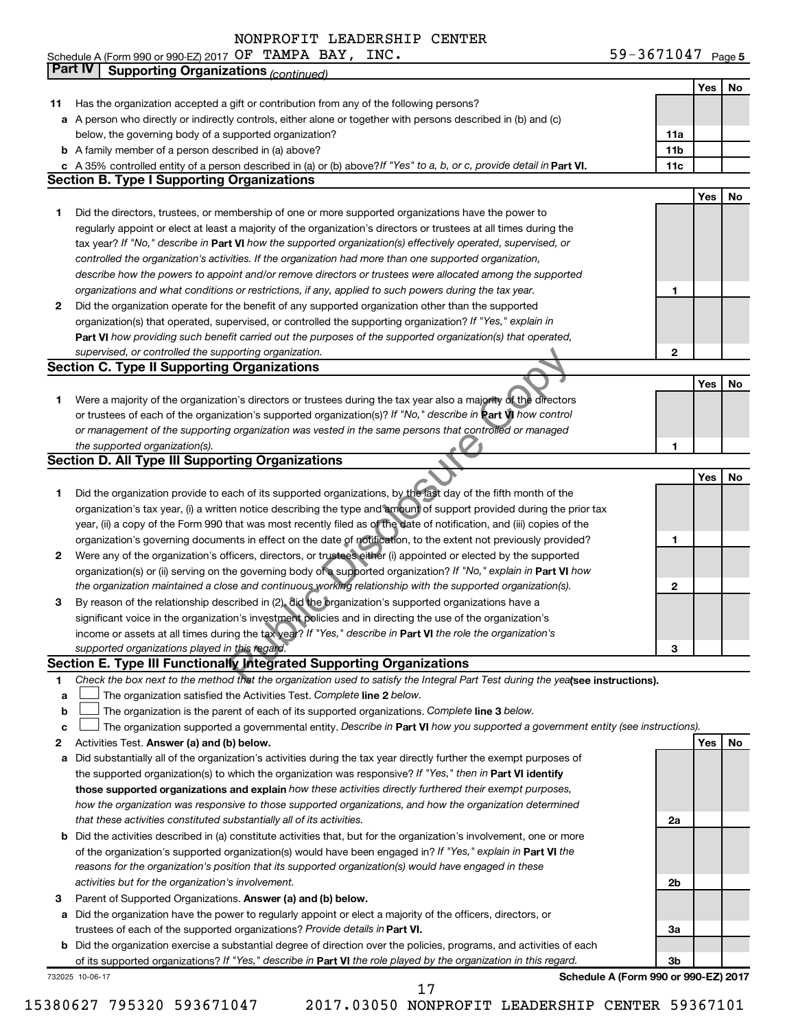NONPROFIT LEADERSHIP CENTER

Schedule A (Form 990 or 990-EZ) 2017 OF TAMPA BAY, INC. 59-3671047 Page 5

**Part IV | Supporting Organizations** *(continued)*

| | | | Yes | No |
|---|---|---|---|---|
| **11** | Has the organization accepted a gift or contribution from any of the following persons? | | | |
| **a** | A person who directly or indirectly controls, either alone or together with persons described in (b) and (c) below, the governing body of a supported organization? | **11a** | | |
| **b** | A family member of a person described in (a) above? | **11b** | | |
| **c** | A 35% controlled entity of a person described in (a) or (b) above? *If "Yes" to a, b, or c, provide detail in* **Part VI.** | **11c** | | |

## Section B. Type I Supporting Organizations

| | | | Yes | No |
|---|---|---|---|---|
| **1** | Did the directors, trustees, or membership of one or more supported organizations have the power to regularly appoint or elect at least a majority of the organization's directors or trustees at all times during the tax year? *If "No," describe in* **Part VI** *how the supported organization(s) effectively operated, supervised, or controlled the organization's activities. If the organization had more than one supported organization, describe how the powers to appoint and/or remove directors or trustees were allocated among the supported organizations and what conditions or restrictions, if any, applied to such powers during the tax year.* | **1** | | |
| **2** | Did the organization operate for the benefit of any supported organization other than the supported organization(s) that operated, supervised, or controlled the supporting organization? *If "Yes," explain in* **Part VI** *how providing such benefit carried out the purposes of the supported organization(s) that operated, supervised, or controlled the supporting organization.* | **2** | | |

## Section C. Type II Supporting Organizations

| | | | Yes | No |
|---|---|---|---|---|
| **1** | Were a majority of the organization's directors or trustees during the tax year also a majority of the directors or trustees of each of the organization's supported organization(s)? *If "No," describe in* **Part VI** *how control or management of the supporting organization was vested in the same persons that controlled or managed the supported organization(s).* | **1** | | |

## Section D. All Type III Supporting Organizations

| | | | Yes | No |
|---|---|---|---|---|
| **1** | Did the organization provide to each of its supported organizations, by the last day of the fifth month of the organization's tax year, (i) a written notice describing the type and amount of support provided during the prior tax year, (ii) a copy of the Form 990 that was most recently filed as of the date of notification, and (iii) copies of the organization's governing documents in effect on the date of notification, to the extent not previously provided? | **1** | | |
| **2** | Were any of the organization's officers, directors, or trustees either (i) appointed or elected by the supported organization(s) or (ii) serving on the governing body of a supported organization? *If "No," explain in* **Part VI** *how the organization maintained a close and continuous working relationship with the supported organization(s).* | **2** | | |
| **3** | By reason of the relationship described in (2), did the organization's supported organizations have a significant voice in the organization's investment policies and in directing the use of the organization's income or assets at all times during the tax year? *If "Yes," describe in* **Part VI** *the role the organization's supported organizations played in this regard.* | **3** | | |

## Section E. Type III Functionally-Integrated Supporting Organizations

**1** *Check the box next to the method that the organization used to satisfy the Integral Part Test during the year* **(see instructions).**

**a** ☐ The organization satisfied the Activities Test. *Complete* **line 2** *below.*

**b** ☐ The organization is the parent of each of its supported organizations. *Complete* **line 3** *below.*

**c** ☐ The organization supported a governmental entity. *Describe in* **Part VI** *how you supported a government entity (see instructions).*

| | | | Yes | No |
|---|---|---|---|---|
| **2** | Activities Test. **Answer (a) and (b) below.** | | | |
| **a** | Did substantially all of the organization's activities during the tax year directly further the exempt purposes of the supported organization(s) to which the organization was responsive? *If "Yes," then in* **Part VI identify those supported organizations and explain** *how these activities directly furthered their exempt purposes, how the organization was responsive to those supported organizations, and how the organization determined that these activities constituted substantially all of its activities.* | **2a** | | |
| **b** | Did the activities described in (a) constitute activities that, but for the organization's involvement, one or more of the organization's supported organization(s) would have been engaged in? *If "Yes," explain in* **Part VI** *the reasons for the organization's position that its supported organization(s) would have engaged in these activities but for the organization's involvement.* | **2b** | | |
| **3** | Parent of Supported Organizations. **Answer (a) and (b) below.** | | | |
| **a** | Did the organization have the power to regularly appoint or elect a majority of the officers, directors, or trustees of each of the supported organizations? *Provide details in* **Part VI.** | **3a** | | |
| **b** | Did the organization exercise a substantial degree of direction over the policies, programs, and activities of each of its supported organizations? *If "Yes," describe in* **Part VI** *the role played by the organization in this regard.* | **3b** | | |

732025 10-06-17 **Schedule A (Form 990 or 990-EZ) 2017**

15380627 795320 593671047 2017.03050 NONPROFIT LEADERSHIP CENTER 59367101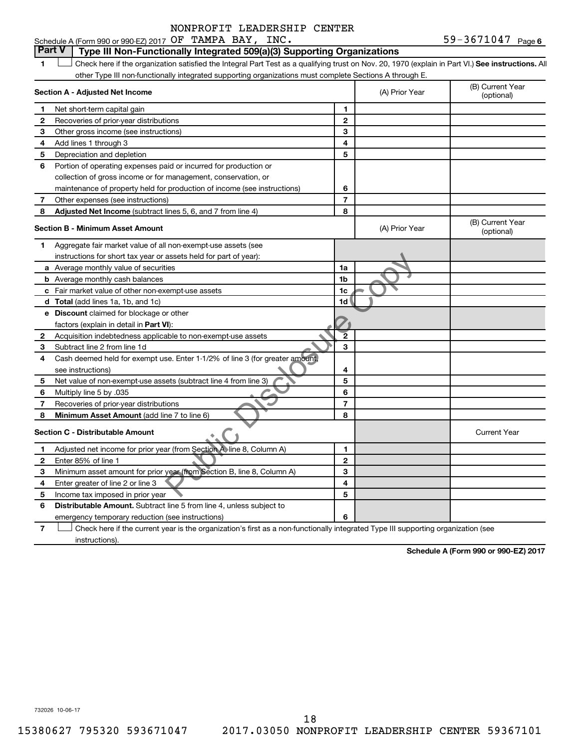NONPROFIT LEADERSHIP CENTER

Schedule A (Form 990 or 990-EZ) 2017 OF TAMPA BAY, INC. 59-3671047 Page 6

## Part V Type III Non-Functionally Integrated 509(a)(3) Supporting Organizations

1 ☐ Check here if the organization satisfied the Integral Part Test as a qualifying trust on Nov. 20, 1970 (explain in Part VI.) **See instructions.** All other Type III non-functionally integrated supporting organizations must complete Sections A through E.

| **Section A - Adjusted Net Income** | | | (A) Prior Year | (B) Current Year (optional) |
|---|---|---|---|---|
| 1 | Net short-term capital gain | 1 | | |
| 2 | Recoveries of prior-year distributions | 2 | | |
| 3 | Other gross income (see instructions) | 3 | | |
| 4 | Add lines 1 through 3 | 4 | | |
| 5 | Depreciation and depletion | 5 | | |
| 6 | Portion of operating expenses paid or incurred for production or collection of gross income or for management, conservation, or maintenance of property held for production of income (see instructions) | 6 | | |
| 7 | Other expenses (see instructions) | 7 | | |
| 8 | **Adjusted Net Income** (subtract lines 5, 6, and 7 from line 4) | 8 | | |

| **Section B - Minimum Asset Amount** | | | (A) Prior Year | (B) Current Year (optional) |
|---|---|---|---|---|
| 1 | Aggregate fair market value of all non-exempt-use assets (see instructions for short tax year or assets held for part of year): | | | |
| a | Average monthly value of securities | 1a | | |
| b | Average monthly cash balances | 1b | | |
| c | Fair market value of other non-exempt-use assets | 1c | | |
| d | **Total** (add lines 1a, 1b, and 1c) | 1d | | |
| e | **Discount** claimed for blockage or other factors (explain in detail in **Part VI**): | | | |
| 2 | Acquisition indebtedness applicable to non-exempt-use assets | 2 | | |
| 3 | Subtract line 2 from line 1d | 3 | | |
| 4 | Cash deemed held for exempt use. Enter 1-1/2% of line 3 (for greater amount, see instructions) | 4 | | |
| 5 | Net value of non-exempt-use assets (subtract line 4 from line 3) | 5 | | |
| 6 | Multiply line 5 by .035 | 6 | | |
| 7 | Recoveries of prior-year distributions | 7 | | |
| 8 | **Minimum Asset Amount** (add line 7 to line 6) | 8 | | |

| **Section C - Distributable Amount** | | | | Current Year |
|---|---|---|---|---|
| 1 | Adjusted net income for prior year (from Section A, line 8, Column A) | 1 | | |
| 2 | Enter 85% of line 1 | 2 | | |
| 3 | Minimum asset amount for prior year (from Section B, line 8, Column A) | 3 | | |
| 4 | Enter greater of line 2 or line 3 | 4 | | |
| 5 | Income tax imposed in prior year | 5 | | |
| 6 | **Distributable Amount.** Subtract line 5 from line 4, unless subject to emergency temporary reduction (see instructions) | 6 | | |

7 ☐ Check here if the current year is the organization's first as a non-functionally integrated Type III supporting organization (see instructions).

**Schedule A (Form 990 or 990-EZ) 2017**

732026 10-06-17

15380627 795320 593671047 2017.03050 NONPROFIT LEADERSHIP CENTER 59367101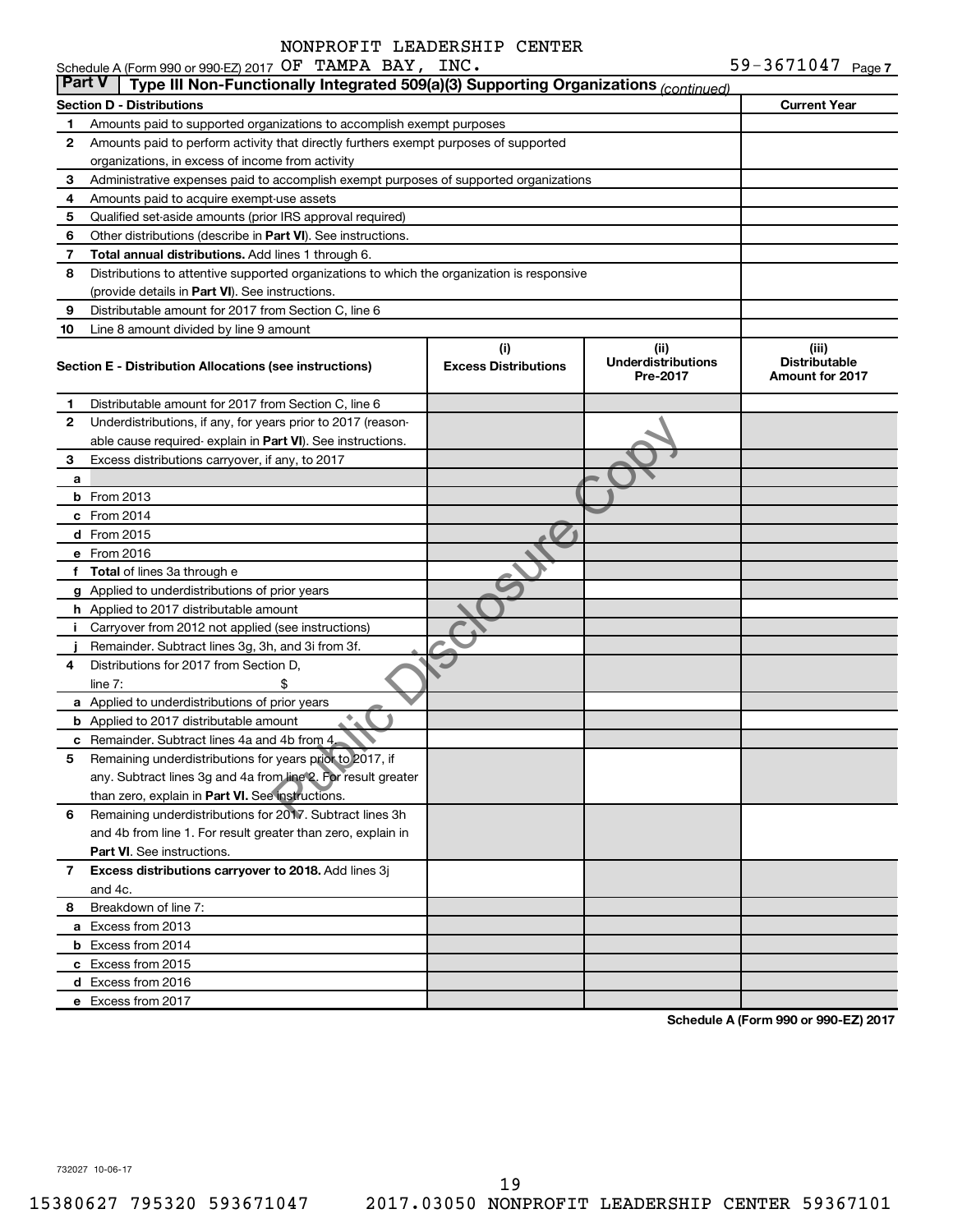NONPROFIT LEADERSHIP CENTER

Schedule A (Form 990 or 990-EZ) 2017 OF TAMPA BAY, INC. 59-3671047 Page 7

**Part V** | **Type III Non-Functionally Integrated 509(a)(3) Supporting Organizations** *(continued)*

| **Section D - Distributions** | | **Current Year** |
|---|---|---|
| 1 | Amounts paid to supported organizations to accomplish exempt purposes | |
| 2 | Amounts paid to perform activity that directly furthers exempt purposes of supported organizations, in excess of income from activity | |
| 3 | Administrative expenses paid to accomplish exempt purposes of supported organizations | |
| 4 | Amounts paid to acquire exempt-use assets | |
| 5 | Qualified set-aside amounts (prior IRS approval required) | |
| 6 | Other distributions (describe in **Part VI**). See instructions. | |
| 7 | **Total annual distributions.** Add lines 1 through 6. | |
| 8 | Distributions to attentive supported organizations to which the organization is responsive (provide details in **Part VI**). See instructions. | |
| 9 | Distributable amount for 2017 from Section C, line 6 | |
| 10 | Line 8 amount divided by line 9 amount | |

| **Section E - Distribution Allocations (see instructions)** | | **(i) Excess Distributions** | **(ii) Underdistributions Pre-2017** | **(iii) Distributable Amount for 2017** |
|---|---|---|---|---|
| 1 | Distributable amount for 2017 from Section C, line 6 | | | |
| 2 | Underdistributions, if any, for years prior to 2017 (reasonable cause required- explain in **Part VI**). See instructions. | | | |
| 3 | Excess distributions carryover, if any, to 2017 | | | |
| a | | | | |
| b | From 2013 | | | |
| c | From 2014 | | | |
| d | From 2015 | | | |
| e | From 2016 | | | |
| f | **Total** of lines 3a through e | | | |
| g | Applied to underdistributions of prior years | | | |
| h | Applied to 2017 distributable amount | | | |
| i | Carryover from 2012 not applied (see instructions) | | | |
| j | Remainder. Subtract lines 3g, 3h, and 3i from 3f. | | | |
| 4 | Distributions for 2017 from Section D, line 7: $ | | | |
| a | Applied to underdistributions of prior years | | | |
| b | Applied to 2017 distributable amount | | | |
| c | Remainder. Subtract lines 4a and 4b from 4. | | | |
| 5 | Remaining underdistributions for years prior to 2017, if any. Subtract lines 3g and 4a from line 2. For result greater than zero, explain in **Part VI.** See instructions. | | | |
| 6 | Remaining underdistributions for 2017. Subtract lines 3h and 4b from line 1. For result greater than zero, explain in **Part VI**. See instructions. | | | |
| 7 | **Excess distributions carryover to 2018.** Add lines 3j and 4c. | | | |
| 8 | Breakdown of line 7: | | | |
| a | Excess from 2013 | | | |
| b | Excess from 2014 | | | |
| c | Excess from 2015 | | | |
| d | Excess from 2016 | | | |
| e | Excess from 2017 | | | |

**Schedule A (Form 990 or 990-EZ) 2017**

732027 10-06-17

15380627 795320 593671047 2017.03050 NONPROFIT LEADERSHIP CENTER 59367101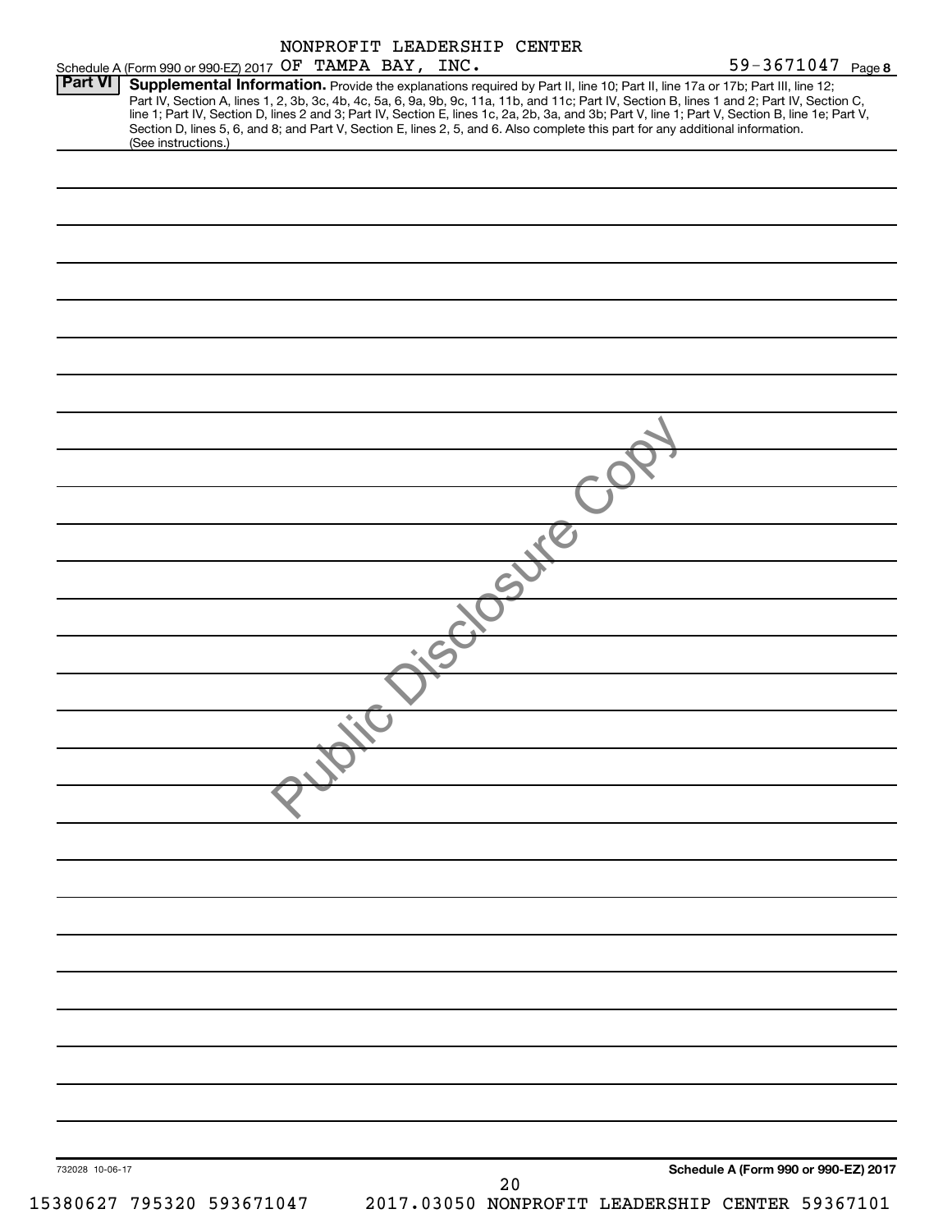Schedule A (Form 990 or 990-EZ) 2017 NONPROFIT LEADERSHIP CENTER OF TAMPA BAY, INC. 59-3671047 Page 8

**Part VI** **Supplemental Information.** Provide the explanations required by Part II, line 10; Part II, line 17a or 17b; Part III, line 12; Part IV, Section A, lines 1, 2, 3b, 3c, 4b, 4c, 5a, 6, 9a, 9b, 9c, 11a, 11b, and 11c; Part IV, Section B, lines 1 and 2; Part IV, Section C, line 1; Part IV, Section D, lines 2 and 3; Part IV, Section E, lines 1c, 2a, 2b, 3a, and 3b; Part V, line 1; Part V, Section B, line 1e; Part V, Section D, lines 5, 6, and 8; and Part V, Section E, lines 2, 5, and 6. Also complete this part for any additional information. (See instructions.)

Public Disclosure Copy

732028 10-06-17

**Schedule A (Form 990 or 990-EZ) 2017**

15380627 795320 593671047 2017.03050 NONPROFIT LEADERSHIP CENTER 59367101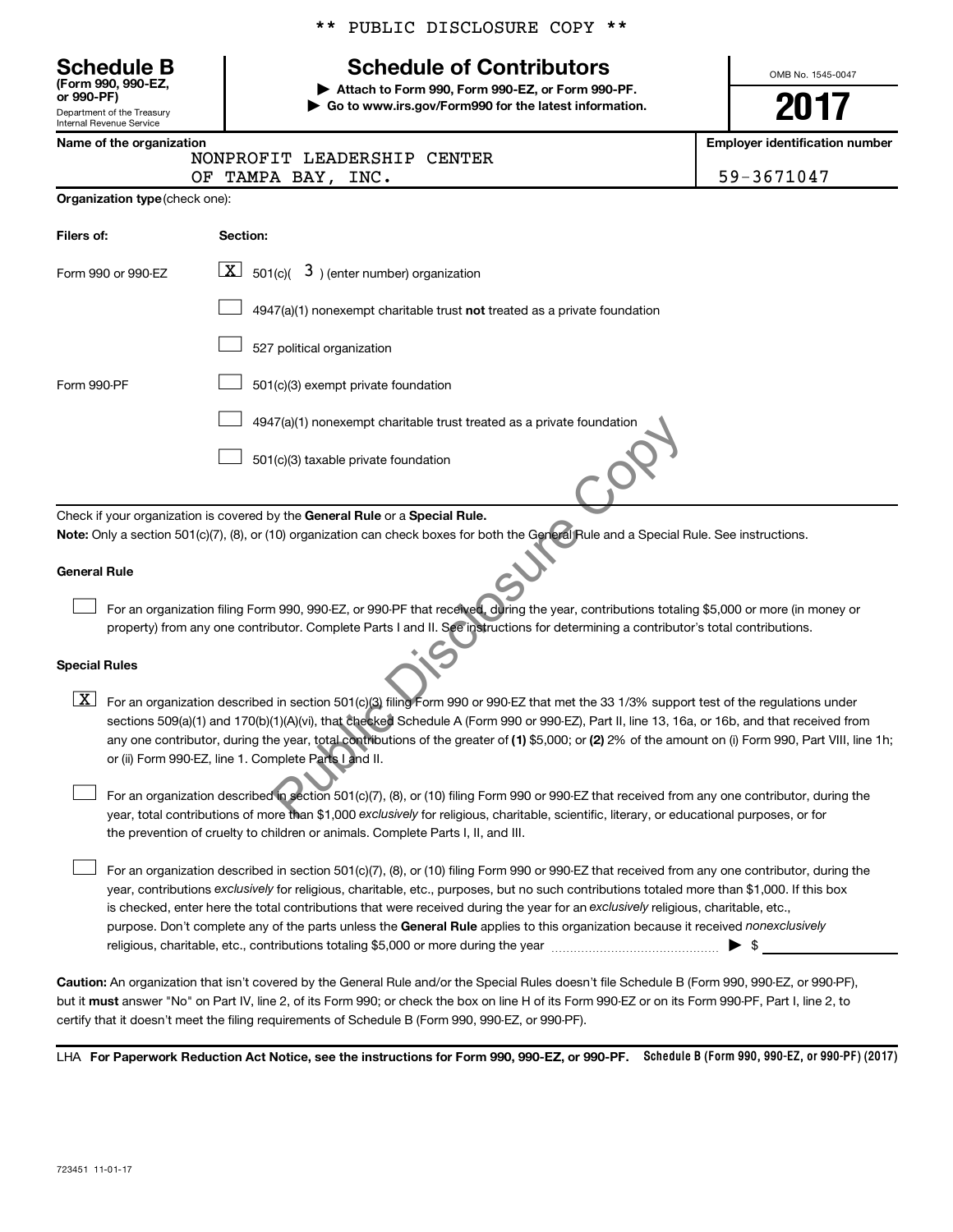** PUBLIC DISCLOSURE COPY **

**Schedule B**
**(Form 990, 990-EZ, or 990-PF)**
Department of the Treasury
Internal Revenue Service

# Schedule of Contributors

▶ **Attach to Form 990, Form 990-EZ, or Form 990-PF.**
▶ **Go to www.irs.gov/Form990 for the latest information.**

OMB No. 1545-0047

**2017**

**Name of the organization**
NONPROFIT LEADERSHIP CENTER
OF TAMPA BAY, INC.

**Employer identification number**
59-3671047

**Organization type** (check one):

| **Filers of:** | **Section:** |
|---|---|
| Form 990 or 990-EZ | [X] 501(c)( 3 ) (enter number) organization |
| | [ ] 4947(a)(1) nonexempt charitable trust **not** treated as a private foundation |
| | [ ] 527 political organization |
| Form 990-PF | [ ] 501(c)(3) exempt private foundation |
| | [ ] 4947(a)(1) nonexempt charitable trust treated as a private foundation |
| | [ ] 501(c)(3) taxable private foundation |

Check if your organization is covered by the **General Rule** or a **Special Rule.**

**Note:** Only a section 501(c)(7), (8), or (10) organization can check boxes for both the General Rule and a Special Rule. See instructions.

**General Rule**

[ ] For an organization filing Form 990, 990-EZ, or 990-PF that received, during the year, contributions totaling $5,000 or more (in money or property) from any one contributor. Complete Parts I and II. See instructions for determining a contributor's total contributions.

**Special Rules**

[X] For an organization described in section 501(c)(3) filing Form 990 or 990-EZ that met the 33 1/3% support test of the regulations under sections 509(a)(1) and 170(b)(1)(A)(vi), that checked Schedule A (Form 990 or 990-EZ), Part II, line 13, 16a, or 16b, and that received from any one contributor, during the year, total contributions of the greater of **(1)** $5,000; or **(2)** 2% of the amount on (i) Form 990, Part VIII, line 1h; or (ii) Form 990-EZ, line 1. Complete Parts I and II.

[ ] For an organization described in section 501(c)(7), (8), or (10) filing Form 990 or 990-EZ that received from any one contributor, during the year, total contributions of more than $1,000 *exclusively* for religious, charitable, scientific, literary, or educational purposes, or for the prevention of cruelty to children or animals. Complete Parts I, II, and III.

[ ] For an organization described in section 501(c)(7), (8), or (10) filing Form 990 or 990-EZ that received from any one contributor, during the year, contributions *exclusively* for religious, charitable, etc., purposes, but no such contributions totaled more than $1,000. If this box is checked, enter here the total contributions that were received during the year for an *exclusively* religious, charitable, etc., purpose. Don't complete any of the parts unless the **General Rule** applies to this organization because it received *nonexclusively* religious, charitable, etc., contributions totaling $5,000 or more during the year ........ ▶ $ ________

**Caution:** An organization that isn't covered by the General Rule and/or the Special Rules doesn't file Schedule B (Form 990, 990-EZ, or 990-PF), but it **must** answer "No" on Part IV, line 2, of its Form 990; or check the box on line H of its Form 990-EZ or on its Form 990-PF, Part I, line 2, to certify that it doesn't meet the filing requirements of Schedule B (Form 990, 990-EZ, or 990-PF).

LHA **For Paperwork Reduction Act Notice, see the instructions for Form 990, 990-EZ, or 990-PF.** **Schedule B (Form 990, 990-EZ, or 990-PF) (2017)**

723451 11-01-17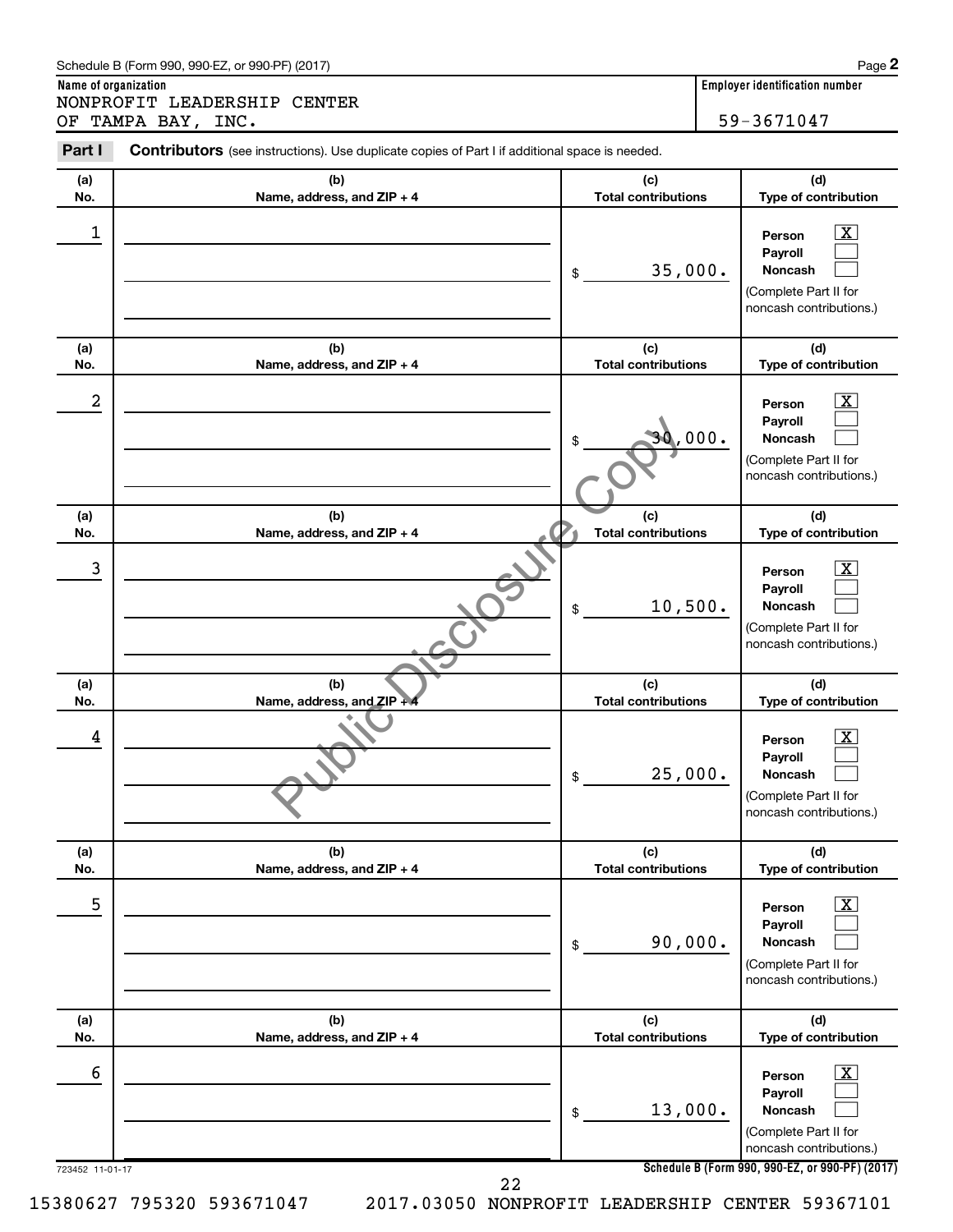Schedule B (Form 990, 990-EZ, or 990-PF) (2017)

**Name of organization**
NONPROFIT LEADERSHIP CENTER
OF TAMPA BAY, INC.

**Employer identification number**
59-3671047

**Part I** **Contributors** (see instructions). Use duplicate copies of Part I if additional space is needed.

| (a) No. | (b) Name, address, and ZIP + 4 | (c) Total contributions | (d) Type of contribution |
|---|---|---|---|
| 1 | | $ 35,000. | Person [X] Payroll [ ] Noncash [ ] (Complete Part II for noncash contributions.) |
| 2 | | $ 30,000. | Person [X] Payroll [ ] Noncash [ ] (Complete Part II for noncash contributions.) |
| 3 | | $ 10,500. | Person [X] Payroll [ ] Noncash [ ] (Complete Part II for noncash contributions.) |
| 4 | | $ 25,000. | Person [X] Payroll [ ] Noncash [ ] (Complete Part II for noncash contributions.) |
| 5 | | $ 90,000. | Person [X] Payroll [ ] Noncash [ ] (Complete Part II for noncash contributions.) |
| 6 | | $ 13,000. | Person [X] Payroll [ ] Noncash [ ] (Complete Part II for noncash contributions.) |

723452 11-01-17

Schedule B (Form 990, 990-EZ, or 990-PF) (2017)

15380627 795320 593671047 2017.03050 NONPROFIT LEADERSHIP CENTER 59367101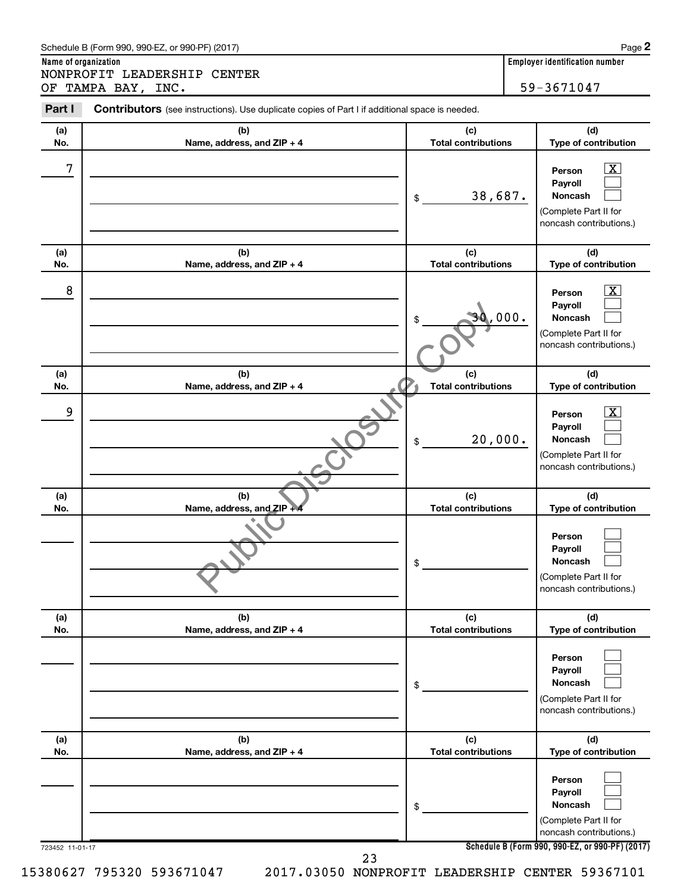Schedule B (Form 990, 990-EZ, or 990-PF) (2017) Page **2**

**Name of organization**

NONPROFIT LEADERSHIP CENTER
OF TAMPA BAY, INC.

**Employer identification number**

59-3671047

**Part I** **Contributors** (see instructions). Use duplicate copies of Part I if additional space is needed.

| (a) No. | (b) Name, address, and ZIP + 4 | (c) Total contributions | (d) Type of contribution |
|---|---|---|---|
| 7 | | $ 38,687. | Person [X] Payroll [ ] Noncash [ ] (Complete Part II for noncash contributions.) |
| 8 | | $ 30,000. | Person [X] Payroll [ ] Noncash [ ] (Complete Part II for noncash contributions.) |
| 9 | | $ 20,000. | Person [X] Payroll [ ] Noncash [ ] (Complete Part II for noncash contributions.) |
| | | $ | Person [ ] Payroll [ ] Noncash [ ] (Complete Part II for noncash contributions.) |
| | | $ | Person [ ] Payroll [ ] Noncash [ ] (Complete Part II for noncash contributions.) |
| | | $ | Person [ ] Payroll [ ] Noncash [ ] (Complete Part II for noncash contributions.) |

Public Disclosure Copy

723452 11-01-17

**Schedule B (Form 990, 990-EZ, or 990-PF) (2017)**

15380627 795320 593671047 2017.03050 NONPROFIT LEADERSHIP CENTER 59367101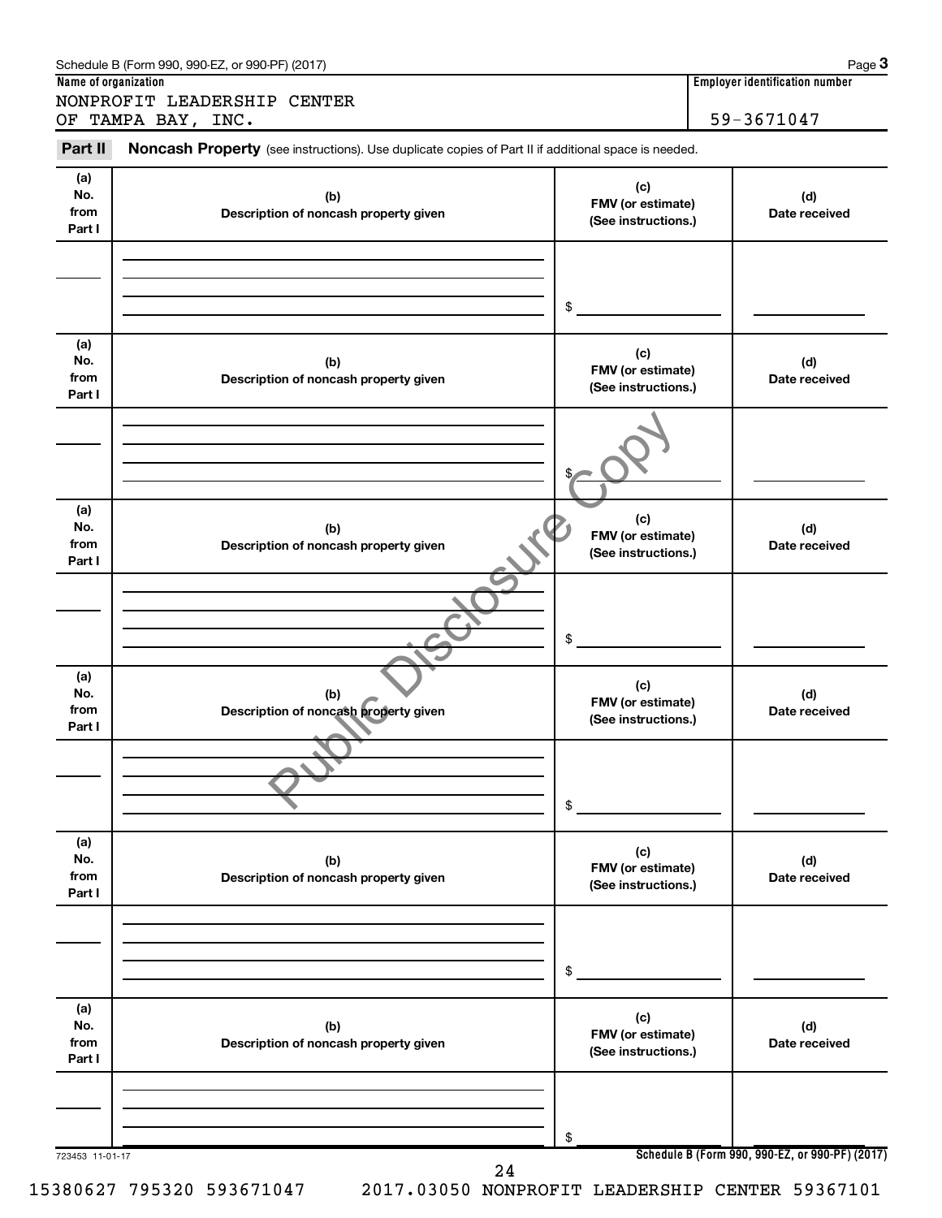Schedule B (Form 990, 990-EZ, or 990-PF) (2017)

**Name of organization**

NONPROFIT LEADERSHIP CENTER
OF TAMPA BAY, INC.

**Employer identification number**

59-3671047

**Part II** **Noncash Property** (see instructions). Use duplicate copies of Part II if additional space is needed.

| (a) No. from Part I | (b) Description of noncash property given | (c) FMV (or estimate) (See instructions.) | (d) Date received |
|---|---|---|---|
| | | $ | |

| (a) No. from Part I | (b) Description of noncash property given | (c) FMV (or estimate) (See instructions.) | (d) Date received |
|---|---|---|---|
| | | $ | |

| (a) No. from Part I | (b) Description of noncash property given | (c) FMV (or estimate) (See instructions.) | (d) Date received |
|---|---|---|---|
| | | $ | |

| (a) No. from Part I | (b) Description of noncash property given | (c) FMV (or estimate) (See instructions.) | (d) Date received |
|---|---|---|---|
| | | $ | |

| (a) No. from Part I | (b) Description of noncash property given | (c) FMV (or estimate) (See instructions.) | (d) Date received |
|---|---|---|---|
| | | $ | |

| (a) No. from Part I | (b) Description of noncash property given | (c) FMV (or estimate) (See instructions.) | (d) Date received |
|---|---|---|---|
| | | $ | |

Public Disclosure Copy

723453 11-01-17

**Schedule B (Form 990, 990-EZ, or 990-PF) (2017)**

15380627 795320 593671047 2017.03050 NONPROFIT LEADERSHIP CENTER 59367101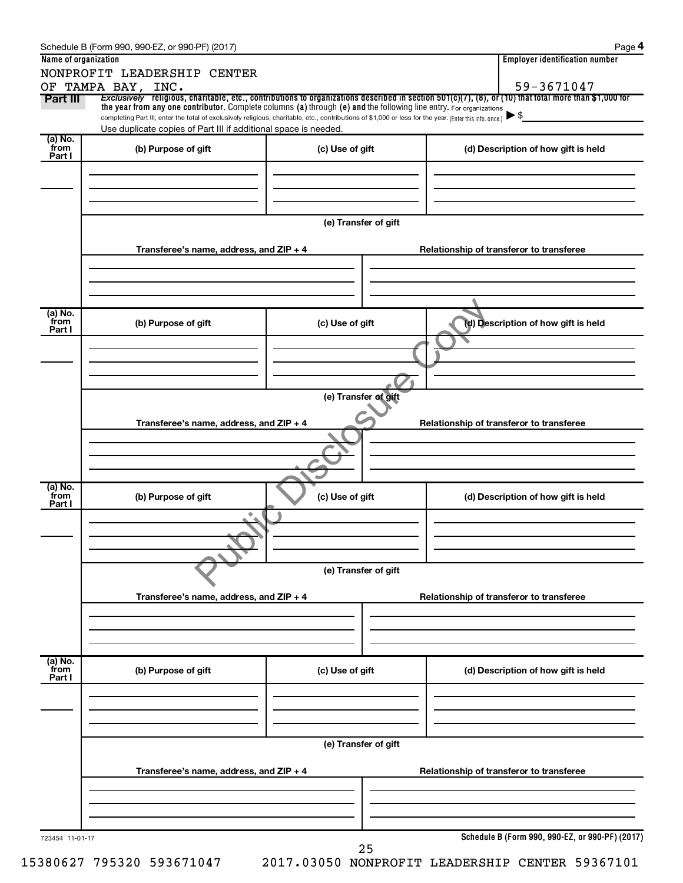Schedule B (Form 990, 990-EZ, or 990-PF) (2017) Page **4**

| Name of organization | Employer identification number |
| --- | --- |
| NONPROFIT LEADERSHIP CENTER OF TAMPA BAY, INC. | 59-3671047 |

**Part III** *Exclusively* religious, charitable, etc., contributions to organizations described in section 501(c)(7), (8), or (10) that total more than $1,000 for the year from any one contributor. Complete columns (a) through (e) and the following line entry. For organizations completing Part III, enter the total of exclusively religious, charitable, etc., contributions of $1,000 or less for the year. (Enter this info. once.) ▶ $

Use duplicate copies of Part III if additional space is needed.

| (a) No. from Part I | (b) Purpose of gift | (c) Use of gift | (d) Description of how gift is held |
| --- | --- | --- | --- |
| | | | |

(e) Transfer of gift

| Transferee's name, address, and ZIP + 4 | Relationship of transferor to transferee |
| --- | --- |
| | |

| (a) No. from Part I | (b) Purpose of gift | (c) Use of gift | (d) Description of how gift is held |
| --- | --- | --- | --- |
| | | | |

(e) Transfer of gift

| Transferee's name, address, and ZIP + 4 | Relationship of transferor to transferee |
| --- | --- |
| | |

| (a) No. from Part I | (b) Purpose of gift | (c) Use of gift | (d) Description of how gift is held |
| --- | --- | --- | --- |
| | | | |

(e) Transfer of gift

| Transferee's name, address, and ZIP + 4 | Relationship of transferor to transferee |
| --- | --- |
| | |

| (a) No. from Part I | (b) Purpose of gift | (c) Use of gift | (d) Description of how gift is held |
| --- | --- | --- | --- |
| | | | |

(e) Transfer of gift

| Transferee's name, address, and ZIP + 4 | Relationship of transferor to transferee |
| --- | --- |
| | |

723454 11-01-17 **Schedule B (Form 990, 990-EZ, or 990-PF) (2017)**

15380627 795320 593671047 2017.03050 NONPROFIT LEADERSHIP CENTER 59367101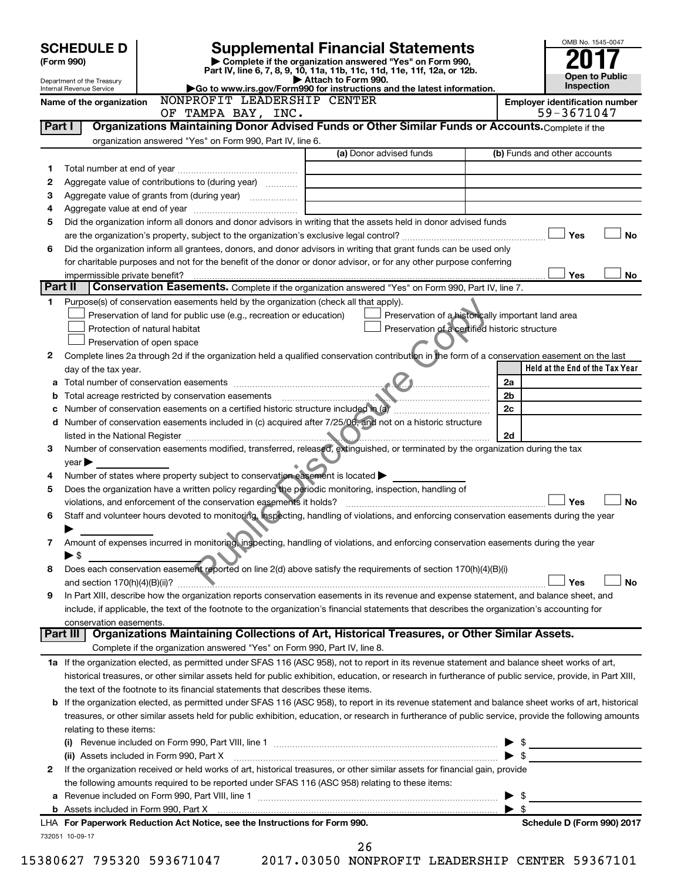**SCHEDULE D**
**(Form 990)**

Department of the Treasury
Internal Revenue Service

# Supplemental Financial Statements

▶ Complete if the organization answered "Yes" on Form 990, Part IV, line 6, 7, 8, 9, 10, 11a, 11b, 11c, 11d, 11e, 11f, 12a, or 12b.
▶ Attach to Form 990.
▶Go to www.irs.gov/Form990 for instructions and the latest information.

OMB No. 1545-0047
**2017**
**Open to Public Inspection**

Name of the organization: NONPROFIT LEADERSHIP CENTER OF TAMPA BAY, INC.
Employer identification number: 59-3671047

## Part I — Organizations Maintaining Donor Advised Funds or Other Similar Funds or Accounts.
Complete if the organization answered "Yes" on Form 990, Part IV, line 6.

| | | (a) Donor advised funds | (b) Funds and other accounts |
|---|---|---|---|
| 1 | Total number at end of year | | |
| 2 | Aggregate value of contributions to (during year) | | |
| 3 | Aggregate value of grants from (during year) | | |
| 4 | Aggregate value at end of year | | |

5 Did the organization inform all donors and donor advisors in writing that the assets held in donor advised funds are the organization's property, subject to the organization's exclusive legal control? ☐ Yes ☐ No

6 Did the organization inform all grantees, donors, and donor advisors in writing that grant funds can be used only for charitable purposes and not for the benefit of the donor or donor advisor, or for any other purpose conferring impermissible private benefit? ☐ Yes ☐ No

## Part II — Conservation Easements.
Complete if the organization answered "Yes" on Form 990, Part IV, line 7.

1 Purpose(s) of conservation easements held by the organization (check all that apply).
- ☐ Preservation of land for public use (e.g., recreation or education)
- ☐ Protection of natural habitat
- ☐ Preservation of open space
- ☐ Preservation of a historically important land area
- ☐ Preservation of a certified historic structure

2 Complete lines 2a through 2d if the organization held a qualified conservation contribution in the form of a conservation easement on the last day of the tax year.

| | | | Held at the End of the Tax Year |
|---|---|---|---|
| a | Total number of conservation easements | 2a | |
| b | Total acreage restricted by conservation easements | 2b | |
| c | Number of conservation easements on a certified historic structure included in (a) | 2c | |
| d | Number of conservation easements included in (c) acquired after 7/25/06, and not on a historic structure listed in the National Register | 2d | |

3 Number of conservation easements modified, transferred, released, extinguished, or terminated by the organization during the tax year ▶

4 Number of states where property subject to conservation easement is located ▶

5 Does the organization have a written policy regarding the periodic monitoring, inspection, handling of violations, and enforcement of the conservation easements it holds? ☐ Yes ☐ No

6 Staff and volunteer hours devoted to monitoring, inspecting, handling of violations, and enforcing conservation easements during the year ▶

7 Amount of expenses incurred in monitoring, inspecting, handling of violations, and enforcing conservation easements during the year ▶ $

8 Does each conservation easement reported on line 2(d) above satisfy the requirements of section 170(h)(4)(B)(i) and section 170(h)(4)(B)(ii)? ☐ Yes ☐ No

9 In Part XIII, describe how the organization reports conservation easements in its revenue and expense statement, and balance sheet, and include, if applicable, the text of the footnote to the organization's financial statements that describes the organization's accounting for conservation easements.

## Part III — Organizations Maintaining Collections of Art, Historical Treasures, or Other Similar Assets.
Complete if the organization answered "Yes" on Form 990, Part IV, line 8.

1a If the organization elected, as permitted under SFAS 116 (ASC 958), not to report in its revenue statement and balance sheet works of art, historical treasures, or other similar assets held for public exhibition, education, or research in furtherance of public service, provide, in Part XIII, the text of the footnote to its financial statements that describes these items.

b If the organization elected, as permitted under SFAS 116 (ASC 958), to report in its revenue statement and balance sheet works of art, historical treasures, or other similar assets held for public exhibition, education, or research in furtherance of public service, provide the following amounts relating to these items:

(i) Revenue included on Form 990, Part VIII, line 1 ▶ $

(ii) Assets included in Form 990, Part X ▶ $

2 If the organization received or held works of art, historical treasures, or other similar assets for financial gain, provide the following amounts required to be reported under SFAS 116 (ASC 958) relating to these items:

a Revenue included on Form 990, Part VIII, line 1 ▶ $

b Assets included in Form 990, Part X ▶ $

LHA For Paperwork Reduction Act Notice, see the Instructions for Form 990. — Schedule D (Form 990) 2017

732051 10-09-17

15380627 795320 593671047 2017.03050 NONPROFIT LEADERSHIP CENTER 59367101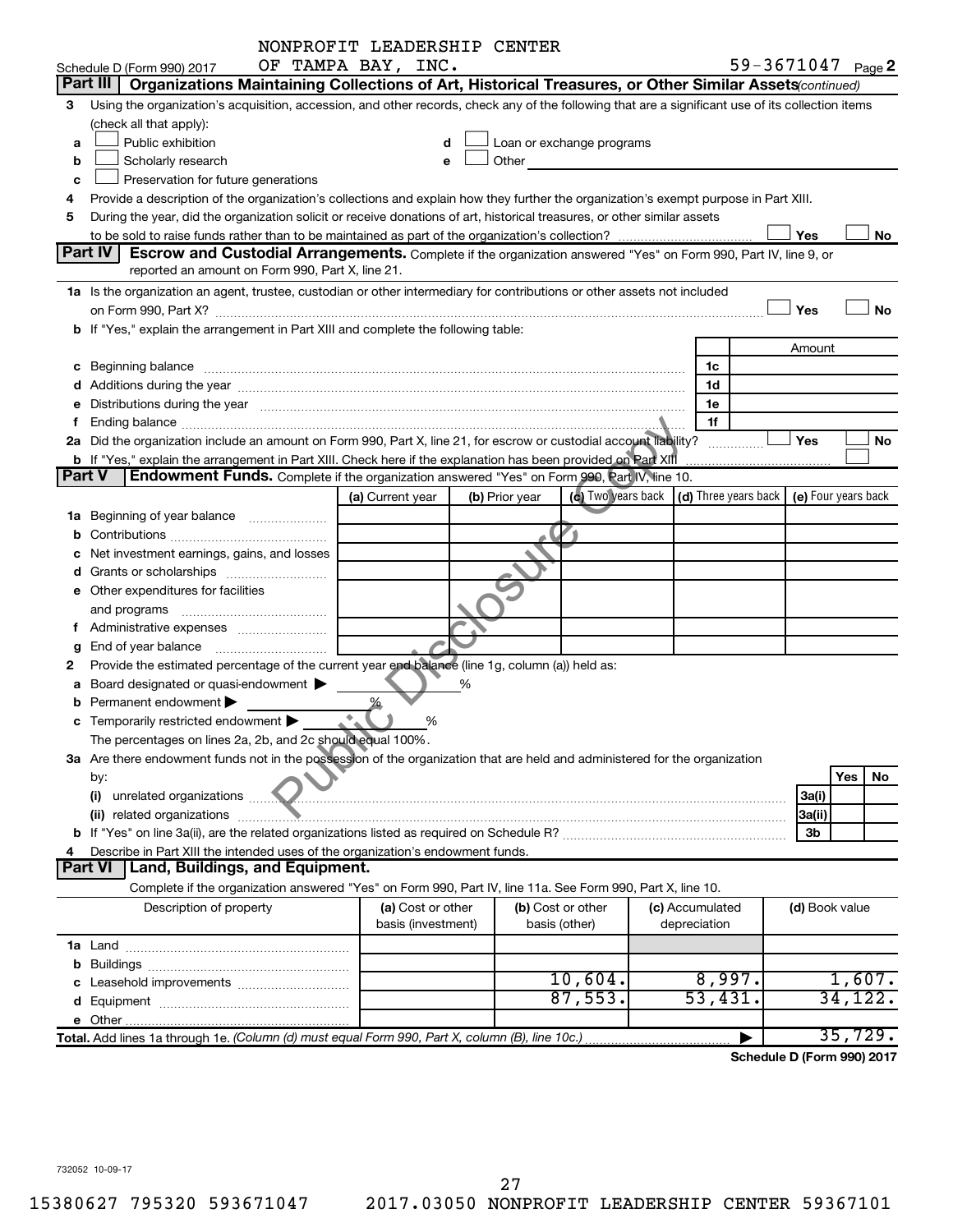NONPROFIT LEADERSHIP CENTER
Schedule D (Form 990) 2017 OF TAMPA BAY, INC. 59-3671047 Page 2

**Part III | Organizations Maintaining Collections of Art, Historical Treasures, or Other Similar Assets** *(continued)*

3 Using the organization's acquisition, accession, and other records, check any of the following that are a significant use of its collection items (check all that apply):

a ☐ Public exhibition
b ☐ Scholarly research
c ☐ Preservation for future generations
d ☐ Loan or exchange programs
e ☐ Other

4 Provide a description of the organization's collections and explain how they further the organization's exempt purpose in Part XIII.

5 During the year, did the organization solicit or receive donations of art, historical treasures, or other similar assets to be sold to raise funds rather than to be maintained as part of the organization's collection? ☐ Yes ☐ No

**Part IV | Escrow and Custodial Arrangements.** Complete if the organization answered "Yes" on Form 990, Part IV, line 9, or reported an amount on Form 990, Part X, line 21.

1a Is the organization an agent, trustee, custodian or other intermediary for contributions or other assets not included on Form 990, Part X? ☐ Yes ☐ No

b If "Yes," explain the arrangement in Part XIII and complete the following table:

| | | Amount |
|---|---|---|
| c Beginning balance | 1c | |
| d Additions during the year | 1d | |
| e Distributions during the year | 1e | |
| f Ending balance | 1f | |

2a Did the organization include an amount on Form 990, Part X, line 21, for escrow or custodial account liability? ☐ Yes ☐ No

b If "Yes," explain the arrangement in Part XIII. Check here if the explanation has been provided on Part XIII ☐

**Part V | Endowment Funds.** Complete if the organization answered "Yes" on Form 990, Part IV, line 10.

| | (a) Current year | (b) Prior year | (c) Two years back | (d) Three years back | (e) Four years back |
|---|---|---|---|---|---|
| 1a Beginning of year balance | | | | | |
| b Contributions | | | | | |
| c Net investment earnings, gains, and losses | | | | | |
| d Grants or scholarships | | | | | |
| e Other expenditures for facilities and programs | | | | | |
| f Administrative expenses | | | | | |
| g End of year balance | | | | | |

2 Provide the estimated percentage of the current year end balance (line 1g, column (a)) held as:

a Board designated or quasi-endowment ▶ %
b Permanent endowment ▶ %
c Temporarily restricted endowment ▶ %

The percentages on lines 2a, 2b, and 2c should equal 100%.

3a Are there endowment funds not in the possession of the organization that are held and administered for the organization by:

| | | Yes | No |
|---|---|---|---|
| (i) unrelated organizations | 3a(i) | | |
| (ii) related organizations | 3a(ii) | | |
| b If "Yes" on line 3a(ii), are the related organizations listed as required on Schedule R? | 3b | | |

4 Describe in Part XIII the intended uses of the organization's endowment funds.

**Part VI | Land, Buildings, and Equipment.**

Complete if the organization answered "Yes" on Form 990, Part IV, line 11a. See Form 990, Part X, line 10.

| Description of property | (a) Cost or other basis (investment) | (b) Cost or other basis (other) | (c) Accumulated depreciation | (d) Book value |
|---|---|---|---|---|
| 1a Land | | | | |
| b Buildings | | | | |
| c Leasehold improvements | | 10,604. | 8,997. | 1,607. |
| d Equipment | | 87,553. | 53,431. | 34,122. |
| e Other | | | | |

**Total.** Add lines 1a through 1e. *(Column (d) must equal Form 990, Part X, column (B), line 10c.)* ▶ 35,729.

**Schedule D (Form 990) 2017**

732052 10-09-17

15380627 795320 593671047 2017.03050 NONPROFIT LEADERSHIP CENTER 59367101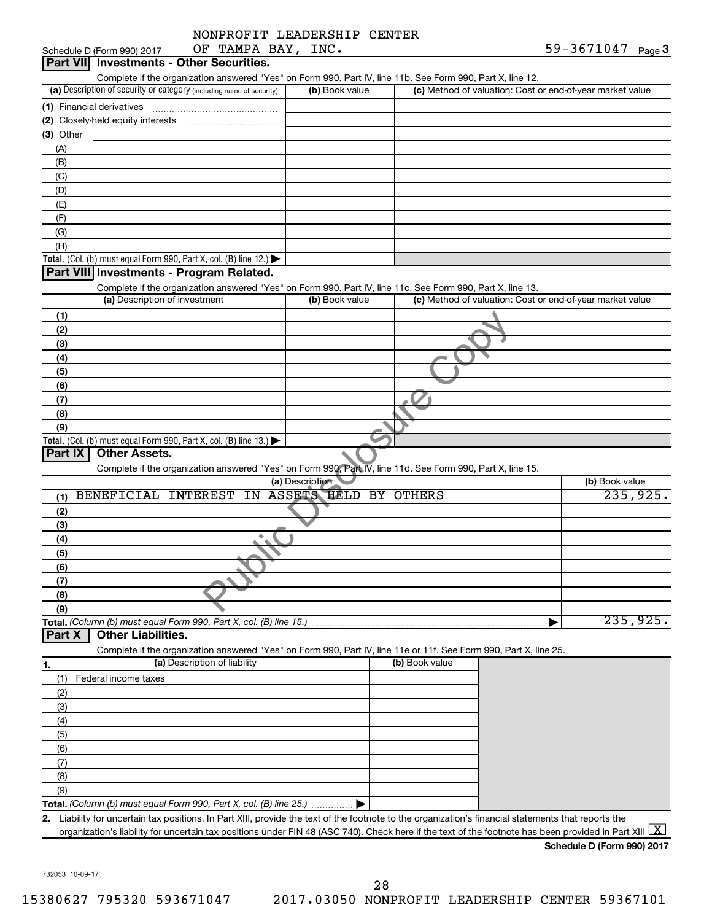Schedule D (Form 990) 2017 NONPROFIT LEADERSHIP CENTER OF TAMPA BAY, INC. 59-3671047 Page 3

## Part VII Investments - Other Securities.

Complete if the organization answered "Yes" on Form 990, Part IV, line 11b. See Form 990, Part X, line 12.

| (a) Description of security or category (including name of security) | (b) Book value | (c) Method of valuation: Cost or end-of-year market value |
|---|---|---|
| (1) Financial derivatives | | |
| (2) Closely-held equity interests | | |
| (3) Other | | |
| (A) | | |
| (B) | | |
| (C) | | |
| (D) | | |
| (E) | | |
| (F) | | |
| (G) | | |
| (H) | | |
| **Total.** (Col. (b) must equal Form 990, Part X, col. (B) line 12.) | | |

## Part VIII Investments - Program Related.

Complete if the organization answered "Yes" on Form 990, Part IV, line 11c. See Form 990, Part X, line 13.

| (a) Description of investment | (b) Book value | (c) Method of valuation: Cost or end-of-year market value |
|---|---|---|
| (1) | | |
| (2) | | |
| (3) | | |
| (4) | | |
| (5) | | |
| (6) | | |
| (7) | | |
| (8) | | |
| (9) | | |
| **Total.** (Col. (b) must equal Form 990, Part X, col. (B) line 13.) | | |

## Part IX Other Assets.

Complete if the organization answered "Yes" on Form 990, Part IV, line 11d. See Form 990, Part X, line 15.

| (a) Description | (b) Book value |
|---|---|
| (1) BENEFICIAL INTEREST IN ASSETS HELD BY OTHERS | 235,925. |
| (2) | |
| (3) | |
| (4) | |
| (5) | |
| (6) | |
| (7) | |
| (8) | |
| (9) | |
| **Total.** (Column (b) must equal Form 990, Part X, col. (B) line 15.) | 235,925. |

## Part X Other Liabilities.

Complete if the organization answered "Yes" on Form 990, Part IV, line 11e or 11f. See Form 990, Part X, line 25.

| 1. (a) Description of liability | (b) Book value |
|---|---|
| (1) Federal income taxes | |
| (2) | |
| (3) | |
| (4) | |
| (5) | |
| (6) | |
| (7) | |
| (8) | |
| (9) | |
| **Total.** (Column (b) must equal Form 990, Part X, col. (B) line 25.) | |

2. Liability for uncertain tax positions. In Part XIII, provide the text of the footnote to the organization's financial statements that reports the organization's liability for uncertain tax positions under FIN 48 (ASC 740). Check here if the text of the footnote has been provided in Part XIII [X]

Schedule D (Form 990) 2017

732053 10-09-17

15380627 795320 593671047 2017.03050 NONPROFIT LEADERSHIP CENTER 59367101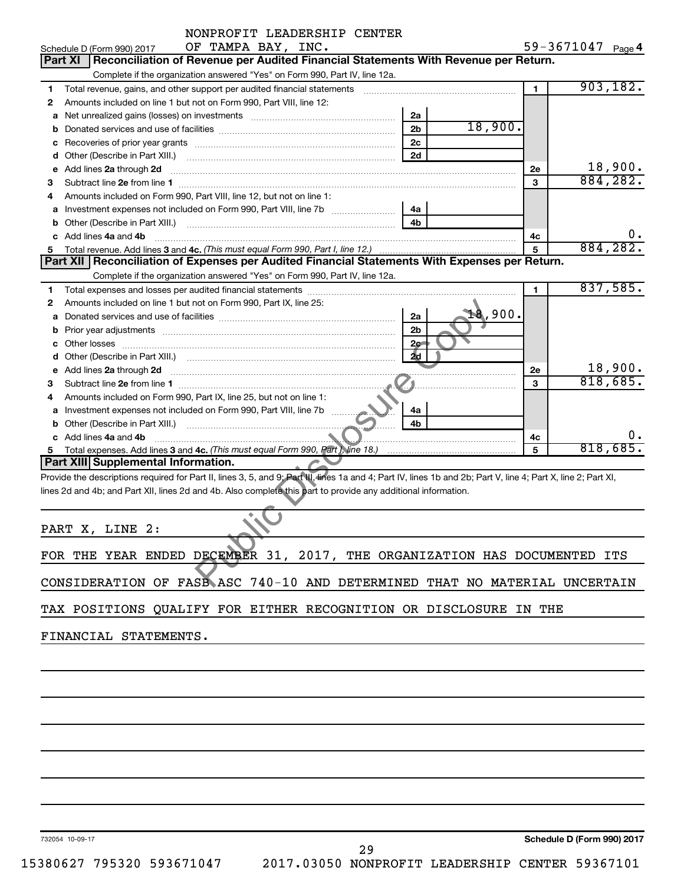NONPROFIT LEADERSHIP CENTER

Schedule D (Form 990) 2017 OF TAMPA BAY, INC. 59-3671047 Page 4

## Part XI Reconciliation of Revenue per Audited Financial Statements With Revenue per Return.

Complete if the organization answered "Yes" on Form 990, Part IV, line 12a.

| | | | | | |
|---|---|---|---|---|---|
| 1 | Total revenue, gains, and other support per audited financial statements | | | 1 | 903,182. |
| 2 | Amounts included on line 1 but not on Form 990, Part VIII, line 12: | | | | |
| a | Net unrealized gains (losses) on investments | 2a | | | |
| b | Donated services and use of facilities | 2b | 18,900. | | |
| c | Recoveries of prior year grants | 2c | | | |
| d | Other (Describe in Part XIII.) | 2d | | | |
| e | Add lines 2a through 2d | | | 2e | 18,900. |
| 3 | Subtract line 2e from line 1 | | | 3 | 884,282. |
| 4 | Amounts included on Form 990, Part VIII, line 12, but not on line 1: | | | | |
| a | Investment expenses not included on Form 990, Part VIII, line 7b | 4a | | | |
| b | Other (Describe in Part XIII.) | 4b | | | |
| c | Add lines 4a and 4b | | | 4c | 0. |
| 5 | Total revenue. Add lines 3 and 4c. *(This must equal Form 990, Part I, line 12.)* | | | 5 | 884,282. |

## Part XII Reconciliation of Expenses per Audited Financial Statements With Expenses per Return.

Complete if the organization answered "Yes" on Form 990, Part IV, line 12a.

| | | | | | |
|---|---|---|---|---|---|
| 1 | Total expenses and losses per audited financial statements | | | 1 | 837,585. |
| 2 | Amounts included on line 1 but not on Form 990, Part IX, line 25: | | | | |
| a | Donated services and use of facilities | 2a | 18,900. | | |
| b | Prior year adjustments | 2b | | | |
| c | Other losses | 2c | | | |
| d | Other (Describe in Part XIII.) | 2d | | | |
| e | Add lines 2a through 2d | | | 2e | 18,900. |
| 3 | Subtract line 2e from line 1 | | | 3 | 818,685. |
| 4 | Amounts included on Form 990, Part IX, line 25, but not on line 1: | | | | |
| a | Investment expenses not included on Form 990, Part VIII, line 7b | 4a | | | |
| b | Other (Describe in Part XIII.) | 4b | | | |
| c | Add lines 4a and 4b | | | 4c | 0. |
| 5 | Total expenses. Add lines 3 and 4c. *(This must equal Form 990, Part I, line 18.)* | | | 5 | 818,685. |

## Part XIII Supplemental Information.

Provide the descriptions required for Part II, lines 3, 5, and 9; Part III, lines 1a and 4; Part IV, lines 1b and 2b; Part V, line 4; Part X, line 2; Part XI, lines 2d and 4b; and Part XII, lines 2d and 4b. Also complete this part to provide any additional information.

PART X, LINE 2:

FOR THE YEAR ENDED DECEMBER 31, 2017, THE ORGANIZATION HAS DOCUMENTED ITS CONSIDERATION OF FASB ASC 740-10 AND DETERMINED THAT NO MATERIAL UNCERTAIN TAX POSITIONS QUALIFY FOR EITHER RECOGNITION OR DISCLOSURE IN THE FINANCIAL STATEMENTS.

732054 10-09-17 Schedule D (Form 990) 2017

15380627 795320 593671047 2017.03050 NONPROFIT LEADERSHIP CENTER 59367101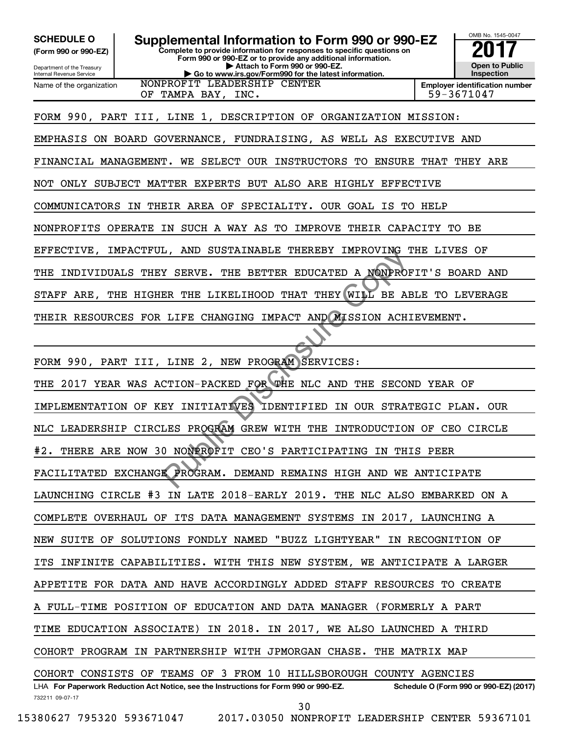**SCHEDULE O**
**(Form 990 or 990-EZ)**

Department of the Treasury
Internal Revenue Service

# Supplemental Information to Form 990 or 990-EZ

**Complete to provide information for responses to specific questions on Form 990 or 990-EZ or to provide any additional information.**
**▶ Attach to Form 990 or 990-EZ.**
**▶ Go to www.irs.gov/Form990 for the latest information.**

OMB No. 1545-0047
**2017**
**Open to Public Inspection**

Name of the organization: NONPROFIT LEADERSHIP CENTER OF TAMPA BAY, INC.

**Employer identification number:** 59-3671047

FORM 990, PART III, LINE 1, DESCRIPTION OF ORGANIZATION MISSION:

EMPHASIS ON BOARD GOVERNANCE, FUNDRAISING, AS WELL AS EXECUTIVE AND FINANCIAL MANAGEMENT. WE SELECT OUR INSTRUCTORS TO ENSURE THAT THEY ARE NOT ONLY SUBJECT MATTER EXPERTS BUT ALSO ARE HIGHLY EFFECTIVE COMMUNICATORS IN THEIR AREA OF SPECIALITY. OUR GOAL IS TO HELP NONPROFITS OPERATE IN SUCH A WAY AS TO IMPROVE THEIR CAPACITY TO BE EFFECTIVE, IMPACTFUL, AND SUSTAINABLE THEREBY IMPROVING THE LIVES OF THE INDIVIDUALS THEY SERVE. THE BETTER EDUCATED A NONPROFIT'S BOARD AND STAFF ARE, THE HIGHER THE LIKELIHOOD THAT THEY WILL BE ABLE TO LEVERAGE THEIR RESOURCES FOR LIFE CHANGING IMPACT AND MISSION ACHIEVEMENT.

FORM 990, PART III, LINE 2, NEW PROGRAM SERVICES:

THE 2017 YEAR WAS ACTION-PACKED FOR THE NLC AND THE SECOND YEAR OF IMPLEMENTATION OF KEY INITIATIVES IDENTIFIED IN OUR STRATEGIC PLAN. OUR NLC LEADERSHIP CIRCLES PROGRAM GREW WITH THE INTRODUCTION OF CEO CIRCLE #2. THERE ARE NOW 30 NONPROFIT CEO'S PARTICIPATING IN THIS PEER FACILITATED EXCHANGE PROGRAM. DEMAND REMAINS HIGH AND WE ANTICIPATE LAUNCHING CIRCLE #3 IN LATE 2018-EARLY 2019. THE NLC ALSO EMBARKED ON A COMPLETE OVERHAUL OF ITS DATA MANAGEMENT SYSTEMS IN 2017, LAUNCHING A NEW SUITE OF SOLUTIONS FONDLY NAMED "BUZZ LIGHTYEAR" IN RECOGNITION OF ITS INFINITE CAPABILITIES. WITH THIS NEW SYSTEM, WE ANTICIPATE A LARGER APPETITE FOR DATA AND HAVE ACCORDINGLY ADDED STAFF RESOURCES TO CREATE A FULL-TIME POSITION OF EDUCATION AND DATA MANAGER (FORMERLY A PART TIME EDUCATION ASSOCIATE) IN 2018. IN 2017, WE ALSO LAUNCHED A THIRD COHORT PROGRAM IN PARTNERSHIP WITH JPMORGAN CHASE. THE MATRIX MAP COHORT CONSISTS OF TEAMS OF 3 FROM 10 HILLSBOROUGH COUNTY AGENCIES

LHA **For Paperwork Reduction Act Notice, see the Instructions for Form 990 or 990-EZ.** **Schedule O (Form 990 or 990-EZ) (2017)**
732211 09-07-17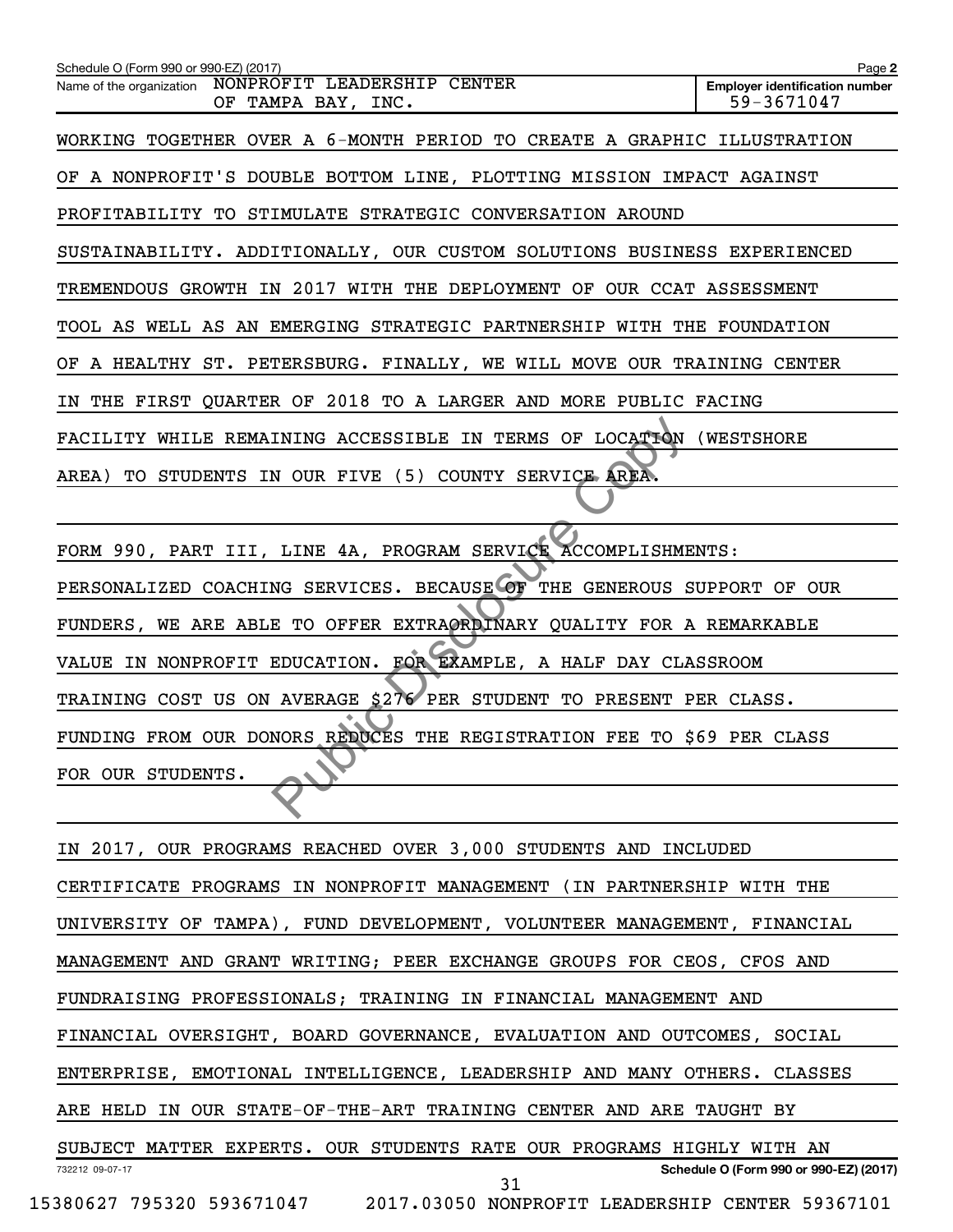Schedule O (Form 990 or 990-EZ) (2017)

Name of the organization NONPROFIT LEADERSHIP CENTER OF TAMPA BAY, INC.

Employer identification number 59-3671047

WORKING TOGETHER OVER A 6-MONTH PERIOD TO CREATE A GRAPHIC ILLUSTRATION OF A NONPROFIT'S DOUBLE BOTTOM LINE, PLOTTING MISSION IMPACT AGAINST PROFITABILITY TO STIMULATE STRATEGIC CONVERSATION AROUND SUSTAINABILITY. ADDITIONALLY, OUR CUSTOM SOLUTIONS BUSINESS EXPERIENCED TREMENDOUS GROWTH IN 2017 WITH THE DEPLOYMENT OF OUR CCAT ASSESSMENT TOOL AS WELL AS AN EMERGING STRATEGIC PARTNERSHIP WITH THE FOUNDATION OF A HEALTHY ST. PETERSBURG. FINALLY, WE WILL MOVE OUR TRAINING CENTER IN THE FIRST QUARTER OF 2018 TO A LARGER AND MORE PUBLIC FACING FACILITY WHILE REMAINING ACCESSIBLE IN TERMS OF LOCATION (WESTSHORE AREA) TO STUDENTS IN OUR FIVE (5) COUNTY SERVICE AREA.

FORM 990, PART III, LINE 4A, PROGRAM SERVICE ACCOMPLISHMENTS:

PERSONALIZED COACHING SERVICES. BECAUSE OF THE GENEROUS SUPPORT OF OUR FUNDERS, WE ARE ABLE TO OFFER EXTRAORDINARY QUALITY FOR A REMARKABLE VALUE IN NONPROFIT EDUCATION. FOR EXAMPLE, A HALF DAY CLASSROOM TRAINING COST US ON AVERAGE $276 PER STUDENT TO PRESENT PER CLASS. FUNDING FROM OUR DONORS REDUCES THE REGISTRATION FEE TO $69 PER CLASS FOR OUR STUDENTS.

IN 2017, OUR PROGRAMS REACHED OVER 3,000 STUDENTS AND INCLUDED CERTIFICATE PROGRAMS IN NONPROFIT MANAGEMENT (IN PARTNERSHIP WITH THE UNIVERSITY OF TAMPA), FUND DEVELOPMENT, VOLUNTEER MANAGEMENT, FINANCIAL MANAGEMENT AND GRANT WRITING; PEER EXCHANGE GROUPS FOR CEOS, CFOS AND FUNDRAISING PROFESSIONALS; TRAINING IN FINANCIAL MANAGEMENT AND FINANCIAL OVERSIGHT, BOARD GOVERNANCE, EVALUATION AND OUTCOMES, SOCIAL ENTERPRISE, EMOTIONAL INTELLIGENCE, LEADERSHIP AND MANY OTHERS. CLASSES ARE HELD IN OUR STATE-OF-THE-ART TRAINING CENTER AND ARE TAUGHT BY SUBJECT MATTER EXPERTS. OUR STUDENTS RATE OUR PROGRAMS HIGHLY WITH AN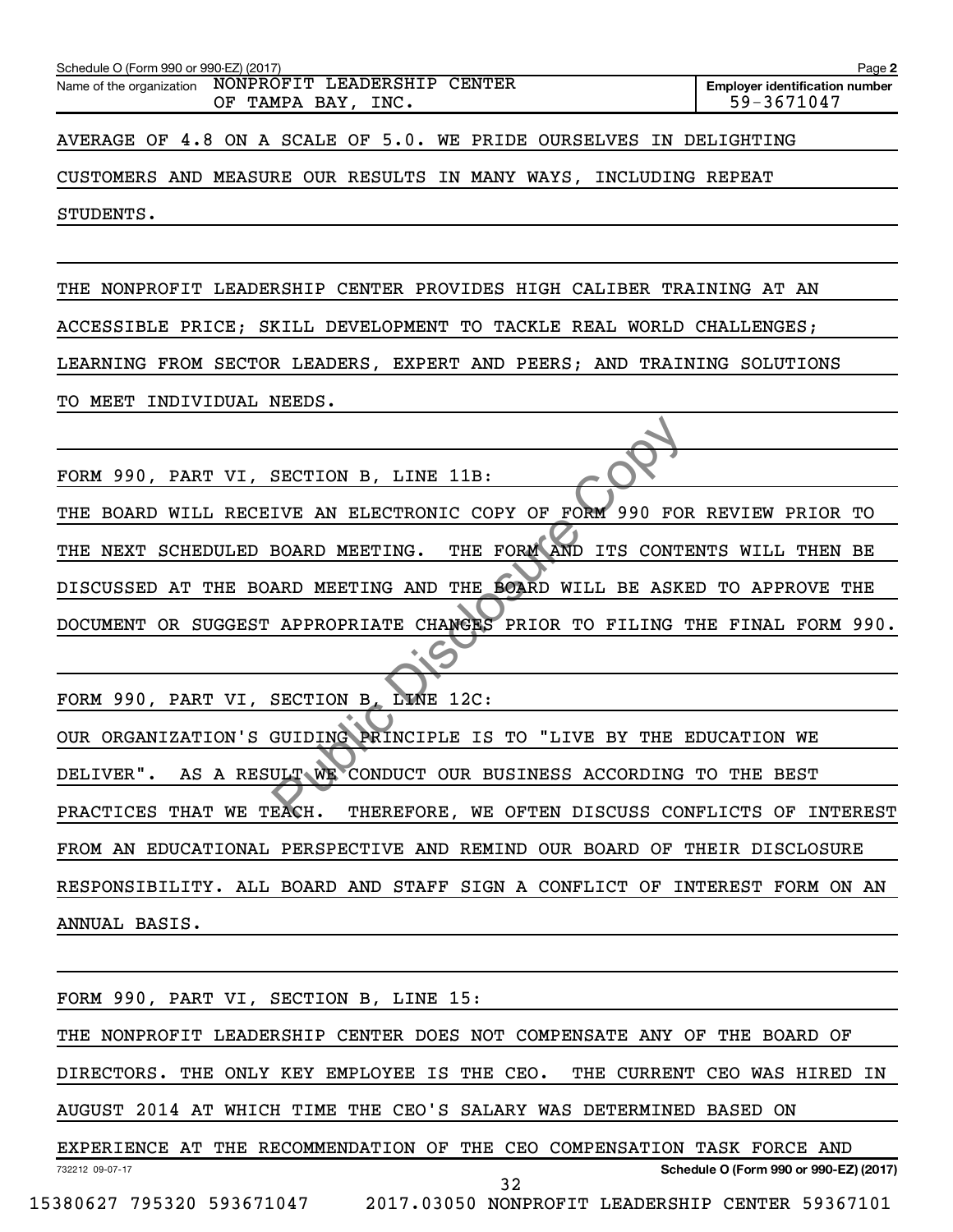AVERAGE OF 4.8 ON A SCALE OF 5.0. WE PRIDE OURSELVES IN DELIGHTING CUSTOMERS AND MEASURE OUR RESULTS IN MANY WAYS, INCLUDING REPEAT STUDENTS.

THE NONPROFIT LEADERSHIP CENTER PROVIDES HIGH CALIBER TRAINING AT AN ACCESSIBLE PRICE; SKILL DEVELOPMENT TO TACKLE REAL WORLD CHALLENGES; LEARNING FROM SECTOR LEADERS, EXPERT AND PEERS; AND TRAINING SOLUTIONS TO MEET INDIVIDUAL NEEDS.

FORM 990, PART VI, SECTION B, LINE 11B:

THE BOARD WILL RECEIVE AN ELECTRONIC COPY OF FORM 990 FOR REVIEW PRIOR TO THE NEXT SCHEDULED BOARD MEETING. THE FORM AND ITS CONTENTS WILL THEN BE DISCUSSED AT THE BOARD MEETING AND THE BOARD WILL BE ASKED TO APPROVE THE DOCUMENT OR SUGGEST APPROPRIATE CHANGES PRIOR TO FILING THE FINAL FORM 990.

FORM 990, PART VI, SECTION B, LINE 12C:

OUR ORGANIZATION'S GUIDING PRINCIPLE IS TO "LIVE BY THE EDUCATION WE DELIVER". AS A RESULT WE CONDUCT OUR BUSINESS ACCORDING TO THE BEST PRACTICES THAT WE TEACH. THEREFORE, WE OFTEN DISCUSS CONFLICTS OF INTEREST FROM AN EDUCATIONAL PERSPECTIVE AND REMIND OUR BOARD OF THEIR DISCLOSURE RESPONSIBILITY. ALL BOARD AND STAFF SIGN A CONFLICT OF INTEREST FORM ON AN ANNUAL BASIS.

FORM 990, PART VI, SECTION B, LINE 15:

THE NONPROFIT LEADERSHIP CENTER DOES NOT COMPENSATE ANY OF THE BOARD OF DIRECTORS. THE ONLY KEY EMPLOYEE IS THE CEO. THE CURRENT CEO WAS HIRED IN AUGUST 2014 AT WHICH TIME THE CEO'S SALARY WAS DETERMINED BASED ON EXPERIENCE AT THE RECOMMENDATION OF THE CEO COMPENSATION TASK FORCE AND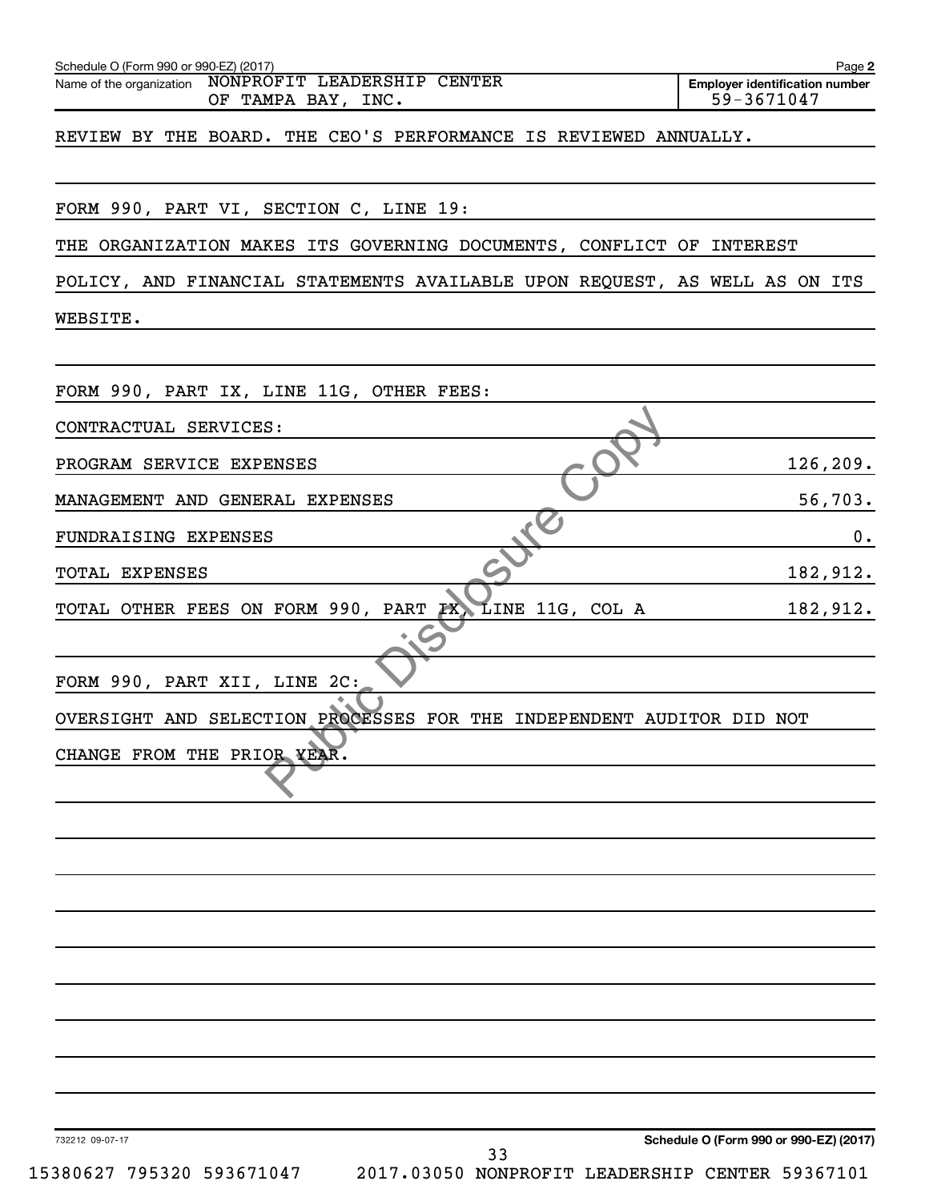Schedule O (Form 990 or 990-EZ) (2017) Page **2**

Name of the organization NONPROFIT LEADERSHIP CENTER OF TAMPA BAY, INC.

**Employer identification number** 59-3671047

REVIEW BY THE BOARD. THE CEO'S PERFORMANCE IS REVIEWED ANNUALLY.

FORM 990, PART VI, SECTION C, LINE 19:

THE ORGANIZATION MAKES ITS GOVERNING DOCUMENTS, CONFLICT OF INTEREST POLICY, AND FINANCIAL STATEMENTS AVAILABLE UPON REQUEST, AS WELL AS ON ITS WEBSITE.

FORM 990, PART IX, LINE 11G, OTHER FEES:

CONTRACTUAL SERVICES:

| | |
|---|---|
| PROGRAM SERVICE EXPENSES | 126,209. |
| MANAGEMENT AND GENERAL EXPENSES | 56,703. |
| FUNDRAISING EXPENSES | 0. |
| TOTAL EXPENSES | 182,912. |
| TOTAL OTHER FEES ON FORM 990, PART IX, LINE 11G, COL A | 182,912. |

FORM 990, PART XII, LINE 2C:

OVERSIGHT AND SELECTION PROCESSES FOR THE INDEPENDENT AUDITOR DID NOT CHANGE FROM THE PRIOR YEAR.

732212 09-07-17 **Schedule O (Form 990 or 990-EZ) (2017)**

15380627 795320 593671047 2017.03050 NONPROFIT LEADERSHIP CENTER 59367101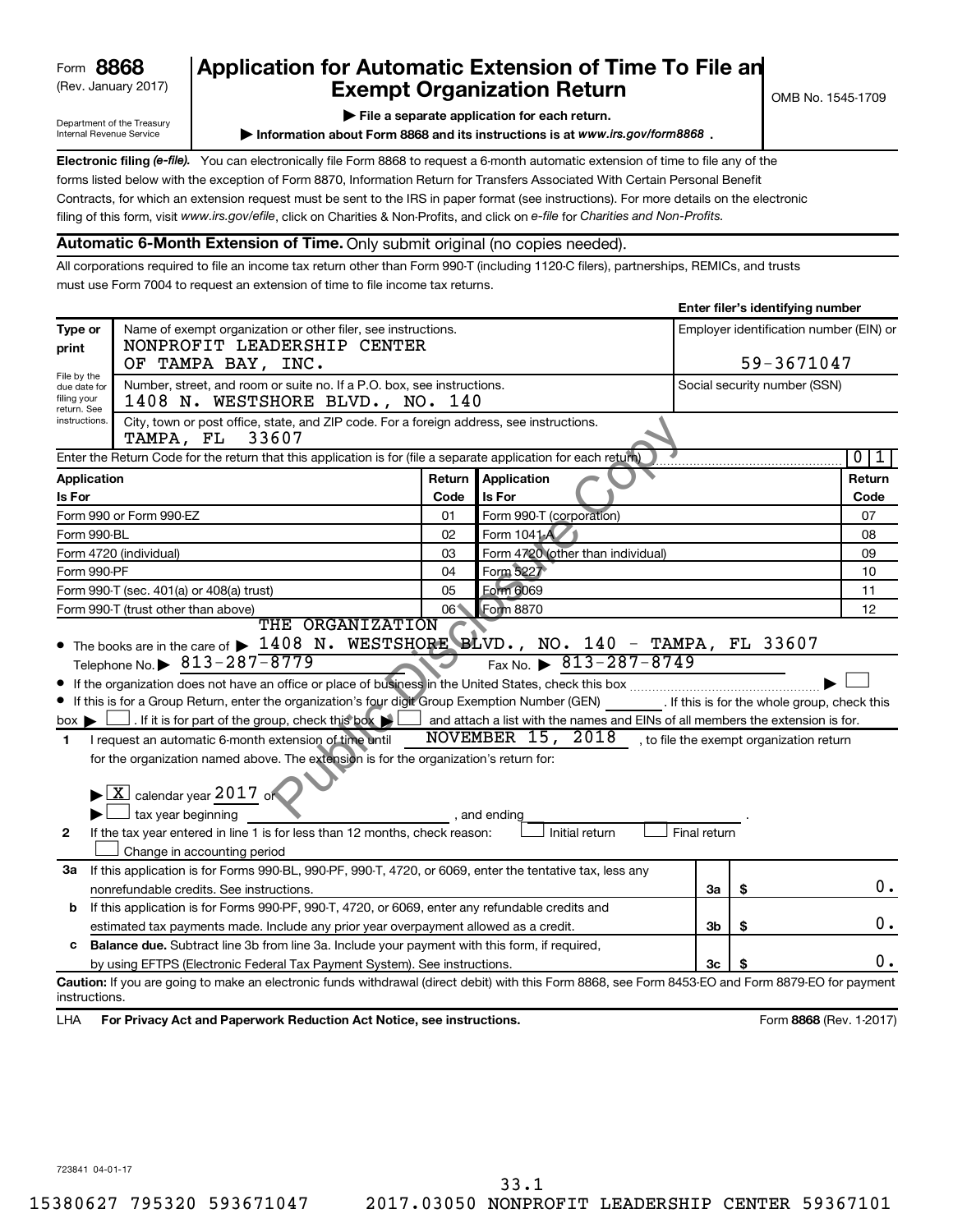Form **8868** (Rev. January 2017)

Department of the Treasury Internal Revenue Service

# Application for Automatic Extension of Time To File an Exempt Organization Return

▶ **File a separate application for each return.**

▶ **Information about Form 8868 and its instructions is at *www.irs.gov/form8868*.**

OMB No. 1545-1709

**Electronic filing *(e-file).*** You can electronically file Form 8868 to request a 6-month automatic extension of time to file any of the forms listed below with the exception of Form 8870, Information Return for Transfers Associated With Certain Personal Benefit Contracts, for which an extension request must be sent to the IRS in paper format (see instructions). For more details on the electronic filing of this form, visit *www.irs.gov/efile*, click on Charities & Non-Profits, and click on *e-file* for *Charities and Non-Profits.*

**Automatic 6-Month Extension of Time.** Only submit original (no copies needed).

All corporations required to file an income tax return other than Form 990-T (including 1120-C filers), partnerships, REMICs, and trusts must use Form 7004 to request an extension of time to file income tax returns.

**Enter filer's identifying number**

**Type or print** — File by the due date for filing your return. See instructions.

Name of exempt organization or other filer, see instructions.
NONPROFIT LEADERSHIP CENTER OF TAMPA BAY, INC.

Employer identification number (EIN) or: 59-3671047

Number, street, and room or suite no. If a P.O. box, see instructions.
1408 N. WESTSHORE BLVD., NO. 140

Social security number (SSN)

City, town or post office, state, and ZIP code. For a foreign address, see instructions.
TAMPA, FL 33607

Enter the Return Code for the return that this application is for (file a separate application for each return) 0 1

| Application Is For | Return Code | Application Is For | Return Code |
|---|---|---|---|
| Form 990 or Form 990-EZ | 01 | Form 990-T (corporation) | 07 |
| Form 990-BL | 02 | Form 1041-A | 08 |
| Form 4720 (individual) | 03 | Form 4720 (other than individual) | 09 |
| Form 990-PF | 04 | Form 5227 | 10 |
| Form 990-T (sec. 401(a) or 408(a) trust) | 05 | Form 6069 | 11 |
| Form 990-T (trust other than above) | 06 | Form 8870 | 12 |

- The books are in the care of ▶ THE ORGANIZATION 1408 N. WESTSHORE BLVD., NO. 140 - TAMPA, FL 33607
  Telephone No. ▶ 813-287-8779 Fax No. ▶ 813-287-8749
- If the organization does not have an office or place of business in the United States, check this box ▶ ☐
- If this is for a Group Return, enter the organization's four digit Group Exemption Number (GEN) ______. If this is for the whole group, check this box ▶ ☐. If it is for part of the group, check this box ▶ ☐ and attach a list with the names and EINs of all members the extension is for.

**1** I request an automatic 6-month extension of time until NOVEMBER 15, 2018, to file the exempt organization return for the organization named above. The extension is for the organization's return for:

▶ ☒ calendar year 2017 or
▶ ☐ tax year beginning ______, and ending ______.

**2** If the tax year entered in line 1 is for less than 12 months, check reason: ☐ Initial return ☐ Final return ☐ Change in accounting period

| | | | |
|---|---|---|---|
| **3a** If this application is for Forms 990-BL, 990-PF, 990-T, 4720, or 6069, enter the tentative tax, less any nonrefundable credits. See instructions. | 3a | $ | 0. |
| **b** If this application is for Forms 990-PF, 990-T, 4720, or 6069, enter any refundable credits and estimated tax payments made. Include any prior year overpayment allowed as a credit. | 3b | $ | 0. |
| **c** **Balance due.** Subtract line 3b from line 3a. Include your payment with this form, if required, by using EFTPS (Electronic Federal Tax Payment System). See instructions. | 3c | $ | 0. |

**Caution:** If you are going to make an electronic funds withdrawal (direct debit) with this Form 8868, see Form 8453-EO and Form 8879-EO for payment instructions.

LHA **For Privacy Act and Paperwork Reduction Act Notice, see instructions.** Form **8868** (Rev. 1-2017)

723841 04-01-17

33.1
15380627 795320 593671047 2017.03050 NONPROFIT LEADERSHIP CENTER 59367101